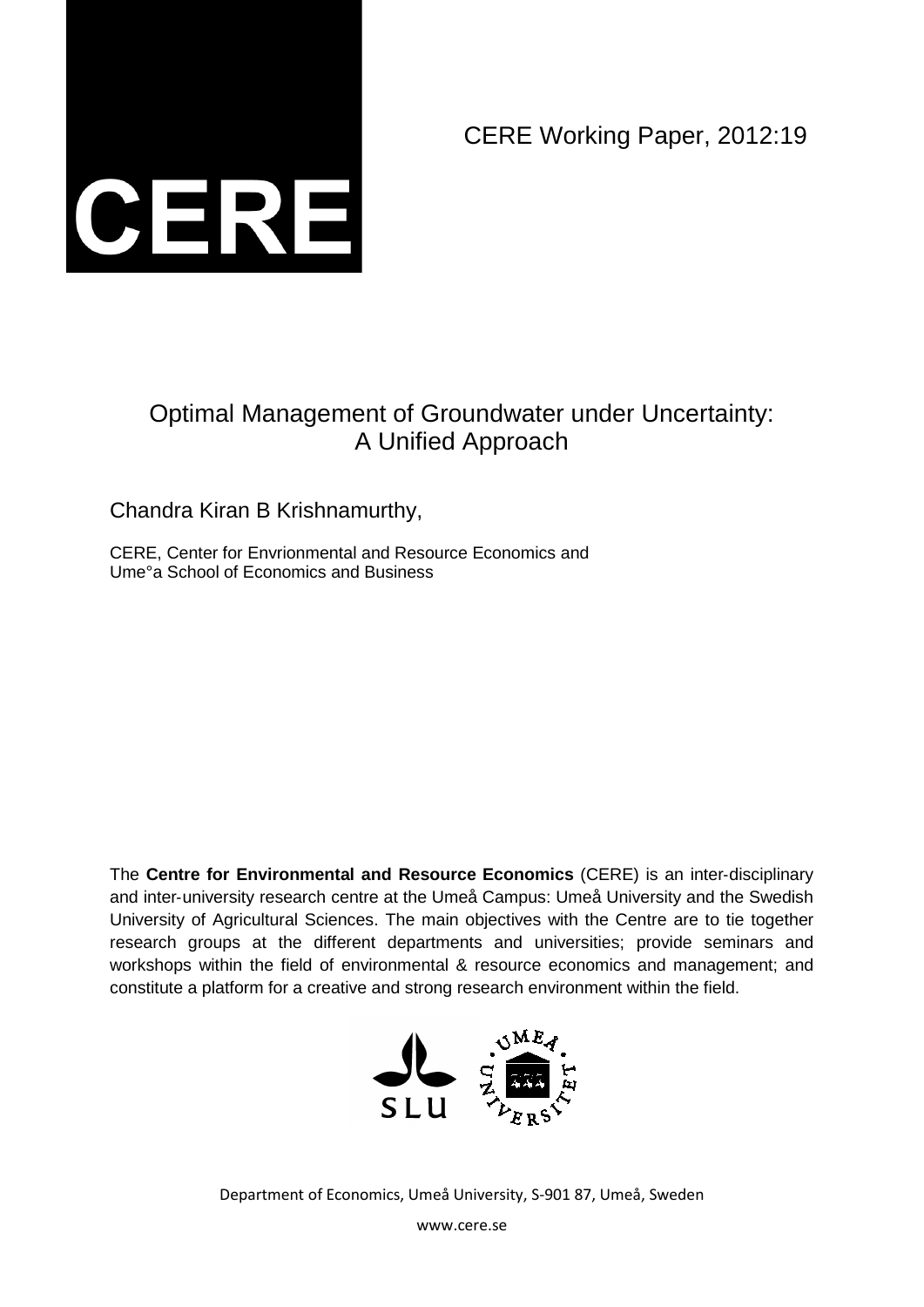CERE

CERE Working Paper, 2012:19

# Optimal Management of Groundwater under Uncertainty: A Unified Approach

Chandra Kiran B Krishnamurthy,

CERE, Center for Envrionmental and Resource Economics and
Ume°a School of Economics and Business

The **Centre for Environmental and Resource Economics** (CERE) is an inter-disciplinary and inter-university research centre at the Umeå Campus: Umeå University and the Swedish University of Agricultural Sciences. The main objectives with the Centre are to tie together research groups at the different departments and universities; provide seminars and workshops within the field of environmental & resource economics and management; and constitute a platform for a creative and strong research environment within the field.

Department of Economics, Umeå University, S-901 87, Umeå, Sweden

www.cere.se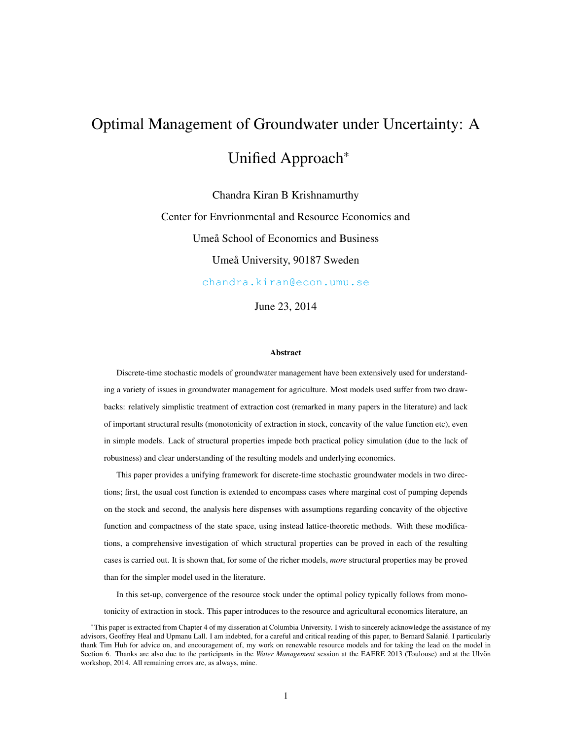# Optimal Management of Groundwater under Uncertainty: A Unified Approach*

Chandra Kiran B Krishnamurthy

Center for Envrionmental and Resource Economics and

Umeå School of Economics and Business

Umeå University, 90187 Sweden

chandra.kiran@econ.umu.se

June 23, 2014

### Abstract

Discrete-time stochastic models of groundwater management have been extensively used for understanding a variety of issues in groundwater management for agriculture. Most models used suffer from two drawbacks: relatively simplistic treatment of extraction cost (remarked in many papers in the literature) and lack of important structural results (monotonicity of extraction in stock, concavity of the value function etc), even in simple models. Lack of structural properties impede both practical policy simulation (due to the lack of robustness) and clear understanding of the resulting models and underlying economics.

This paper provides a unifying framework for discrete-time stochastic groundwater models in two directions; first, the usual cost function is extended to encompass cases where marginal cost of pumping depends on the stock and second, the analysis here dispenses with assumptions regarding concavity of the objective function and compactness of the state space, using instead lattice-theoretic methods. With these modifications, a comprehensive investigation of which structural properties can be proved in each of the resulting cases is carried out. It is shown that, for some of the richer models, *more* structural properties may be proved than for the simpler model used in the literature.

In this set-up, convergence of the resource stock under the optimal policy typically follows from monotonicity of extraction in stock. This paper introduces to the resource and agricultural economics literature, an

*This paper is extracted from Chapter 4 of my disseration at Columbia University. I wish to sincerely acknowledge the assistance of my advisors, Geoffrey Heal and Upmanu Lall. I am indebted, for a careful and critical reading of this paper, to Bernard Salanié. I particularly thank Tim Huh for advice on, and encouragement of, my work on renewable resource models and for taking the lead on the model in Section 6. Thanks are also due to the participants in the *Water Management* session at the EAERE 2013 (Toulouse) and at the Ulvön workshop, 2014. All remaining errors are, as always, mine.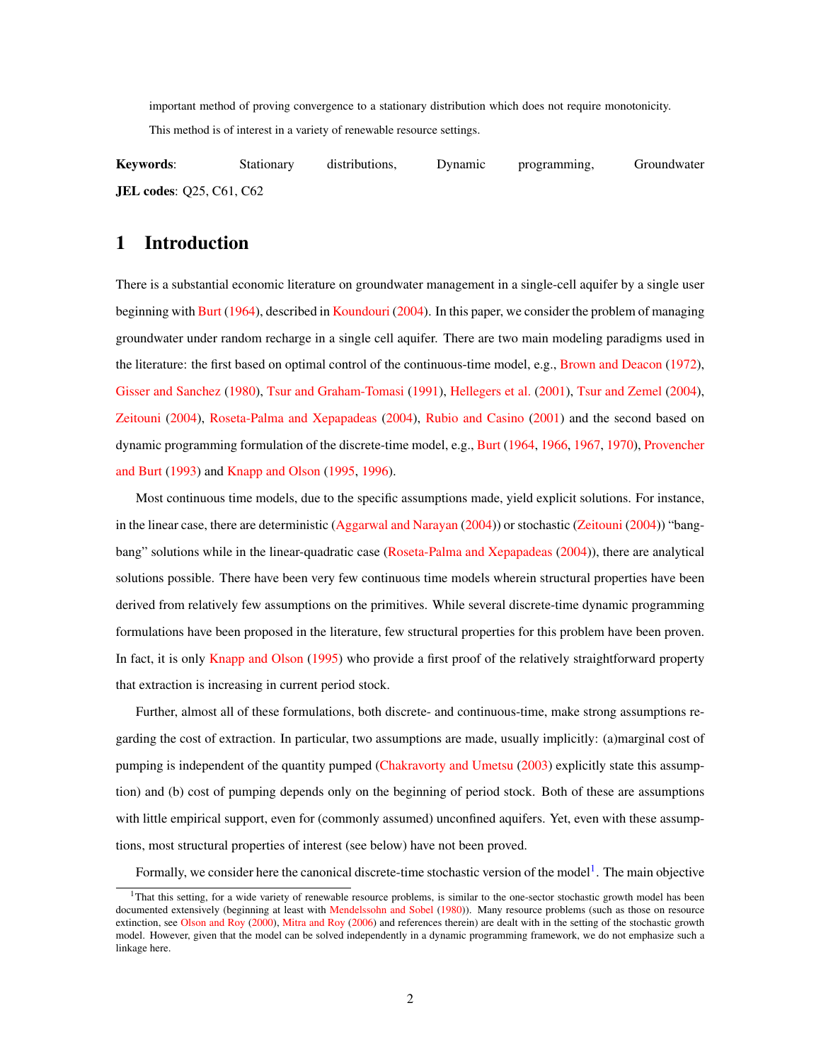important method of proving convergence to a stationary distribution which does not require monotonicity. This method is of interest in a variety of renewable resource settings.

**Keywords**: Stationary distributions, Dynamic programming, Groundwater
**JEL codes**: Q25, C61, C62

# 1 Introduction

There is a substantial economic literature on groundwater management in a single-cell aquifer by a single user beginning with Burt (1964), described in Koundouri (2004). In this paper, we consider the problem of managing groundwater under random recharge in a single cell aquifer. There are two main modeling paradigms used in the literature: the first based on optimal control of the continuous-time model, e.g., Brown and Deacon (1972), Gisser and Sanchez (1980), Tsur and Graham-Tomasi (1991), Hellegers et al. (2001), Tsur and Zemel (2004), Zeitouni (2004), Roseta-Palma and Xepapadeas (2004), Rubio and Casino (2001) and the second based on dynamic programming formulation of the discrete-time model, e.g., Burt (1964, 1966, 1967, 1970), Provencher and Burt (1993) and Knapp and Olson (1995, 1996).

Most continuous time models, due to the specific assumptions made, yield explicit solutions. For instance, in the linear case, there are deterministic (Aggarwal and Narayan (2004)) or stochastic (Zeitouni (2004)) "bang-bang" solutions while in the linear-quadratic case (Roseta-Palma and Xepapadeas (2004)), there are analytical solutions possible. There have been very few continuous time models wherein structural properties have been derived from relatively few assumptions on the primitives. While several discrete-time dynamic programming formulations have been proposed in the literature, few structural properties for this problem have been proven. In fact, it is only Knapp and Olson (1995) who provide a first proof of the relatively straightforward property that extraction is increasing in current period stock.

Further, almost all of these formulations, both discrete- and continuous-time, make strong assumptions regarding the cost of extraction. In particular, two assumptions are made, usually implicitly: (a)marginal cost of pumping is independent of the quantity pumped (Chakravorty and Umetsu (2003) explicitly state this assumption) and (b) cost of pumping depends only on the beginning of period stock. Both of these are assumptions with little empirical support, even for (commonly assumed) unconfined aquifers. Yet, even with these assumptions, most structural properties of interest (see below) have not been proved.

Formally, we consider here the canonical discrete-time stochastic version of the model[1]. The main objective

[1] That this setting, for a wide variety of renewable resource problems, is similar to the one-sector stochastic growth model has been documented extensively (beginning at least with Mendelssohn and Sobel (1980)). Many resource problems (such as those on resource extinction, see Olson and Roy (2000), Mitra and Roy (2006) and references therein) are dealt with in the setting of the stochastic growth model. However, given that the model can be solved independently in a dynamic programming framework, we do not emphasize such a linkage here.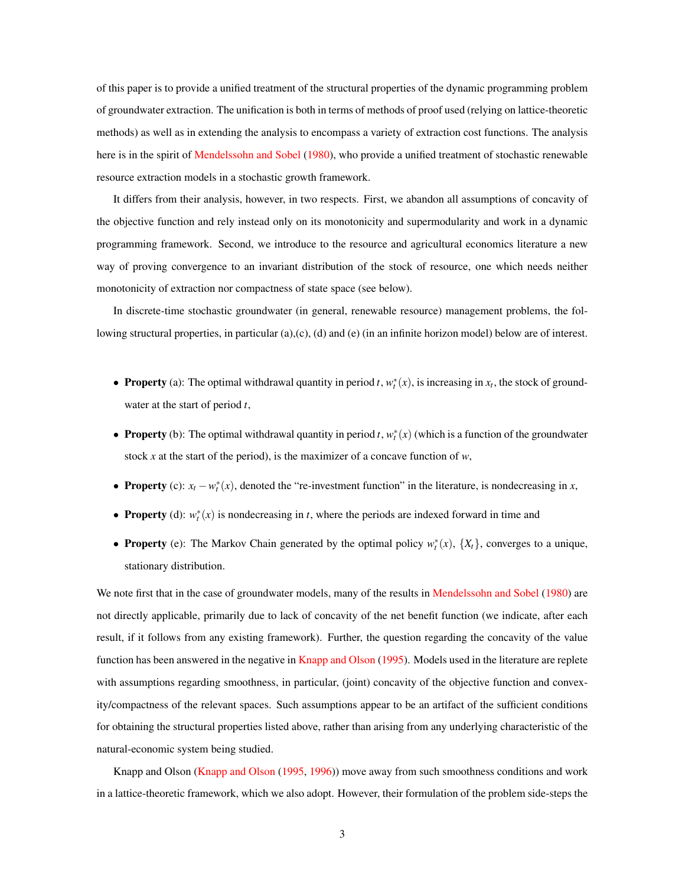of this paper is to provide a unified treatment of the structural properties of the dynamic programming problem of groundwater extraction. The unification is both in terms of methods of proof used (relying on lattice-theoretic methods) as well as in extending the analysis to encompass a variety of extraction cost functions. The analysis here is in the spirit of Mendelssohn and Sobel (1980), who provide a unified treatment of stochastic renewable resource extraction models in a stochastic growth framework.

It differs from their analysis, however, in two respects. First, we abandon all assumptions of concavity of the objective function and rely instead only on its monotonicity and supermodularity and work in a dynamic programming framework. Second, we introduce to the resource and agricultural economics literature a new way of proving convergence to an invariant distribution of the stock of resource, one which needs neither monotonicity of extraction nor compactness of state space (see below).

In discrete-time stochastic groundwater (in general, renewable resource) management problems, the following structural properties, in particular (a),(c), (d) and (e) (in an infinite horizon model) below are of interest.

- **Property** (a): The optimal withdrawal quantity in period $t$, $w_t^*(x)$, is increasing in $x_t$, the stock of groundwater at the start of period $t$,
- **Property** (b): The optimal withdrawal quantity in period $t$, $w_t^*(x)$ (which is a function of the groundwater stock $x$ at the start of the period), is the maximizer of a concave function of $w$,
- **Property** (c): $x_t - w_t^*(x)$, denoted the "re-investment function" in the literature, is nondecreasing in $x$,
- **Property** (d): $w_t^*(x)$ is nondecreasing in $t$, where the periods are indexed forward in time and
- **Property** (e): The Markov Chain generated by the optimal policy $w_t^*(x)$, $\{X_t\}$, converges to a unique, stationary distribution.

We note first that in the case of groundwater models, many of the results in Mendelssohn and Sobel (1980) are not directly applicable, primarily due to lack of concavity of the net benefit function (we indicate, after each result, if it follows from any existing framework). Further, the question regarding the concavity of the value function has been answered in the negative in Knapp and Olson (1995). Models used in the literature are replete with assumptions regarding smoothness, in particular, (joint) concavity of the objective function and convexity/compactness of the relevant spaces. Such assumptions appear to be an artifact of the sufficient conditions for obtaining the structural properties listed above, rather than arising from any underlying characteristic of the natural-economic system being studied.

Knapp and Olson (Knapp and Olson (1995, 1996)) move away from such smoothness conditions and work in a lattice-theoretic framework, which we also adopt. However, their formulation of the problem side-steps the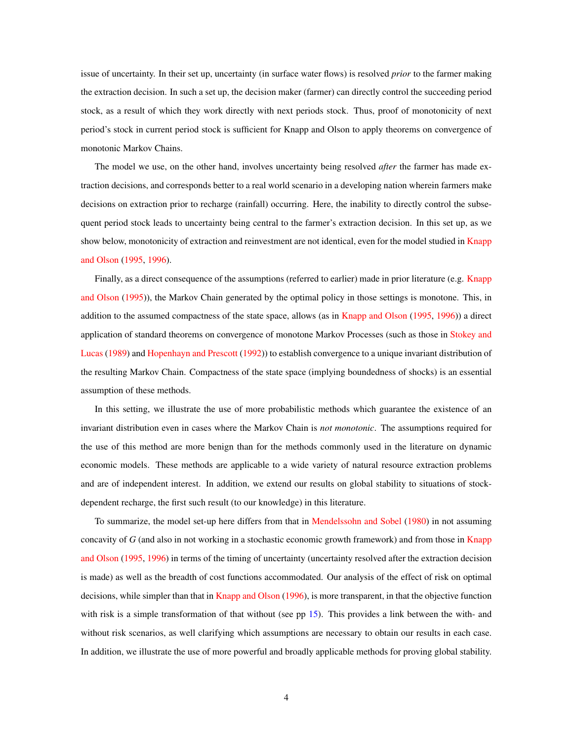issue of uncertainty. In their set up, uncertainty (in surface water flows) is resolved *prior* to the farmer making the extraction decision. In such a set up, the decision maker (farmer) can directly control the succeeding period stock, as a result of which they work directly with next periods stock. Thus, proof of monotonicity of next period's stock in current period stock is sufficient for Knapp and Olson to apply theorems on convergence of monotonic Markov Chains.

The model we use, on the other hand, involves uncertainty being resolved *after* the farmer has made extraction decisions, and corresponds better to a real world scenario in a developing nation wherein farmers make decisions on extraction prior to recharge (rainfall) occurring. Here, the inability to directly control the subsequent period stock leads to uncertainty being central to the farmer's extraction decision. In this set up, as we show below, monotonicity of extraction and reinvestment are not identical, even for the model studied in Knapp and Olson (1995, 1996).

Finally, as a direct consequence of the assumptions (referred to earlier) made in prior literature (e.g. Knapp and Olson (1995)), the Markov Chain generated by the optimal policy in those settings is monotone. This, in addition to the assumed compactness of the state space, allows (as in Knapp and Olson (1995, 1996)) a direct application of standard theorems on convergence of monotone Markov Processes (such as those in Stokey and Lucas (1989) and Hopenhayn and Prescott (1992)) to establish convergence to a unique invariant distribution of the resulting Markov Chain. Compactness of the state space (implying boundedness of shocks) is an essential assumption of these methods.

In this setting, we illustrate the use of more probabilistic methods which guarantee the existence of an invariant distribution even in cases where the Markov Chain is *not monotonic*. The assumptions required for the use of this method are more benign than for the methods commonly used in the literature on dynamic economic models. These methods are applicable to a wide variety of natural resource extraction problems and are of independent interest. In addition, we extend our results on global stability to situations of stock-dependent recharge, the first such result (to our knowledge) in this literature.

To summarize, the model set-up here differs from that in Mendelssohn and Sobel (1980) in not assuming concavity of $G$ (and also in not working in a stochastic economic growth framework) and from those in Knapp and Olson (1995, 1996) in terms of the timing of uncertainty (uncertainty resolved after the extraction decision is made) as well as the breadth of cost functions accommodated. Our analysis of the effect of risk on optimal decisions, while simpler than that in Knapp and Olson (1996), is more transparent, in that the objective function with risk is a simple transformation of that without (see pp 15). This provides a link between the with- and without risk scenarios, as well clarifying which assumptions are necessary to obtain our results in each case. In addition, we illustrate the use of more powerful and broadly applicable methods for proving global stability.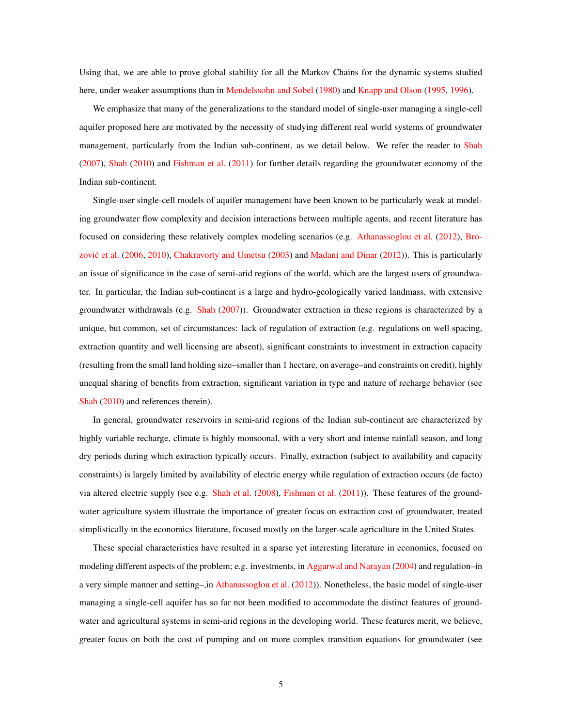Using that, we are able to prove global stability for all the Markov Chains for the dynamic systems studied here, under weaker assumptions than in Mendelssohn and Sobel (1980) and Knapp and Olson (1995, 1996).

We emphasize that many of the generalizations to the standard model of single-user managing a single-cell aquifer proposed here are motivated by the necessity of studying different real world systems of groundwater management, particularly from the Indian sub-continent, as we detail below. We refer the reader to Shah (2007), Shah (2010) and Fishman et al. (2011) for further details regarding the groundwater economy of the Indian sub-continent.

Single-user single-cell models of aquifer management have been known to be particularly weak at modeling groundwater flow complexity and decision interactions between multiple agents, and recent literature has focused on considering these relatively complex modeling scenarios (e.g. Athanassoglou et al. (2012), Brozović et al. (2006, 2010), Chakravorty and Umetsu (2003) and Madani and Dinar (2012)). This is particularly an issue of significance in the case of semi-arid regions of the world, which are the largest users of groundwater. In particular, the Indian sub-continent is a large and hydro-geologically varied landmass, with extensive groundwater withdrawals (e.g. Shah (2007)). Groundwater extraction in these regions is characterized by a unique, but common, set of circumstances: lack of regulation of extraction (e.g. regulations on well spacing, extraction quantity and well licensing are absent), significant constraints to investment in extraction capacity (resulting from the small land holding size–smaller than 1 hectare, on average–and constraints on credit), highly unequal sharing of benefits from extraction, significant variation in type and nature of recharge behavior (see Shah (2010) and references therein).

In general, groundwater reservoirs in semi-arid regions of the Indian sub-continent are characterized by highly variable recharge, climate is highly monsoonal, with a very short and intense rainfall season, and long dry periods during which extraction typically occurs. Finally, extraction (subject to availability and capacity constraints) is largely limited by availability of electric energy while regulation of extraction occurs (de facto) via altered electric supply (see e.g. Shah et al. (2008), Fishman et al. (2011)). These features of the groundwater agriculture system illustrate the importance of greater focus on extraction cost of groundwater, treated simplistically in the economics literature, focused mostly on the larger-scale agriculture in the United States.

These special characteristics have resulted in a sparse yet interesting literature in economics, focused on modeling different aspects of the problem; e.g. investments, in Aggarwal and Narayan (2004) and regulation–in a very simple manner and setting–,in Athanassoglou et al. (2012)). Nonetheless, the basic model of single-user managing a single-cell aquifer has so far not been modified to accommodate the distinct features of groundwater and agricultural systems in semi-arid regions in the developing world. These features merit, we believe, greater focus on both the cost of pumping and on more complex transition equations for groundwater (see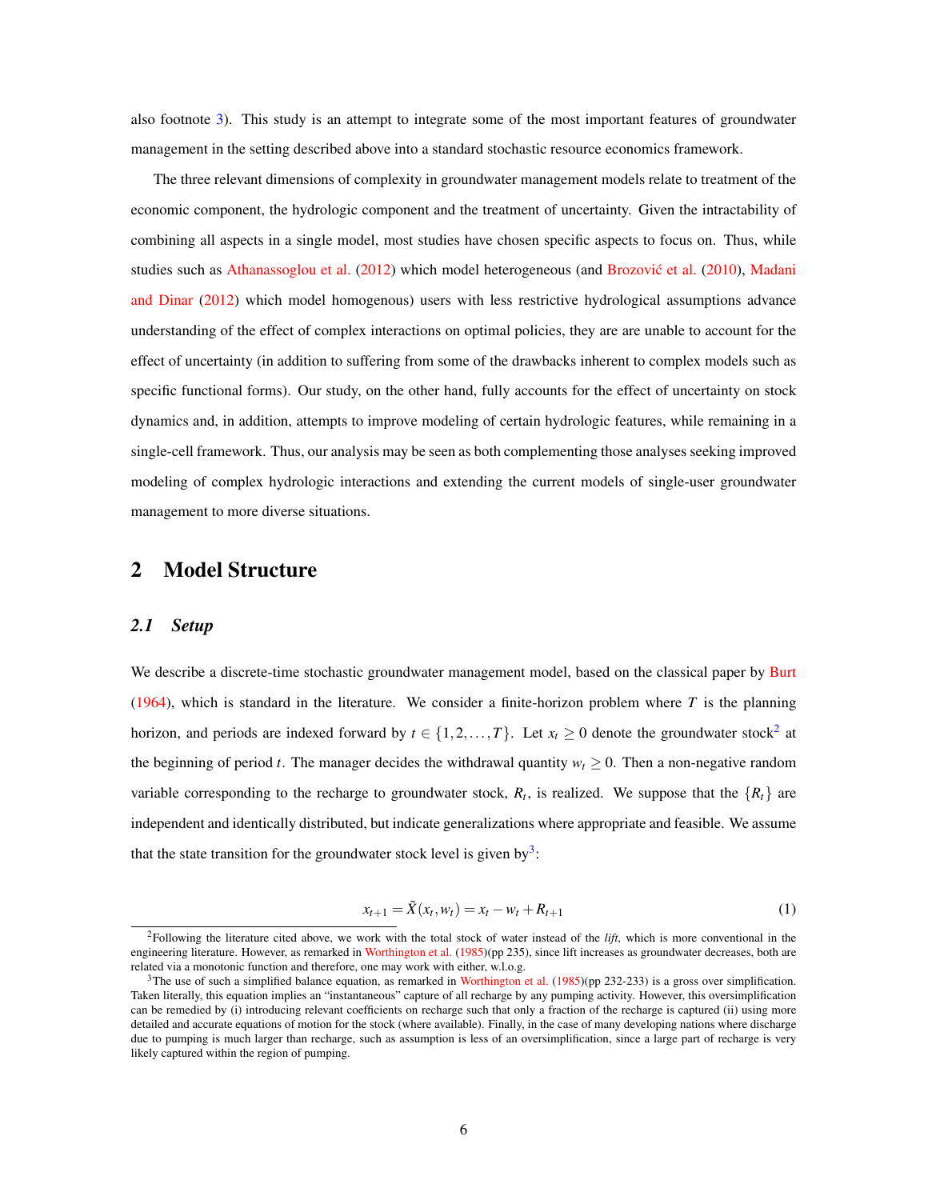also footnote 3). This study is an attempt to integrate some of the most important features of groundwater management in the setting described above into a standard stochastic resource economics framework.

The three relevant dimensions of complexity in groundwater management models relate to treatment of the economic component, the hydrologic component and the treatment of uncertainty. Given the intractability of combining all aspects in a single model, most studies have chosen specific aspects to focus on. Thus, while studies such as Athanassoglou et al. (2012) which model heterogeneous (and Brozović et al. (2010), Madani and Dinar (2012) which model homogenous) users with less restrictive hydrological assumptions advance understanding of the effect of complex interactions on optimal policies, they are are unable to account for the effect of uncertainty (in addition to suffering from some of the drawbacks inherent to complex models such as specific functional forms). Our study, on the other hand, fully accounts for the effect of uncertainty on stock dynamics and, in addition, attempts to improve modeling of certain hydrologic features, while remaining in a single-cell framework. Thus, our analysis may be seen as both complementing those analyses seeking improved modeling of complex hydrologic interactions and extending the current models of single-user groundwater management to more diverse situations.

## 2 Model Structure

### 2.1 *Setup*

We describe a discrete-time stochastic groundwater management model, based on the classical paper by Burt (1964), which is standard in the literature. We consider a finite-horizon problem where $T$ is the planning horizon, and periods are indexed forward by $t \in \{1, 2, \ldots, T\}$. Let $x_t \geq 0$ denote the groundwater stock[2] at the beginning of period $t$. The manager decides the withdrawal quantity $w_t \geq 0$. Then a non-negative random variable corresponding to the recharge to groundwater stock, $R_t$, is realized. We suppose that the $\{R_t\}$ are independent and identically distributed, but indicate generalizations where appropriate and feasible. We assume that the state transition for the groundwater stock level is given by[3]:

$$x_{t+1} = \tilde{X}(x_t, w_t) = x_t - w_t + R_{t+1} \tag{1}$$

[2] Following the literature cited above, we work with the total stock of water instead of the *lift*, which is more conventional in the engineering literature. However, as remarked in Worthington et al. (1985)(pp 235), since lift increases as groundwater decreases, both are related via a monotonic function and therefore, one may work with either, w.l.o.g.

[3] The use of such a simplified balance equation, as remarked in Worthington et al. (1985)(pp 232-233) is a gross over simplification. Taken literally, this equation implies an "instantaneous" capture of all recharge by any pumping activity. However, this oversimplification can be remedied by (i) introducing relevant coefficients on recharge such that only a fraction of the recharge is captured (ii) using more detailed and accurate equations of motion for the stock (where available). Finally, in the case of many developing nations where discharge due to pumping is much larger than recharge, such as assumption is less of an oversimplification, since a large part of recharge is very likely captured within the region of pumping.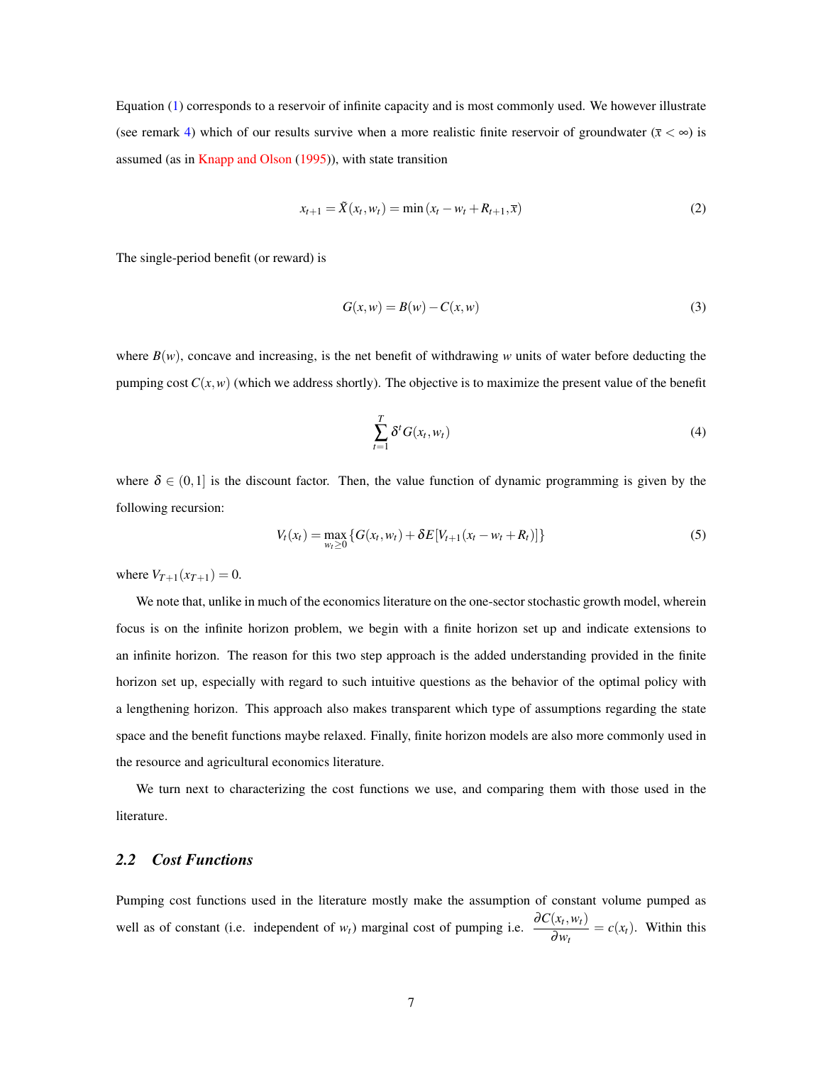Equation (1) corresponds to a reservoir of infinite capacity and is most commonly used. We however illustrate (see remark 4) which of our results survive when a more realistic finite reservoir of groundwater ($\bar{x} < \infty$) is assumed (as in Knapp and Olson (1995)), with state transition

$$x_{t+1} = \tilde{X}(x_t, w_t) = \min(x_t - w_t + R_{t+1}, \bar{x}) \tag{2}$$

The single-period benefit (or reward) is

$$G(x, w) = B(w) - C(x, w) \tag{3}$$

where $B(w)$, concave and increasing, is the net benefit of withdrawing $w$ units of water before deducting the pumping cost $C(x, w)$ (which we address shortly). The objective is to maximize the present value of the benefit

$$\sum_{t=1}^{T} \delta^t G(x_t, w_t) \tag{4}$$

where $\delta \in (0, 1]$ is the discount factor. Then, the value function of dynamic programming is given by the following recursion:

$$V_t(x_t) = \max_{w_t \geq 0} \{G(x_t, w_t) + \delta E[V_{t+1}(x_t - w_t + R_t)]\} \tag{5}$$

where $V_{T+1}(x_{T+1}) = 0$.

We note that, unlike in much of the economics literature on the one-sector stochastic growth model, wherein focus is on the infinite horizon problem, we begin with a finite horizon set up and indicate extensions to an infinite horizon. The reason for this two step approach is the added understanding provided in the finite horizon set up, especially with regard to such intuitive questions as the behavior of the optimal policy with a lengthening horizon. This approach also makes transparent which type of assumptions regarding the state space and the benefit functions maybe relaxed. Finally, finite horizon models are also more commonly used in the resource and agricultural economics literature.

We turn next to characterizing the cost functions we use, and comparing them with those used in the literature.

## 2.2 *Cost Functions*

Pumping cost functions used in the literature mostly make the assumption of constant volume pumped as well as of constant (i.e. independent of $w_t$) marginal cost of pumping i.e. $\dfrac{\partial C(x_t, w_t)}{\partial w_t} = c(x_t)$. Within this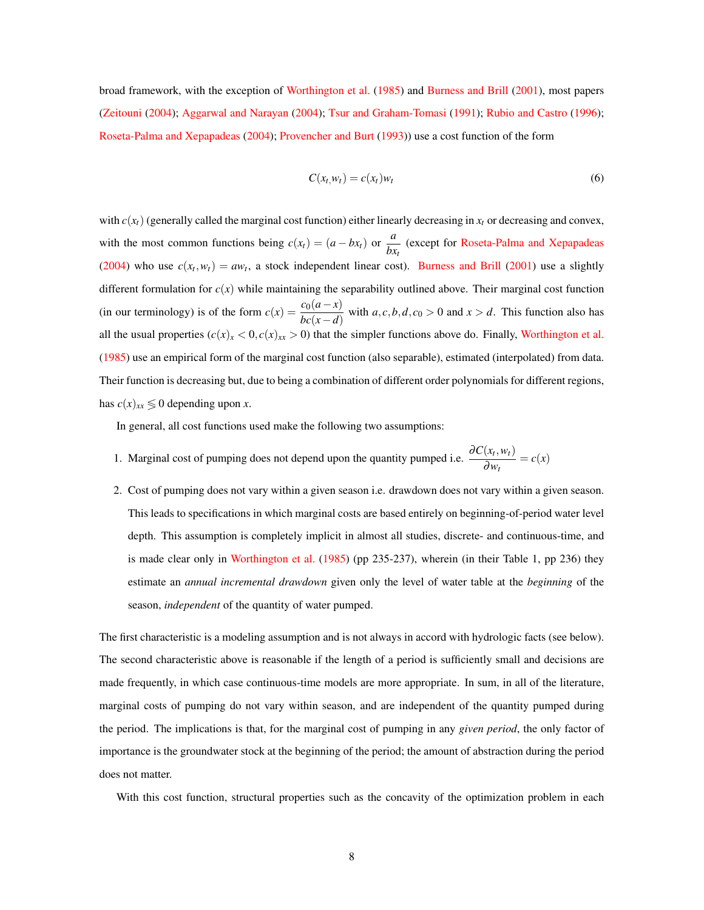broad framework, with the exception of Worthington et al. (1985) and Burness and Brill (2001), most papers (Zeitouni (2004); Aggarwal and Narayan (2004); Tsur and Graham-Tomasi (1991); Rubio and Castro (1996); Roseta-Palma and Xepapadeas (2004); Provencher and Burt (1993)) use a cost function of the form

$$C(x_t, w_t) = c(x_t) w_t \tag{6}$$

with $c(x_t)$ (generally called the marginal cost function) either linearly decreasing in $x_t$ or decreasing and convex, with the most common functions being $c(x_t) = (a - bx_t)$ or $\dfrac{a}{bx_t}$ (except for Roseta-Palma and Xepapadeas (2004) who use $c(x_t, w_t) = aw_t$, a stock independent linear cost). Burness and Brill (2001) use a slightly different formulation for $c(x)$ while maintaining the separability outlined above. Their marginal cost function (in our terminology) is of the form $c(x) = \dfrac{c_0(a-x)}{bc(x-d)}$ with $a, c, b, d, c_0 > 0$ and $x > d$. This function also has all the usual properties ($c(x)_x < 0, c(x)_{xx} > 0$) that the simpler functions above do. Finally, Worthington et al. (1985) use an empirical form of the marginal cost function (also separable), estimated (interpolated) from data. Their function is decreasing but, due to being a combination of different order polynomials for different regions, has $c(x)_{xx} \lesseqgtr 0$ depending upon $x$.

In general, all cost functions used make the following two assumptions:

1. Marginal cost of pumping does not depend upon the quantity pumped i.e. $\dfrac{\partial C(x_t, w_t)}{\partial w_t} = c(x)$
2. Cost of pumping does not vary within a given season i.e. drawdown does not vary within a given season. This leads to specifications in which marginal costs are based entirely on beginning-of-period water level depth. This assumption is completely implicit in almost all studies, discrete- and continuous-time, and is made clear only in Worthington et al. (1985) (pp 235-237), wherein (in their Table 1, pp 236) they estimate an *annual incremental drawdown* given only the level of water table at the *beginning* of the season, *independent* of the quantity of water pumped.

The first characteristic is a modeling assumption and is not always in accord with hydrologic facts (see below). The second characteristic above is reasonable if the length of a period is sufficiently small and decisions are made frequently, in which case continuous-time models are more appropriate. In sum, in all of the literature, marginal costs of pumping do not vary within season, and are independent of the quantity pumped during the period. The implications is that, for the marginal cost of pumping in any *given period*, the only factor of importance is the groundwater stock at the beginning of the period; the amount of abstraction during the period does not matter.

With this cost function, structural properties such as the concavity of the optimization problem in each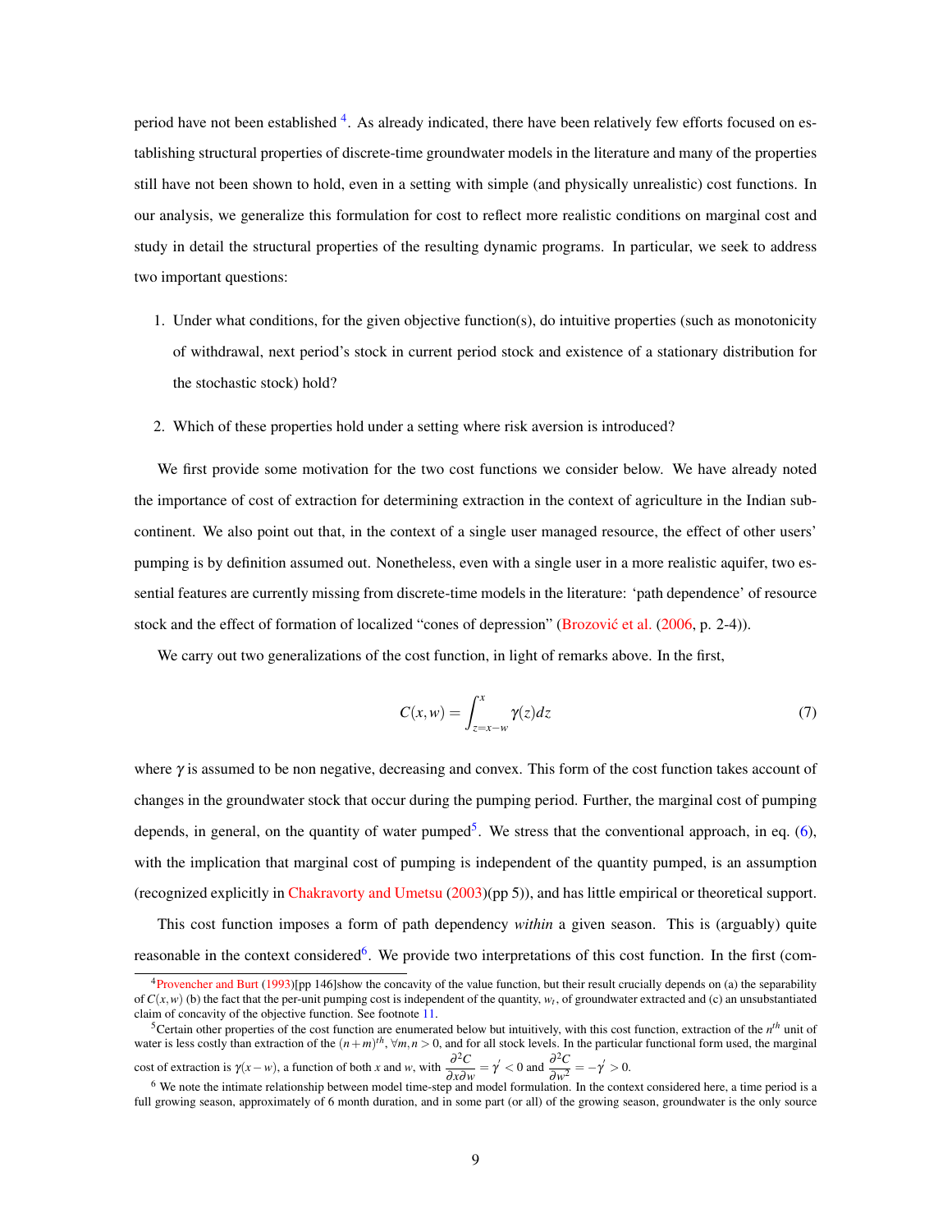period have not been established [4]. As already indicated, there have been relatively few efforts focused on establishing structural properties of discrete-time groundwater models in the literature and many of the properties still have not been shown to hold, even in a setting with simple (and physically unrealistic) cost functions. In our analysis, we generalize this formulation for cost to reflect more realistic conditions on marginal cost and study in detail the structural properties of the resulting dynamic programs. In particular, we seek to address two important questions:

1. Under what conditions, for the given objective function(s), do intuitive properties (such as monotonicity of withdrawal, next period's stock in current period stock and existence of a stationary distribution for the stochastic stock) hold?

2. Which of these properties hold under a setting where risk aversion is introduced?

We first provide some motivation for the two cost functions we consider below. We have already noted the importance of cost of extraction for determining extraction in the context of agriculture in the Indian subcontinent. We also point out that, in the context of a single user managed resource, the effect of other users' pumping is by definition assumed out. Nonetheless, even with a single user in a more realistic aquifer, two essential features are currently missing from discrete-time models in the literature: 'path dependence' of resource stock and the effect of formation of localized "cones of depression" (Brozović et al. (2006, p. 2-4)).

We carry out two generalizations of the cost function, in light of remarks above. In the first,

$$C(x,w) = \int_{z=x-w}^{x} \gamma(z)dz \tag{7}$$

where $\gamma$ is assumed to be non negative, decreasing and convex. This form of the cost function takes account of changes in the groundwater stock that occur during the pumping period. Further, the marginal cost of pumping depends, in general, on the quantity of water pumped[5]. We stress that the conventional approach, in eq. (6), with the implication that marginal cost of pumping is independent of the quantity pumped, is an assumption (recognized explicitly in Chakravorty and Umetsu (2003)(pp 5)), and has little empirical or theoretical support.

This cost function imposes a form of path dependency *within* a given season. This is (arguably) quite reasonable in the context considered[6]. We provide two interpretations of this cost function. In the first (com-

[4] Provencher and Burt (1993)[pp 146]show the concavity of the value function, but their result crucially depends on (a) the separability of $C(x,w)$ (b) the fact that the per-unit pumping cost is independent of the quantity, $w_t$, of groundwater extracted and (c) an unsubstantiated claim of concavity of the objective function. See footnote 11.

[5] Certain other properties of the cost function are enumerated below but intuitively, with this cost function, extraction of the $n^{th}$ unit of water is less costly than extraction of the $(n+m)^{th}$, $\forall m, n > 0$, and for all stock levels. In the particular functional form used, the marginal cost of extraction is $\gamma(x-w)$, a function of both $x$ and $w$, with $\frac{\partial^2 C}{\partial x \partial w} = \gamma' < 0$ and $\frac{\partial^2 C}{\partial w^2} = -\gamma' > 0$.

[6] We note the intimate relationship between model time-step and model formulation. In the context considered here, a time period is a full growing season, approximately of 6 month duration, and in some part (or all) of the growing season, groundwater is the only source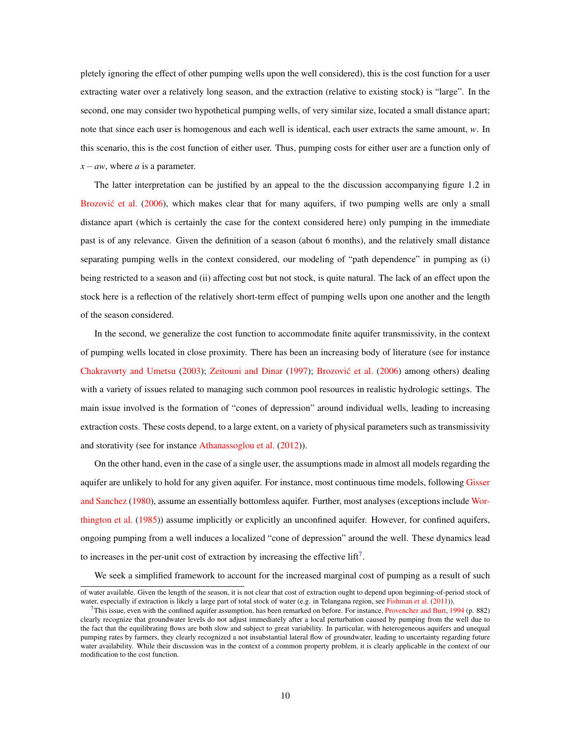pletely ignoring the effect of other pumping wells upon the well considered), this is the cost function for a user extracting water over a relatively long season, and the extraction (relative to existing stock) is "large". In the second, one may consider two hypothetical pumping wells, of very similar size, located a small distance apart; note that since each user is homogenous and each well is identical, each user extracts the same amount, $w$. In this scenario, this is the cost function of either user. Thus, pumping costs for either user are a function only of $x - aw$, where $a$ is a parameter.

The latter interpretation can be justified by an appeal to the the discussion accompanying figure 1.2 in Brozović et al. (2006), which makes clear that for many aquifers, if two pumping wells are only a small distance apart (which is certainly the case for the context considered here) only pumping in the immediate past is of any relevance. Given the definition of a season (about 6 months), and the relatively small distance separating pumping wells in the context considered, our modeling of "path dependence" in pumping as (i) being restricted to a season and (ii) affecting cost but not stock, is quite natural. The lack of an effect upon the stock here is a reflection of the relatively short-term effect of pumping wells upon one another and the length of the season considered.

In the second, we generalize the cost function to accommodate finite aquifer transmissivity, in the context of pumping wells located in close proximity. There has been an increasing body of literature (see for instance Chakravorty and Umetsu (2003); Zeitouni and Dinar (1997); Brozović et al. (2006) among others) dealing with a variety of issues related to managing such common pool resources in realistic hydrologic settings. The main issue involved is the formation of "cones of depression" around individual wells, leading to increasing extraction costs. These costs depend, to a large extent, on a variety of physical parameters such as transmissivity and storativity (see for instance Athanassoglou et al. (2012)).

On the other hand, even in the case of a single user, the assumptions made in almost all models regarding the aquifer are unlikely to hold for any given aquifer. For instance, most continuous time models, following Gisser and Sanchez (1980), assume an essentially bottomless aquifer. Further, most analyses (exceptions include Worthington et al. (1985)) assume implicitly or explicitly an unconfined aquifer. However, for confined aquifers, ongoing pumping from a well induces a localized "cone of depression" around the well. These dynamics lead to increases in the per-unit cost of extraction by increasing the effective lift[7].

We seek a simplified framework to account for the increased marginal cost of pumping as a result of such

of water available. Given the length of the season, it is not clear that cost of extraction ought to depend upon beginning-of-period stock of water, especially if extraction is likely a large part of total stock of water (e.g. in Telangana region, see Fishman et al. (2011)).

[7] This issue, even with the confined aquifer assumption, has been remarked on before. For instance, Provencher and Burt, 1994 (p. 882) clearly recognize that groundwater levels do not adjust immediately after a local perturbation caused by pumping from the well due to the fact that the equilibrating flows are both slow and subject to great variability. In particular, with heterogeneous aquifers and unequal pumping rates by farmers, they clearly recognized a not insubstantial lateral flow of groundwater, leading to uncertainty regarding future water availability. While their discussion was in the context of a common property problem, it is clearly applicable in the context of our modification to the cost function.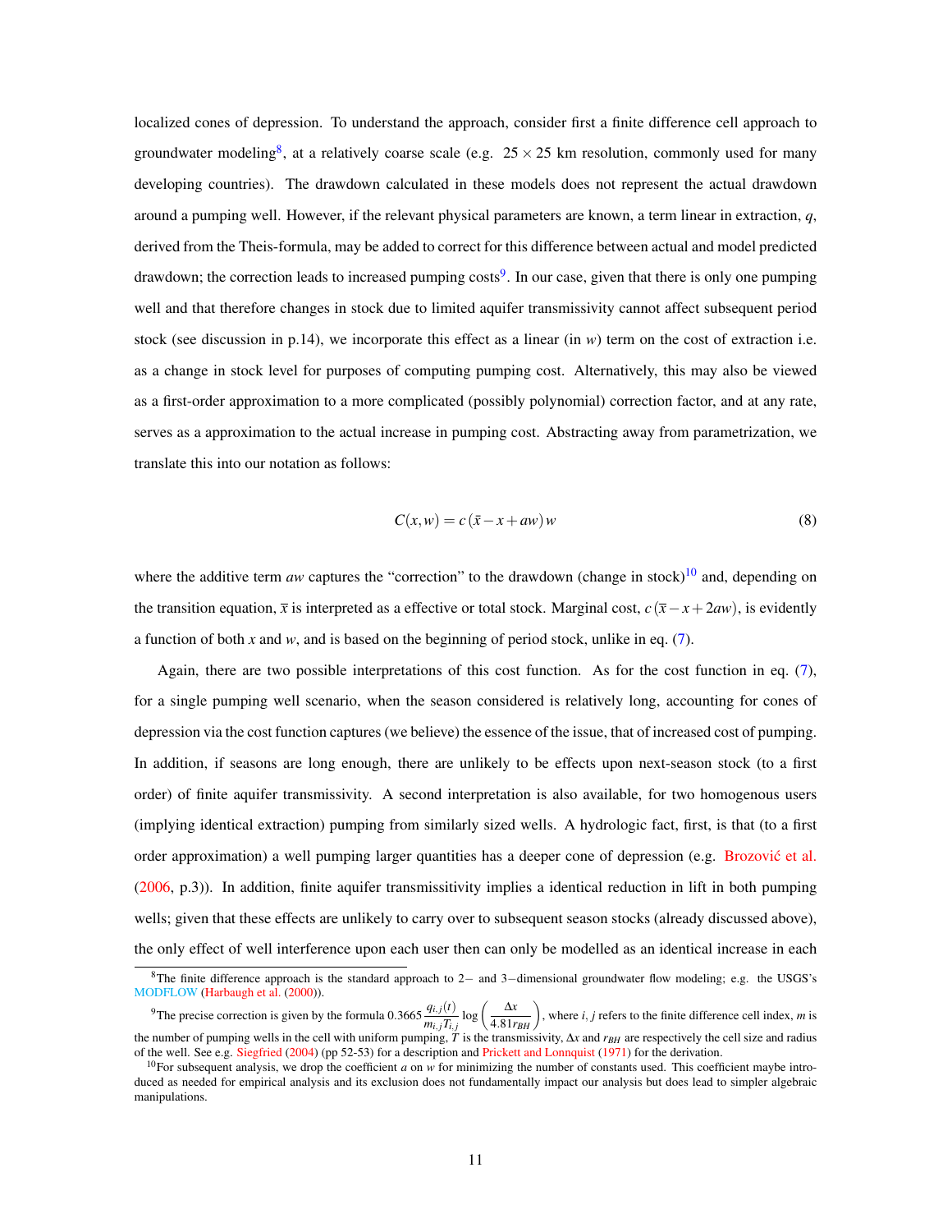localized cones of depression. To understand the approach, consider first a finite difference cell approach to groundwater modeling[8], at a relatively coarse scale (e.g. $25 \times 25$ km resolution, commonly used for many developing countries). The drawdown calculated in these models does not represent the actual drawdown around a pumping well. However, if the relevant physical parameters are known, a term linear in extraction, $q$, derived from the Theis-formula, may be added to correct for this difference between actual and model predicted drawdown; the correction leads to increased pumping costs[9]. In our case, given that there is only one pumping well and that therefore changes in stock due to limited aquifer transmissivity cannot affect subsequent period stock (see discussion in p.14), we incorporate this effect as a linear (in $w$) term on the cost of extraction i.e. as a change in stock level for purposes of computing pumping cost. Alternatively, this may also be viewed as a first-order approximation to a more complicated (possibly polynomial) correction factor, and at any rate, serves as a approximation to the actual increase in pumping cost. Abstracting away from parametrization, we translate this into our notation as follows:

$$C(x,w) = c\,(\bar{x} - x + aw)\,w \tag{8}$$

where the additive term $aw$ captures the "correction" to the drawdown (change in stock)[10] and, depending on the transition equation, $\bar{x}$ is interpreted as a effective or total stock. Marginal cost, $c\,(\bar{x} - x + 2aw)$, is evidently a function of both $x$ and $w$, and is based on the beginning of period stock, unlike in eq. (7).

Again, there are two possible interpretations of this cost function. As for the cost function in eq. (7), for a single pumping well scenario, when the season considered is relatively long, accounting for cones of depression via the cost function captures (we believe) the essence of the issue, that of increased cost of pumping. In addition, if seasons are long enough, there are unlikely to be effects upon next-season stock (to a first order) of finite aquifer transmissivity. A second interpretation is also available, for two homogenous users (implying identical extraction) pumping from similarly sized wells. A hydrologic fact, first, is that (to a first order approximation) a well pumping larger quantities has a deeper cone of depression (e.g. Brozović et al. (2006, p.3)). In addition, finite aquifer transmissitivity implies a identical reduction in lift in both pumping wells; given that these effects are unlikely to carry over to subsequent season stocks (already discussed above), the only effect of well interference upon each user then can only be modelled as an identical increase in each

---

[8] The finite difference approach is the standard approach to $2-$ and $3-$dimensional groundwater flow modeling; e.g. the USGS's MODFLOW (Harbaugh et al. (2000)).

[9] The precise correction is given by the formula $0.3665 \dfrac{q_{i,j}(t)}{m_{i,j} T_{i,j}} \log\left(\dfrac{\Delta x}{4.81 r_{BH}}\right)$, where $i, j$ refers to the finite difference cell index, $m$ is the number of pumping wells in the cell with uniform pumping, $T$ is the transmissivity, $\Delta x$ and $r_{BH}$ are respectively the cell size and radius of the well. See e.g. Siegfried (2004) (pp 52-53) for a description and Prickett and Lonnquist (1971) for the derivation.

[10] For subsequent analysis, we drop the coefficient $a$ on $w$ for minimizing the number of constants used. This coefficient maybe introduced as needed for empirical analysis and its exclusion does not fundamentally impact our analysis but does lead to simpler algebraic manipulations.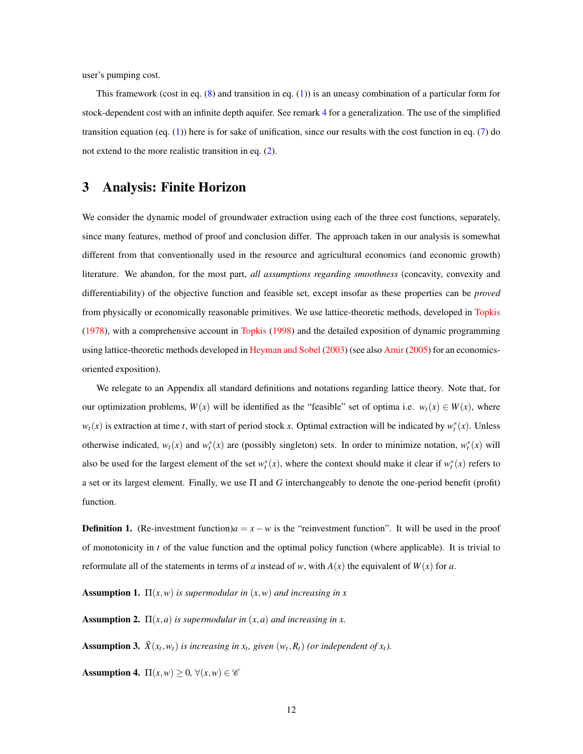user's pumping cost.

This framework (cost in eq. (8) and transition in eq. (1)) is an uneasy combination of a particular form for stock-dependent cost with an infinite depth aquifer. See remark 4 for a generalization. The use of the simplified transition equation (eq. (1)) here is for sake of unification, since our results with the cost function in eq. (7) do not extend to the more realistic transition in eq. (2).

# 3 Analysis: Finite Horizon

We consider the dynamic model of groundwater extraction using each of the three cost functions, separately, since many features, method of proof and conclusion differ. The approach taken in our analysis is somewhat different from that conventionally used in the resource and agricultural economics (and economic growth) literature. We abandon, for the most part, *all assumptions regarding smoothness* (concavity, convexity and differentiability) of the objective function and feasible set, except insofar as these properties can be *proved* from physically or economically reasonable primitives. We use lattice-theoretic methods, developed in Topkis (1978), with a comprehensive account in Topkis (1998) and the detailed exposition of dynamic programming using lattice-theoretic methods developed in Heyman and Sobel (2003) (see also Amir (2005) for an economics-oriented exposition).

We relegate to an Appendix all standard definitions and notations regarding lattice theory. Note that, for our optimization problems, $W(x)$ will be identified as the "feasible" set of optima i.e. $w_t(x) \in W(x)$, where $w_t(x)$ is extraction at time $t$, with start of period stock $x$. Optimal extraction will be indicated by $w_t^*(x)$. Unless otherwise indicated, $w_t(x)$ and $w_t^*(x)$ are (possibly singleton) sets. In order to minimize notation, $w_t^*(x)$ will also be used for the largest element of the set $w_t^*(x)$, where the context should make it clear if $w_t^*(x)$ refers to a set or its largest element. Finally, we use $\Pi$ and $G$ interchangeably to denote the one-period benefit (profit) function.

**Definition 1.** (Re-investment function)$a = x - w$ is the "reinvestment function". It will be used in the proof of monotonicity in $t$ of the value function and the optimal policy function (where applicable). It is trivial to reformulate all of the statements in terms of $a$ instead of $w$, with $A(x)$ the equivalent of $W(x)$ for $a$.

**Assumption 1.** *$\Pi(x,w)$ is supermodular in $(x,w)$ and increasing in $x$*

**Assumption 2.** *$\Pi(x,a)$ is supermodular in $(x,a)$ and increasing in $x$.*

**Assumption 3.** *$\tilde{X}(x_t,w_t)$ is increasing in $x_t$, given $(w_t,R_t)$ (or independent of $x_t$).*

**Assumption 4.** *$\Pi(x,w) \geq 0$, $\forall (x,w) \in \mathscr{C}$*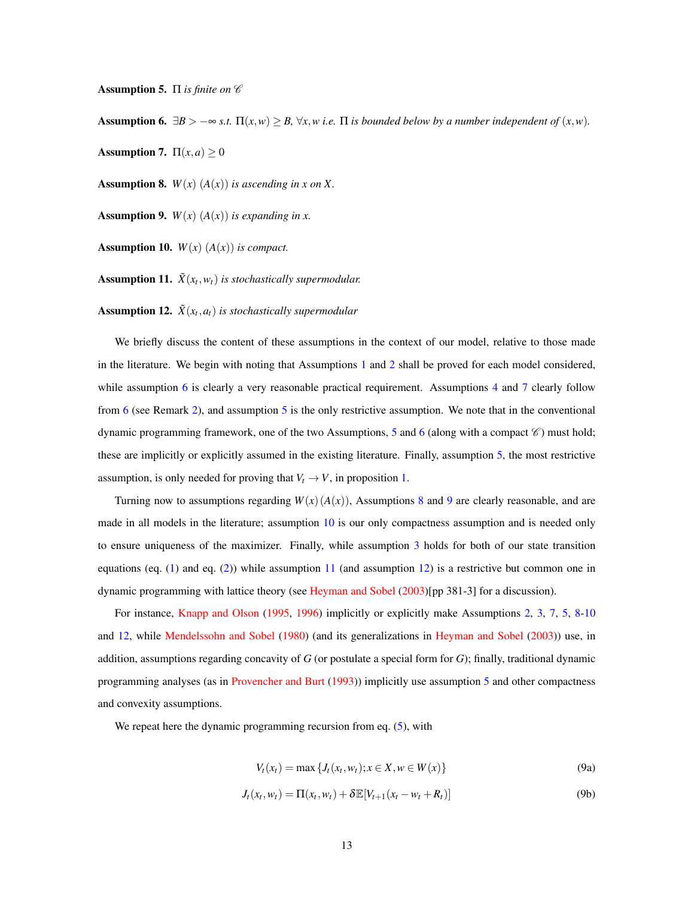**Assumption 5.** *$\Pi$ is finite on $\mathscr{C}$*

**Assumption 6.** *$\exists B > -\infty$ s.t. $\Pi(x,w) \geq B$, $\forall x, w$ i.e. $\Pi$ is bounded below by a number independent of $(x,w)$.*

**Assumption 7.** *$\Pi(x,a) \geq 0$*

**Assumption 8.** *$W(x)$ $(A(x))$ is ascending in $x$ on $X$.*

**Assumption 9.** *$W(x)$ $(A(x))$ is expanding in $x$.*

**Assumption 10.** *$W(x)$ $(A(x))$ is compact.*

**Assumption 11.** *$\tilde{X}(x_t, w_t)$ is stochastically supermodular.*

**Assumption 12.** *$\tilde{X}(x_t, a_t)$ is stochastically supermodular*

We briefly discuss the content of these assumptions in the context of our model, relative to those made in the literature. We begin with noting that Assumptions 1 and 2 shall be proved for each model considered, while assumption 6 is clearly a very reasonable practical requirement. Assumptions 4 and 7 clearly follow from 6 (see Remark 2), and assumption 5 is the only restrictive assumption. We note that in the conventional dynamic programming framework, one of the two Assumptions, 5 and 6 (along with a compact $\mathscr{C}$) must hold; these are implicitly or explicitly assumed in the existing literature. Finally, assumption 5, the most restrictive assumption, is only needed for proving that $V_t \to V$, in proposition 1.

Turning now to assumptions regarding $W(x)\,(A(x))$, Assumptions 8 and 9 are clearly reasonable, and are made in all models in the literature; assumption 10 is our only compactness assumption and is needed only to ensure uniqueness of the maximizer. Finally, while assumption 3 holds for both of our state transition equations (eq. (1) and eq. (2)) while assumption 11 (and assumption 12) is a restrictive but common one in dynamic programming with lattice theory (see Heyman and Sobel (2003)[pp 381-3] for a discussion).

For instance, Knapp and Olson (1995, 1996) implicitly or explicitly make Assumptions 2, 3, 7, 5, 8-10 and 12, while Mendelssohn and Sobel (1980) (and its generalizations in Heyman and Sobel (2003)) use, in addition, assumptions regarding concavity of $G$ (or postulate a special form for $G$); finally, traditional dynamic programming analyses (as in Provencher and Burt (1993)) implicitly use assumption 5 and other compactness and convexity assumptions.

We repeat here the dynamic programming recursion from eq. (5), with

$$V_t(x_t) = \max\{J_t(x_t, w_t); x \in X, w \in W(x)\} \tag{9a}$$

$$J_t(x_t, w_t) = \Pi(x_t, w_t) + \delta \mathbb{E}[V_{t+1}(x_t - w_t + R_t)] \tag{9b}$$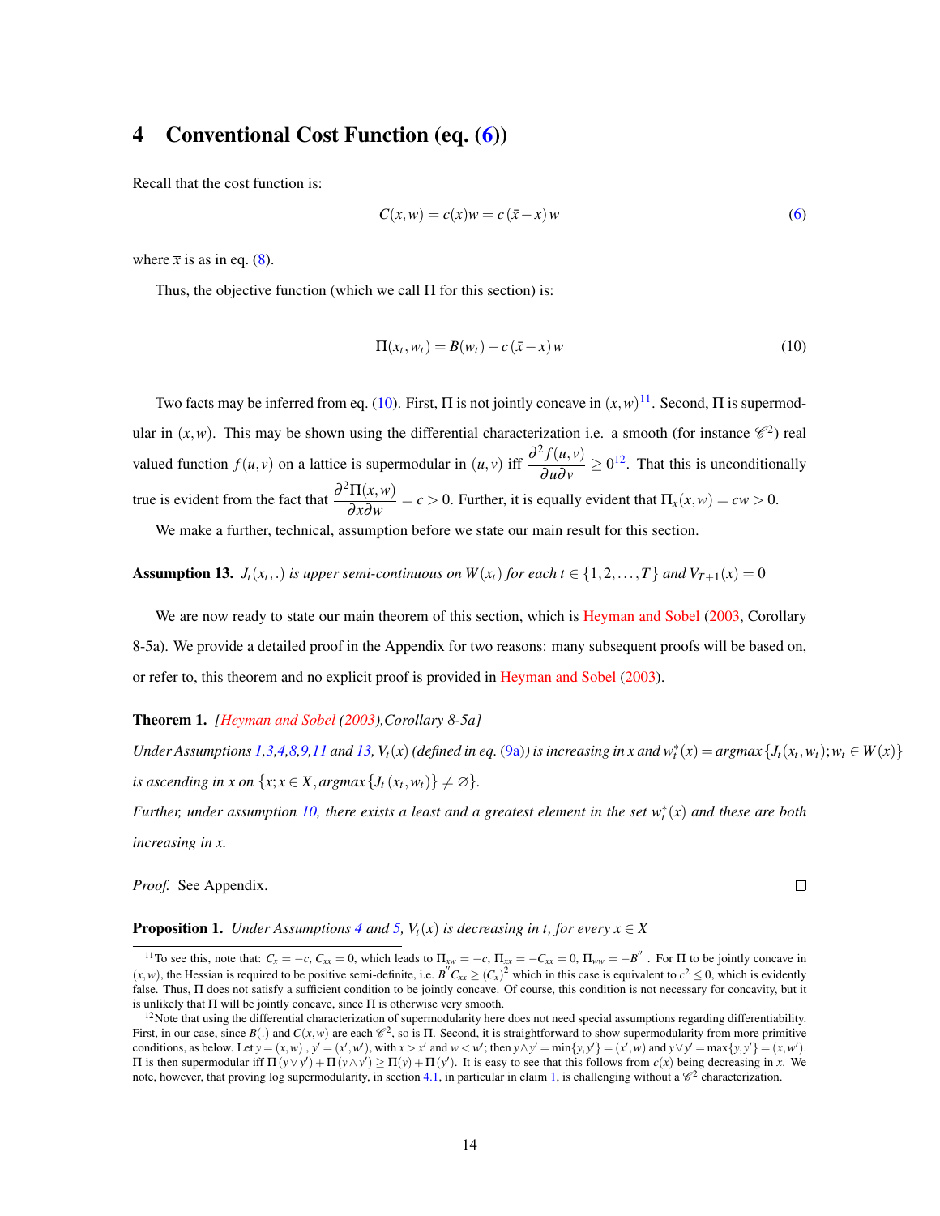# 4 Conventional Cost Function (eq. (6))

Recall that the cost function is:

$$C(x,w) = c(x)w = c(\bar{x} - x)w \tag{6}$$

where $\bar{x}$ is as in eq. (8).

Thus, the objective function (which we call $\Pi$ for this section) is:

$$\Pi(x_t, w_t) = B(w_t) - c(\bar{x} - x)w \tag{10}$$

Two facts may be inferred from eq. (10). First, $\Pi$ is not jointly concave in $(x,w)$[11]. Second, $\Pi$ is supermodular in $(x,w)$. This may be shown using the differential characterization i.e. a smooth (for instance $\mathscr{C}^2$) real valued function $f(u,v)$ on a lattice is supermodular in $(u,v)$ iff $\dfrac{\partial^2 f(u,v)}{\partial u \partial v} \geq 0$[12]. That this is unconditionally true is evident from the fact that $\dfrac{\partial^2 \Pi(x,w)}{\partial x \partial w} = c > 0$. Further, it is equally evident that $\Pi_x(x,w) = cw > 0$.

We make a further, technical, assumption before we state our main result for this section.

**Assumption 13.** *$J_t(x_t, .)$ is upper semi-continuous on $W(x_t)$ for each $t \in \{1, 2, \ldots, T\}$ and $V_{T+1}(x) = 0$*

We are now ready to state our main theorem of this section, which is Heyman and Sobel (2003, Corollary 8-5a). We provide a detailed proof in the Appendix for two reasons: many subsequent proofs will be based on, or refer to, this theorem and no explicit proof is provided in Heyman and Sobel (2003).

**Theorem 1.** *[Heyman and Sobel (2003),Corollary 8-5a]*

*Under Assumptions 1,3,4,8,9,11 and 13, $V_t(x)$ (defined in eq. (9a)) is increasing in $x$ and $w_t^*(x) = argmax\{J_t(x_t, w_t); w_t \in W(x)\}$ is ascending in $x$ on $\{x; x \in X, argmax\{J_t(x_t, w_t)\} \neq \varnothing\}$.*

*Further, under assumption 10, there exists a least and a greatest element in the set $w_t^*(x)$ and these are both increasing in $x$.*

*Proof.* See Appendix. □

**Proposition 1.** *Under Assumptions 4 and 5, $V_t(x)$ is decreasing in $t$, for every $x \in X$*

---

[11] To see this, note that: $C_x = -c$, $C_{xx} = 0$, which leads to $\Pi_{xw} = -c$, $\Pi_{xx} = -C_{xx} = 0$, $\Pi_{ww} = -B''$. For $\Pi$ to be jointly concave in $(x,w)$, the Hessian is required to be positive semi-definite, i.e. $B'' C_{xx} \geq (C_x)^2$ which in this case is equivalent to $c^2 \leq 0$, which is evidently false. Thus, $\Pi$ does not satisfy a sufficient condition to be jointly concave. Of course, this condition is not necessary for concavity, but it is unlikely that $\Pi$ will be jointly concave, since $\Pi$ is otherwise very smooth.

[12] Note that using the differential characterization of supermodularity here does not need special assumptions regarding differentiability. First, in our case, since $B(.)$ and $C(x,w)$ are each $\mathscr{C}^2$, so is $\Pi$. Second, it is straightforward to show supermodularity from more primitive conditions, as below. Let $y = (x,w)$, $y' = (x', w')$, with $x > x'$ and $w < w'$; then $y \wedge y' = \min\{y, y'\} = (x', w)$ and $y \vee y' = \max\{y, y'\} = (x, w')$. $\Pi$ is then supermodular iff $\Pi(y \vee y') + \Pi(y \wedge y') \geq \Pi(y) + \Pi(y')$. It is easy to see that this follows from $c(x)$ being decreasing in $x$. We note, however, that proving log supermodularity, in section 4.1, in particular in claim 1, is challenging without a $\mathscr{C}^2$ characterization.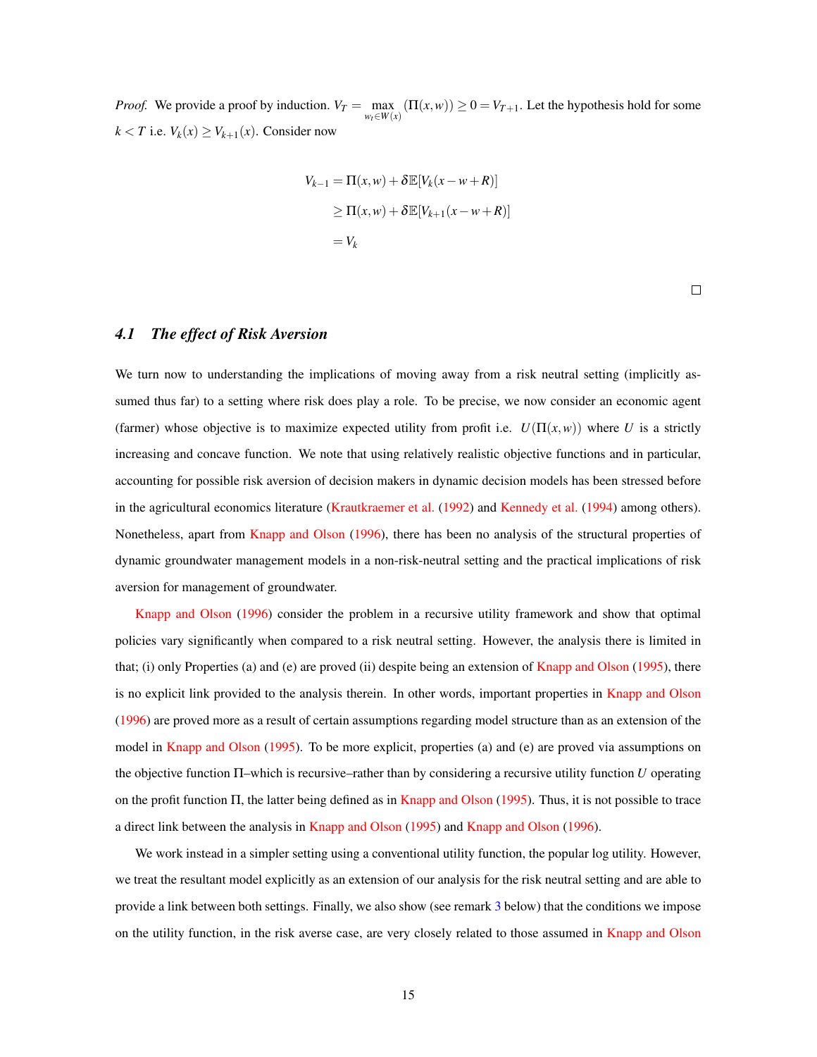*Proof.* We provide a proof by induction. $V_T = \max_{w_t \in W(x)} (\Pi(x,w)) \geq 0 = V_{T+1}$. Let the hypothesis hold for some $k < T$ i.e. $V_k(x) \geq V_{k+1}(x)$. Consider now

$$
\begin{aligned}
V_{k-1} &= \Pi(x,w) + \delta \mathbb{E}[V_k(x - w + R)] \\
&\geq \Pi(x,w) + \delta \mathbb{E}[V_{k+1}(x - w + R)] \\
&= V_k
\end{aligned}
$$

□

### 4.1 *The effect of Risk Aversion*

We turn now to understanding the implications of moving away from a risk neutral setting (implicitly assumed thus far) to a setting where risk does play a role. To be precise, we now consider an economic agent (farmer) whose objective is to maximize expected utility from profit i.e. $U(\Pi(x,w))$ where $U$ is a strictly increasing and concave function. We note that using relatively realistic objective functions and in particular, accounting for possible risk aversion of decision makers in dynamic decision models has been stressed before in the agricultural economics literature (Krautkraemer et al. (1992) and Kennedy et al. (1994) among others). Nonetheless, apart from Knapp and Olson (1996), there has been no analysis of the structural properties of dynamic groundwater management models in a non-risk-neutral setting and the practical implications of risk aversion for management of groundwater.

Knapp and Olson (1996) consider the problem in a recursive utility framework and show that optimal policies vary significantly when compared to a risk neutral setting. However, the analysis there is limited in that; (i) only Properties (a) and (e) are proved (ii) despite being an extension of Knapp and Olson (1995), there is no explicit link provided to the analysis therein. In other words, important properties in Knapp and Olson (1996) are proved more as a result of certain assumptions regarding model structure than as an extension of the model in Knapp and Olson (1995). To be more explicit, properties (a) and (e) are proved via assumptions on the objective function $\Pi$–which is recursive–rather than by considering a recursive utility function $U$ operating on the profit function $\Pi$, the latter being defined as in Knapp and Olson (1995). Thus, it is not possible to trace a direct link between the analysis in Knapp and Olson (1995) and Knapp and Olson (1996).

We work instead in a simpler setting using a conventional utility function, the popular log utility. However, we treat the resultant model explicitly as an extension of our analysis for the risk neutral setting and are able to provide a link between both settings. Finally, we also show (see remark 3 below) that the conditions we impose on the utility function, in the risk averse case, are very closely related to those assumed in Knapp and Olson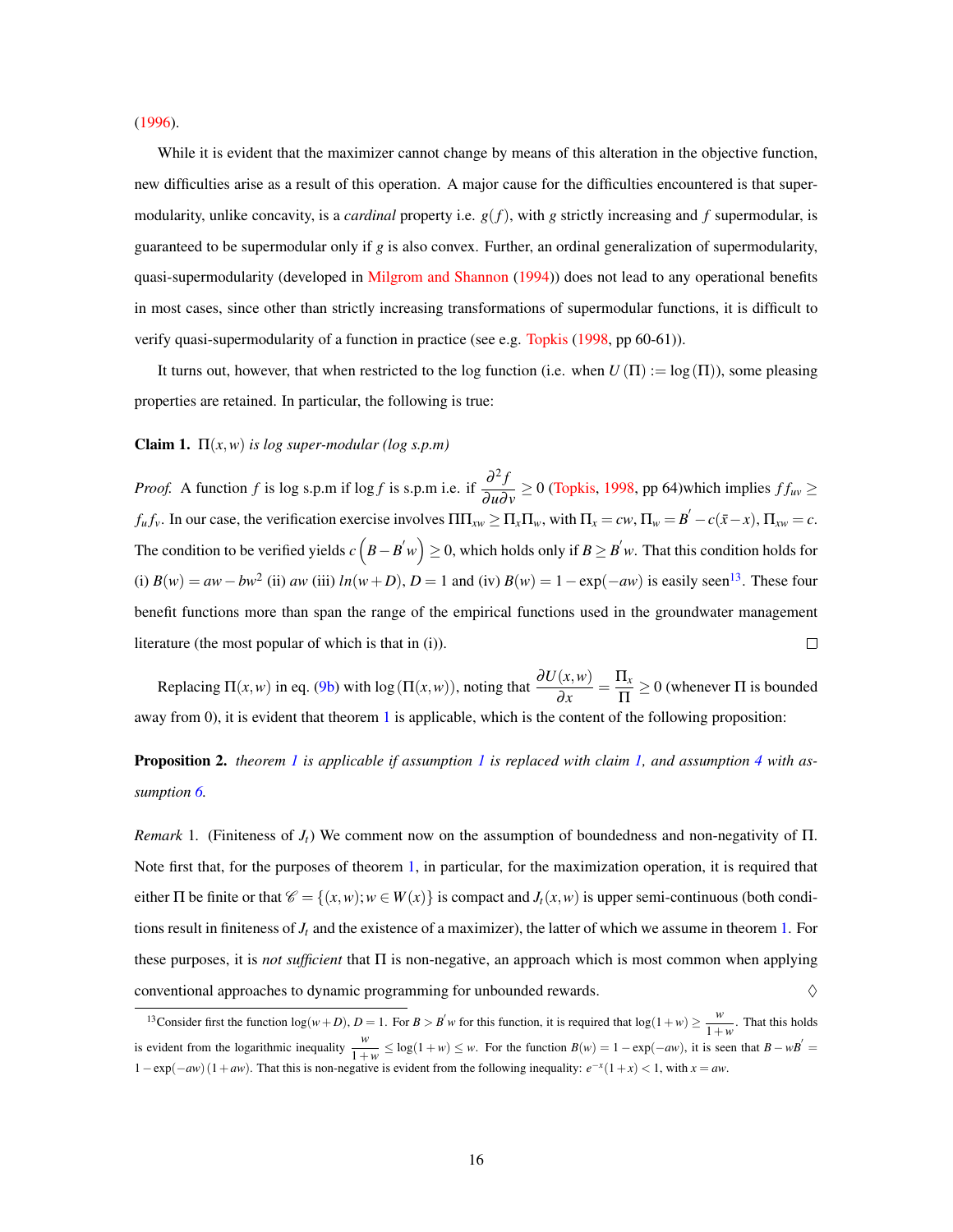(1996).

While it is evident that the maximizer cannot change by means of this alteration in the objective function, new difficulties arise as a result of this operation. A major cause for the difficulties encountered is that supermodularity, unlike concavity, is a *cardinal* property i.e. $g(f)$, with $g$ strictly increasing and $f$ supermodular, is guaranteed to be supermodular only if $g$ is also convex. Further, an ordinal generalization of supermodularity, quasi-supermodularity (developed in Milgrom and Shannon (1994)) does not lead to any operational benefits in most cases, since other than strictly increasing transformations of supermodular functions, it is difficult to verify quasi-supermodularity of a function in practice (see e.g. Topkis (1998, pp 60-61)).

It turns out, however, that when restricted to the log function (i.e. when $U(\Pi) := \log(\Pi)$), some pleasing properties are retained. In particular, the following is true:

**Claim 1.** *$\Pi(x,w)$ is log super-modular (log s.p.m)*

*Proof.* A function $f$ is log s.p.m if $\log f$ is s.p.m i.e. if $\dfrac{\partial^2 f}{\partial u \partial v} \geq 0$ (Topkis, 1998, pp 64)which implies $f f_{uv} \geq f_u f_v$. In our case, the verification exercise involves $\Pi\Pi_{xw} \geq \Pi_x \Pi_w$, with $\Pi_x = cw$, $\Pi_w = B^{'} - c(\bar{x} - x)$, $\Pi_{xw} = c$. The condition to be verified yields $c\left(B - B^{'}w\right) \geq 0$, which holds only if $B \geq B^{'}w$. That this condition holds for (i) $B(w) = aw - bw^2$ (ii) $aw$ (iii) $ln(w+D)$, $D = 1$ and (iv) $B(w) = 1 - \exp(-aw)$ is easily seen[13]. These four benefit functions more than span the range of the empirical functions used in the groundwater management literature (the most popular of which is that in (i)). □

Replacing $\Pi(x,w)$ in eq. (9b) with $\log(\Pi(x,w))$, noting that $\dfrac{\partial U(x,w)}{\partial x} = \dfrac{\Pi_x}{\Pi} \geq 0$ (whenever $\Pi$ is bounded away from 0), it is evident that theorem 1 is applicable, which is the content of the following proposition:

**Proposition 2.** *theorem 1 is applicable if assumption 1 is replaced with claim 1, and assumption 4 with assumption 6.*

*Remark* 1. (Finiteness of $J_t$) We comment now on the assumption of boundedness and non-negativity of $\Pi$. Note first that, for the purposes of theorem 1, in particular, for the maximization operation, it is required that either $\Pi$ be finite or that $\mathscr{C} = \{(x,w); w \in W(x)\}$ is compact and $J_t(x,w)$ is upper semi-continuous (both conditions result in finiteness of $J_t$ and the existence of a maximizer), the latter of which we assume in theorem 1. For these purposes, it is *not sufficient* that $\Pi$ is non-negative, an approach which is most common when applying conventional approaches to dynamic programming for unbounded rewards. ◊

---

[13] Consider first the function $\log(w+D)$, $D = 1$. For $B > B^{'}w$ for this function, it is required that $\log(1+w) \geq \dfrac{w}{1+w}$. That this holds is evident from the logarithmic inequality $\dfrac{w}{1+w} \leq \log(1+w) \leq w$. For the function $B(w) = 1 - \exp(-aw)$, it is seen that $B - wB^{'} = 1 - \exp(-aw)(1+aw)$. That this is non-negative is evident from the following inequality: $e^{-x}(1+x) < 1$, with $x = aw$.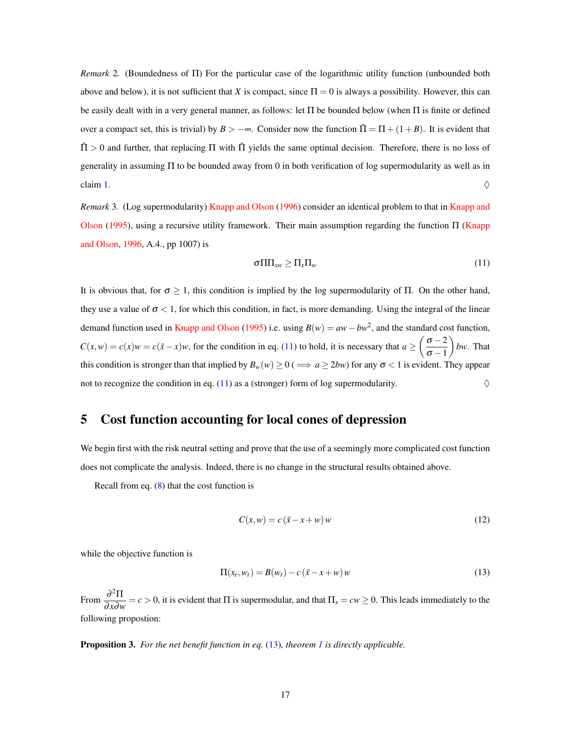*Remark* 2. (Boundedness of $\Pi$) For the particular case of the logarithmic utility function (unbounded both above and below), it is not sufficient that $X$ is compact, since $\Pi = 0$ is always a possibility. However, this can be easily dealt with in a very general manner, as follows: let $\Pi$ be bounded below (when $\Pi$ is finite or defined over a compact set, this is trivial) by $B > -\infty$. Consider now the function $\tilde{\Pi} = \Pi + (1+B)$. It is evident that $\tilde{\Pi} > 0$ and further, that replacing $\Pi$ with $\tilde{\Pi}$ yields the same optimal decision. Therefore, there is no loss of generality in assuming $\Pi$ to be bounded away from 0 in both verification of log supermodularity as well as in claim 1. ♢

*Remark* 3. (Log supermodularity) Knapp and Olson (1996) consider an identical problem to that in Knapp and Olson (1995), using a recursive utility framework. Their main assumption regarding the function $\Pi$ (Knapp and Olson, 1996, A.4., pp 1007) is

$$\sigma \Pi \Pi_{xw} \geq \Pi_x \Pi_w \tag{11}$$

It is obvious that, for $\sigma \geq 1$, this condition is implied by the log supermodularity of $\Pi$. On the other hand, they use a value of $\sigma < 1$, for which this condition, in fact, is more demanding. Using the integral of the linear demand function used in Knapp and Olson (1995) i.e. using $B(w) = aw - bw^2$, and the standard cost function, $C(x,w) = c(x)w = c(\bar{x}-x)w$, for the condition in eq. (11) to hold, it is necessary that $a \geq \left(\dfrac{\sigma-2}{\sigma-1}\right)bw$. That this condition is stronger than that implied by $B_w(w) \geq 0$ ($\implies a \geq 2bw$) for any $\sigma < 1$ is evident. They appear not to recognize the condition in eq. (11) as a (stronger) form of log supermodularity. ♢

# 5 Cost function accounting for local cones of depression

We begin first with the risk neutral setting and prove that the use of a seemingly more complicated cost function does not complicate the analysis. Indeed, there is no change in the structural results obtained above.

Recall from eq. (8) that the cost function is

$$C(x,w) = c\left(\bar{x} - x + w\right)w \tag{12}$$

while the objective function is

$$\Pi(x_t, w_t) = B(w_t) - c\left(\bar{x} - x + w\right)w \tag{13}$$

From $\dfrac{\partial^2 \Pi}{\partial x \partial w} = c > 0$, it is evident that $\Pi$ is supermodular, and that $\Pi_x = cw \geq 0$. This leads immediately to the following propostion:

**Proposition 3.** *For the net benefit function in eq.* (13)*, theorem 1 is directly applicable.*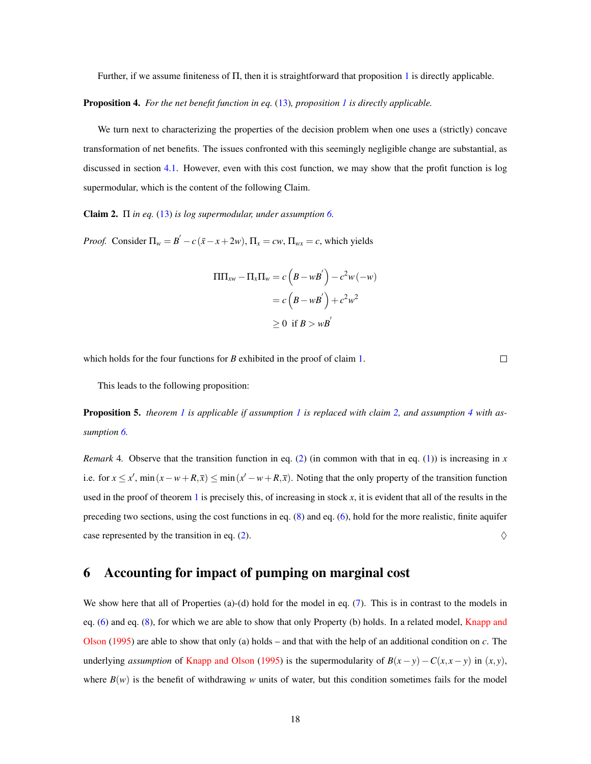Further, if we assume finiteness of $\Pi$, then it is straightforward that proposition 1 is directly applicable.

**Proposition 4.** *For the net benefit function in eq. (13), proposition 1 is directly applicable.*

We turn next to characterizing the properties of the decision problem when one uses a (strictly) concave transformation of net benefits. The issues confronted with this seemingly negligible change are substantial, as discussed in section 4.1. However, even with this cost function, we may show that the profit function is log supermodular, which is the content of the following Claim.

**Claim 2.** *$\Pi$ in eq. (13) is log supermodular, under assumption 6.*

*Proof.* Consider $\Pi_w = B^{'} - c(\bar{x} - x + 2w)$, $\Pi_x = cw$, $\Pi_{wx} = c$, which yields

$$
\begin{aligned}
\Pi \Pi_{xw} - \Pi_x \Pi_w &= c\left(B - wB^{'}\right) - c^2 w(-w) \\
&= c\left(B - wB^{'}\right) + c^2 w^2 \\
&\geq 0 \;\text{ if } B > wB^{'}
\end{aligned}
$$

which holds for the four functions for $B$ exhibited in the proof of claim 1. $\square$

This leads to the following proposition:

**Proposition 5.** *theorem 1 is applicable if assumption 1 is replaced with claim 2, and assumption 4 with assumption 6.*

*Remark* 4. Observe that the transition function in eq. (2) (in common with that in eq. (1)) is increasing in $x$ i.e. for $x \leq x'$, $\min(x - w + R, \bar{x}) \leq \min(x' - w + R, \bar{x})$. Noting that the only property of the transition function used in the proof of theorem 1 is precisely this, of increasing in stock $x$, it is evident that all of the results in the preceding two sections, using the cost functions in eq. (8) and eq. (6), hold for the more realistic, finite aquifer case represented by the transition in eq. (2). $\Diamond$

## 6 Accounting for impact of pumping on marginal cost

We show here that all of Properties (a)-(d) hold for the model in eq. (7). This is in contrast to the models in eq. (6) and eq. (8), for which we are able to show that only Property (b) holds. In a related model, Knapp and Olson (1995) are able to show that only (a) holds – and that with the help of an additional condition on $c$. The underlying *assumption* of Knapp and Olson (1995) is the supermodularity of $B(x - y) - C(x, x - y)$ in $(x, y)$, where $B(w)$ is the benefit of withdrawing $w$ units of water, but this condition sometimes fails for the model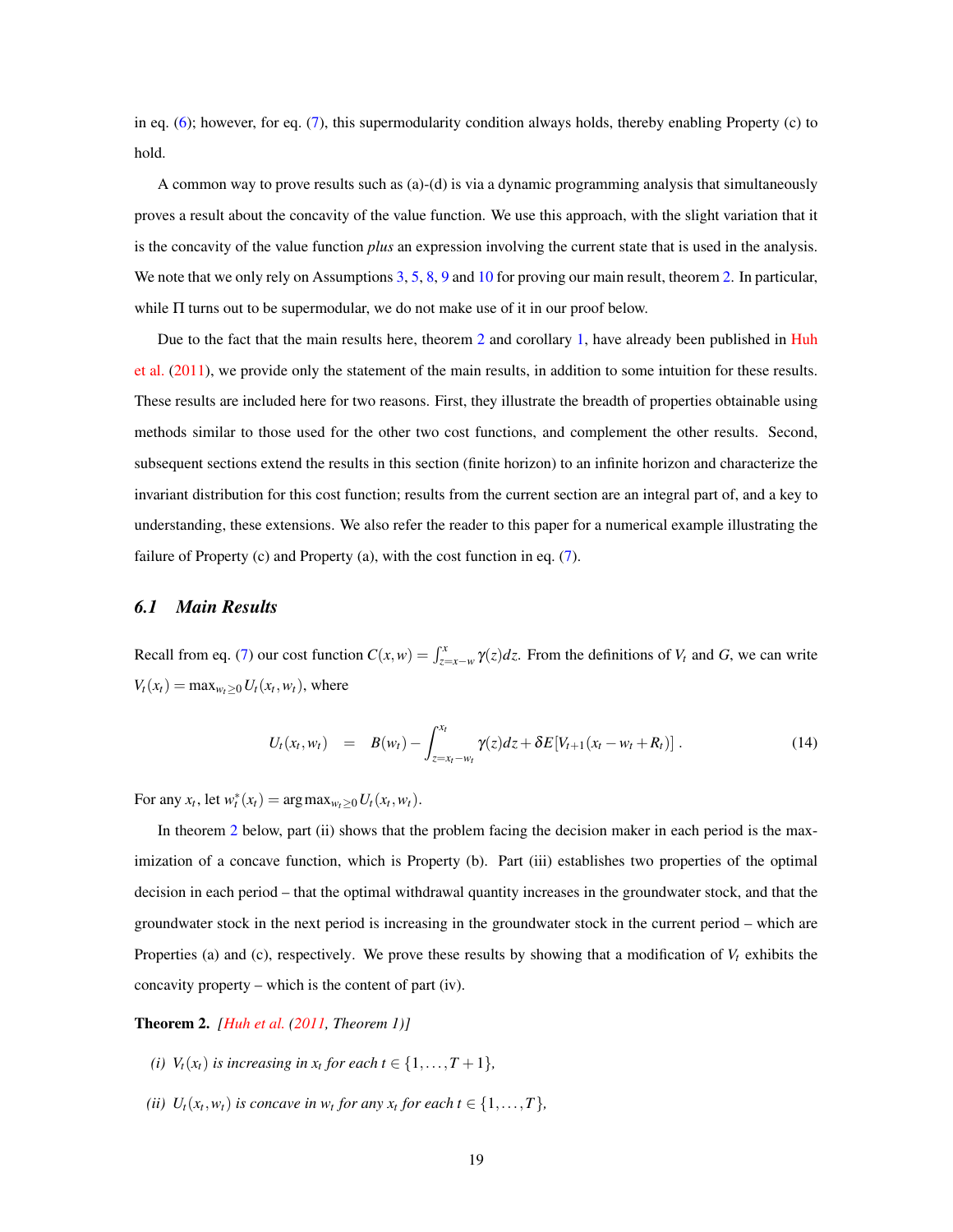in eq. (6); however, for eq. (7), this supermodularity condition always holds, thereby enabling Property (c) to hold.

A common way to prove results such as (a)-(d) is via a dynamic programming analysis that simultaneously proves a result about the concavity of the value function. We use this approach, with the slight variation that it is the concavity of the value function *plus* an expression involving the current state that is used in the analysis. We note that we only rely on Assumptions 3, 5, 8, 9 and 10 for proving our main result, theorem 2. In particular, while $\Pi$ turns out to be supermodular, we do not make use of it in our proof below.

Due to the fact that the main results here, theorem 2 and corollary 1, have already been published in Huh et al. (2011), we provide only the statement of the main results, in addition to some intuition for these results. These results are included here for two reasons. First, they illustrate the breadth of properties obtainable using methods similar to those used for the other two cost functions, and complement the other results. Second, subsequent sections extend the results in this section (finite horizon) to an infinite horizon and characterize the invariant distribution for this cost function; results from the current section are an integral part of, and a key to understanding, these extensions. We also refer the reader to this paper for a numerical example illustrating the failure of Property (c) and Property (a), with the cost function in eq. (7).

## *6.1 Main Results*

Recall from eq. (7) our cost function $C(x,w) = \int_{z=x-w}^{x} \gamma(z)dz$. From the definitions of $V_t$ and $G$, we can write $V_t(x_t) = \max_{w_t \geq 0} U_t(x_t, w_t)$, where

$$U_t(x_t, w_t) \quad = \quad B(w_t) - \int_{z=x_t-w_t}^{x_t} \gamma(z)dz + \delta E[V_{t+1}(x_t - w_t + R_t)] \,. \tag{14}$$

For any $x_t$, let $w_t^*(x_t) = \arg\max_{w_t \geq 0} U_t(x_t, w_t)$.

In theorem 2 below, part (ii) shows that the problem facing the decision maker in each period is the maximization of a concave function, which is Property (b). Part (iii) establishes two properties of the optimal decision in each period – that the optimal withdrawal quantity increases in the groundwater stock, and that the groundwater stock in the next period is increasing in the groundwater stock in the current period – which are Properties (a) and (c), respectively. We prove these results by showing that a modification of $V_t$ exhibits the concavity property – which is the content of part (iv).

**Theorem 2.** *[Huh et al. (2011, Theorem 1)]*

*(i)* $V_t(x_t)$ *is increasing in* $x_t$ *for each* $t \in \{1, \ldots, T+1\}$*,*

*(ii)* $U_t(x_t, w_t)$ *is concave in* $w_t$ *for any* $x_t$ *for each* $t \in \{1, \ldots, T\}$*,*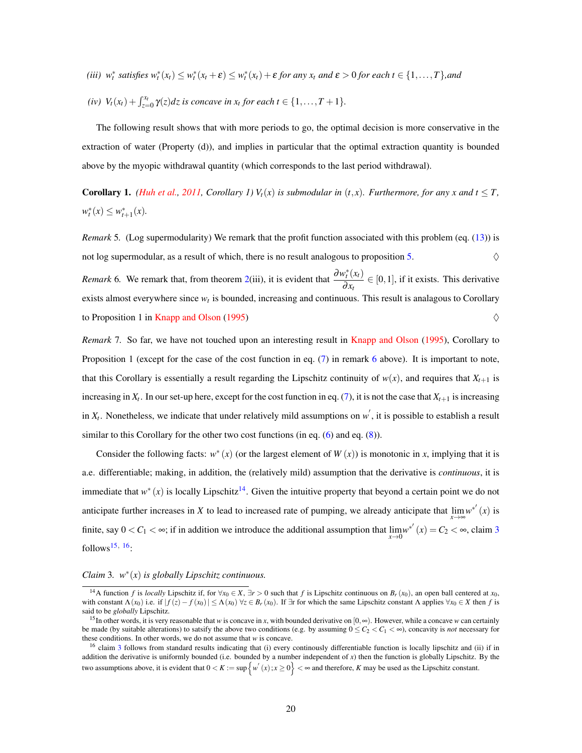*(iii)* $w_t^*$ *satisfies* $w_t^*(x_t) \leq w_t^*(x_t + \varepsilon) \leq w_t^*(x_t) + \varepsilon$ *for any* $x_t$ *and* $\varepsilon > 0$ *for each* $t \in \{1, \ldots, T\}$*, and*

*(iv)* $V_t(x_t) + \int_{z=0}^{x_t} \gamma(z)dz$ *is concave in* $x_t$ *for each* $t \in \{1, \ldots, T+1\}$.

The following result shows that with more periods to go, the optimal decision is more conservative in the extraction of water (Property (d)), and implies in particular that the optimal extraction quantity is bounded above by the myopic withdrawal quantity (which corresponds to the last period withdrawal).

**Corollary 1.** *(Huh et al., 2011, Corollary 1)* $V_t(x)$ *is submodular in* $(t, x)$*. Furthermore, for any* $x$ *and* $t \leq T$, $w_t^*(x) \leq w_{t+1}^*(x)$.

*Remark* 5. (Log supermodularity) We remark that the profit function associated with this problem (eq. (13)) is not log supermodular, as a result of which, there is no result analogous to proposition 5. ♢

*Remark* 6. We remark that, from theorem 2(iii), it is evident that $\dfrac{\partial w_t^*(x_t)}{\partial x_t} \in [0, 1]$, if it exists. This derivative exists almost everywhere since $w_t$ is bounded, increasing and continuous. This result is analagous to Corollary to Proposition 1 in Knapp and Olson (1995) ♢

*Remark* 7. So far, we have not touched upon an interesting result in Knapp and Olson (1995), Corollary to Proposition 1 (except for the case of the cost function in eq. (7) in remark 6 above). It is important to note, that this Corollary is essentially a result regarding the Lipschitz continuity of $w(x)$, and requires that $X_{t+1}$ is increasing in $X_t$. In our set-up here, except for the cost function in eq. (7), it is not the case that $X_{t+1}$ is increasing in $X_t$. Nonetheless, we indicate that under relatively mild assumptions on $w'$, it is possible to establish a result similar to this Corollary for the other two cost functions (in eq. (6) and eq. (8)).

Consider the following facts: $w^*(x)$ (or the largest element of $W(x)$) is monotonic in $x$, implying that it is a.e. differentiable; making, in addition, the (relatively mild) assumption that the derivative is *continuous*, it is immediate that $w^*(x)$ is locally Lipschitz[14]. Given the intuitive property that beyond a certain point we do not anticipate further increases in $X$ to lead to increased rate of pumping, we already anticipate that $\lim_{x\to\infty} w^{*'}(x)$ is finite, say $0 < C_1 < \infty$; if in addition we introduce the additional assumption that $\lim_{x\to 0} w^{*'}(x) = C_2 < \infty$, claim 3 follows[15, 16]:

*Claim* 3. *$w^*(x)$ is globally Lipschitz continuous.*

[14] A function $f$ is *locally* Lipschitz if, for $\forall x_0 \in X$, $\exists r > 0$ such that $f$ is Lipschitz continuous on $B_r(x_0)$, an open ball centered at $x_0$, with constant $\Lambda(x_0)$ i.e. if $|f(z) - f(x_0)| \leq \Lambda(x_0)\ \forall z \in B_r(x_0)$. If $\exists r$ for which the same Lipschitz constant $\Lambda$ applies $\forall x_0 \in X$ then $f$ is said to be *globally* Lipschitz.

[15] In other words, it is very reasonable that $w$ is concave in $x$, with bounded derivative on $[0, \infty)$. However, while a concave $w$ can certainly be made (by suitable alterations) to satsify the above two conditions (e.g. by assuming $0 \leq C_2 < C_1 < \infty$), concavity is *not* necessary for these conditions. In other words, we do not assume that $w$ is concave.

[16] claim 3 follows from standard results indicating that (i) every continously differentiable function is locally lipschitz and (ii) if in addition the derivative is uniformly bounded (i.e. bounded by a number independent of $x$) then the function is globally Lipschitz. By the two assumptions above, it is evident that $0 < K := \sup\left\{w'(x); x \geq 0\right\} < \infty$ and therefore, $K$ may be used as the Lipschitz constant.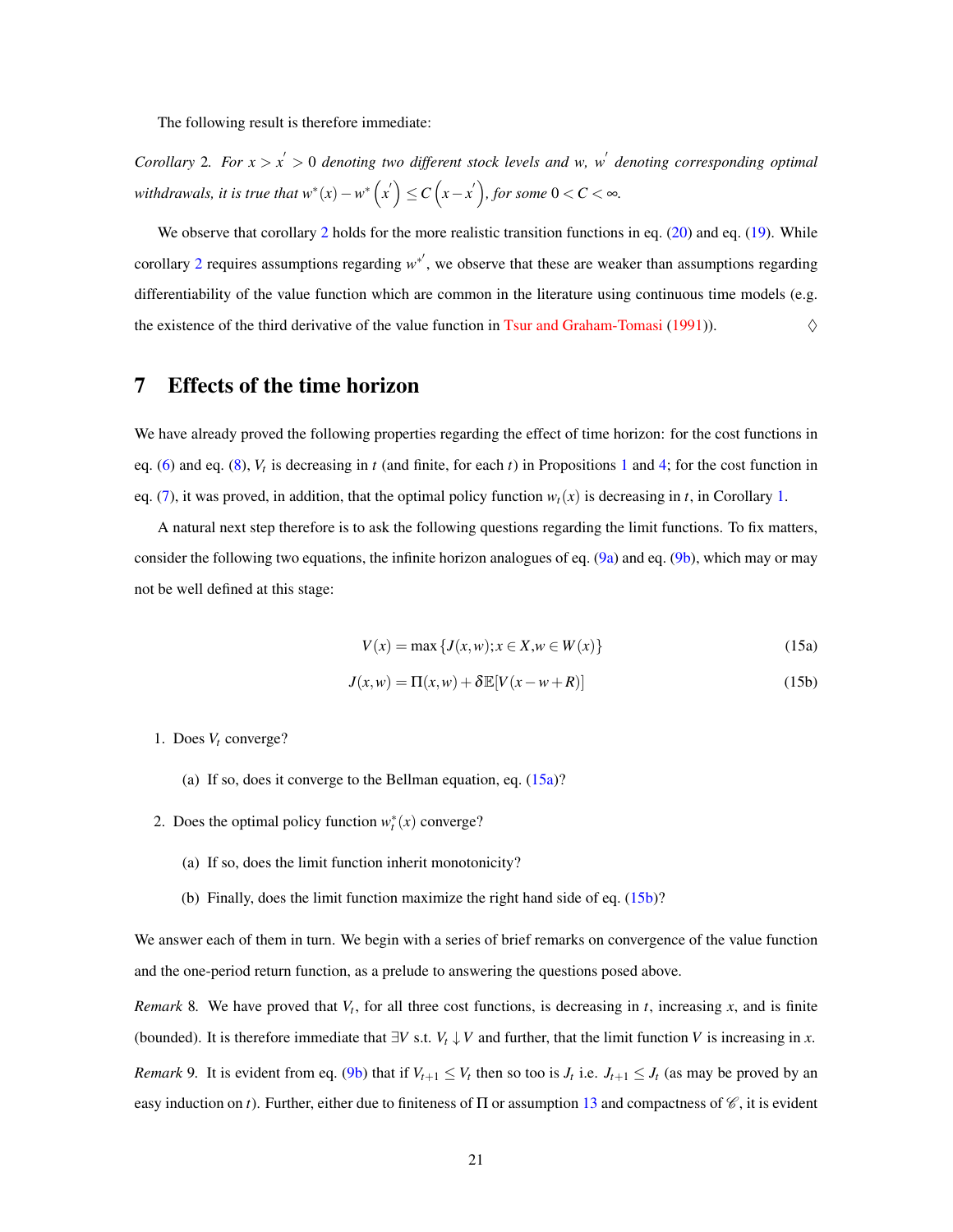The following result is therefore immediate:

*Corollary* 2. *For $x > x^{'} > 0$ denoting two different stock levels and $w$, $w^{'}$ denoting corresponding optimal withdrawals, it is true that $w^*(x) - w^*\left(x^{'}\right) \leq C\left(x - x^{'}\right)$, for some $0 < C < \infty$.*

We observe that corollary 2 holds for the more realistic transition functions in eq. (20) and eq. (19). While corollary 2 requires assumptions regarding $w^{*'}$, we observe that these are weaker than assumptions regarding differentiability of the value function which are common in the literature using continuous time models (e.g. the existence of the third derivative of the value function in Tsur and Graham-Tomasi (1991)). ♢

# 7 Effects of the time horizon

We have already proved the following properties regarding the effect of time horizon: for the cost functions in eq. (6) and eq. (8), $V_t$ is decreasing in $t$ (and finite, for each $t$) in Propositions 1 and 4; for the cost function in eq. (7), it was proved, in addition, that the optimal policy function $w_t(x)$ is decreasing in $t$, in Corollary 1.

A natural next step therefore is to ask the following questions regarding the limit functions. To fix matters, consider the following two equations, the infinite horizon analogues of eq. (9a) and eq. (9b), which may or may not be well defined at this stage:

$$V(x) = \max\{J(x,w); x \in X, w \in W(x)\} \tag{15a}$$

$$J(x,w) = \Pi(x,w) + \delta\mathbb{E}[V(x-w+R)] \tag{15b}$$

1. Does $V_t$ converge?
   (a) If so, does it converge to the Bellman equation, eq. (15a)?
2. Does the optimal policy function $w_t^*(x)$ converge?
   (a) If so, does the limit function inherit monotonicity?
   (b) Finally, does the limit function maximize the right hand side of eq. (15b)?

We answer each of them in turn. We begin with a series of brief remarks on convergence of the value function and the one-period return function, as a prelude to answering the questions posed above.

*Remark* 8. We have proved that $V_t$, for all three cost functions, is decreasing in $t$, increasing $x$, and is finite (bounded). It is therefore immediate that $\exists V$ s.t. $V_t \downarrow V$ and further, that the limit function $V$ is increasing in $x$.

*Remark* 9. It is evident from eq. (9b) that if $V_{t+1} \leq V_t$ then so too is $J_t$ i.e. $J_{t+1} \leq J_t$ (as may be proved by an easy induction on $t$). Further, either due to finiteness of $\Pi$ or assumption 13 and compactness of $\mathscr{C}$, it is evident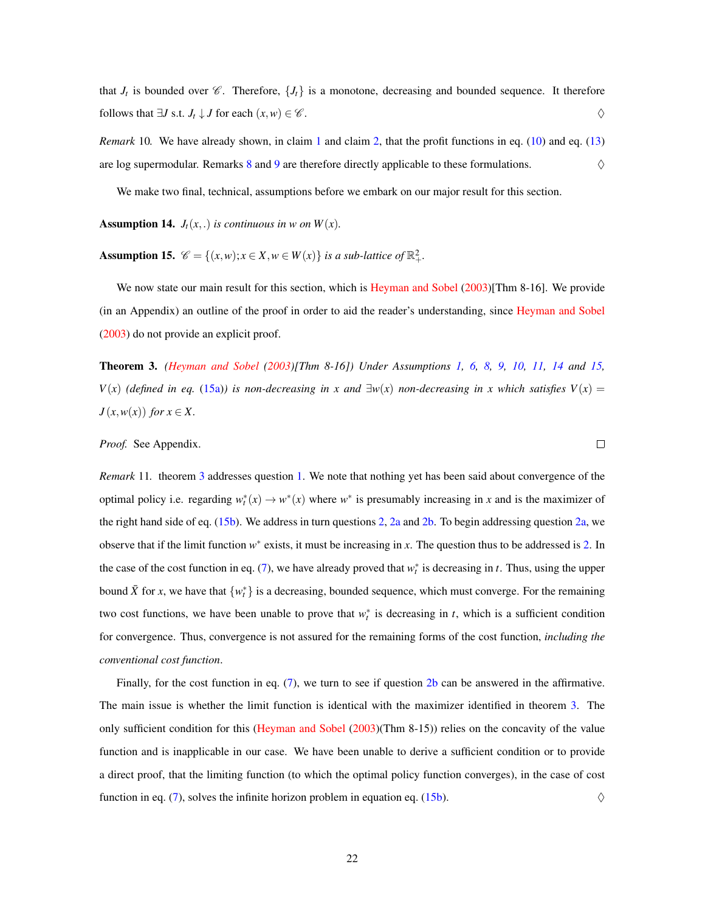that $J_t$ is bounded over $\mathscr{C}$. Therefore, $\{J_t\}$ is a monotone, decreasing and bounded sequence. It therefore follows that $\exists J$ s.t. $J_t \downarrow J$ for each $(x,w) \in \mathscr{C}$. ◊

*Remark* 10. We have already shown, in claim 1 and claim 2, that the profit functions in eq. (10) and eq. (13) are log supermodular. Remarks 8 and 9 are therefore directly applicable to these formulations. ◊

We make two final, technical, assumptions before we embark on our major result for this section.

**Assumption 14.** *$J_t(x,.)$ is continuous in $w$ on $W(x)$.*

**Assumption 15.** *$\mathscr{C} = \{(x,w); x \in X, w \in W(x)\}$ is a sub-lattice of $\mathbb{R}^2_+$.*

We now state our main result for this section, which is Heyman and Sobel (2003)[Thm 8-16]. We provide (in an Appendix) an outline of the proof in order to aid the reader's understanding, since Heyman and Sobel (2003) do not provide an explicit proof.

**Theorem 3.** *(Heyman and Sobel (2003)[Thm 8-16]) Under Assumptions 1, 6, 8, 9, 10, 11, 14 and 15, $V(x)$ (defined in eq. (15a)) is non-decreasing in $x$ and $\exists w(x)$ non-decreasing in $x$ which satisfies $V(x) = J(x, w(x))$ for $x \in X$.*

*Proof.* See Appendix. □

*Remark* 11. theorem 3 addresses question 1. We note that nothing yet has been said about convergence of the optimal policy i.e. regarding $w^*_t(x) \to w^*(x)$ where $w^*$ is presumably increasing in $x$ and is the maximizer of the right hand side of eq. (15b). We address in turn questions 2, 2a and 2b. To begin addressing question 2a, we observe that if the limit function $w^*$ exists, it must be increasing in $x$. The question thus to be addressed is 2. In the case of the cost function in eq. (7), we have already proved that $w^*_t$ is decreasing in $t$. Thus, using the upper bound $\bar{X}$ for $x$, we have that $\{w^*_t\}$ is a decreasing, bounded sequence, which must converge. For the remaining two cost functions, we have been unable to prove that $w^*_t$ is decreasing in $t$, which is a sufficient condition for convergence. Thus, convergence is not assured for the remaining forms of the cost function, *including the conventional cost function*.

Finally, for the cost function in eq. (7), we turn to see if question 2b can be answered in the affirmative. The main issue is whether the limit function is identical with the maximizer identified in theorem 3. The only sufficient condition for this (Heyman and Sobel (2003)(Thm 8-15)) relies on the concavity of the value function and is inapplicable in our case. We have been unable to derive a sufficient condition or to provide a direct proof, that the limiting function (to which the optimal policy function converges), in the case of cost function in eq. (7), solves the infinite horizon problem in equation eq. (15b). ◊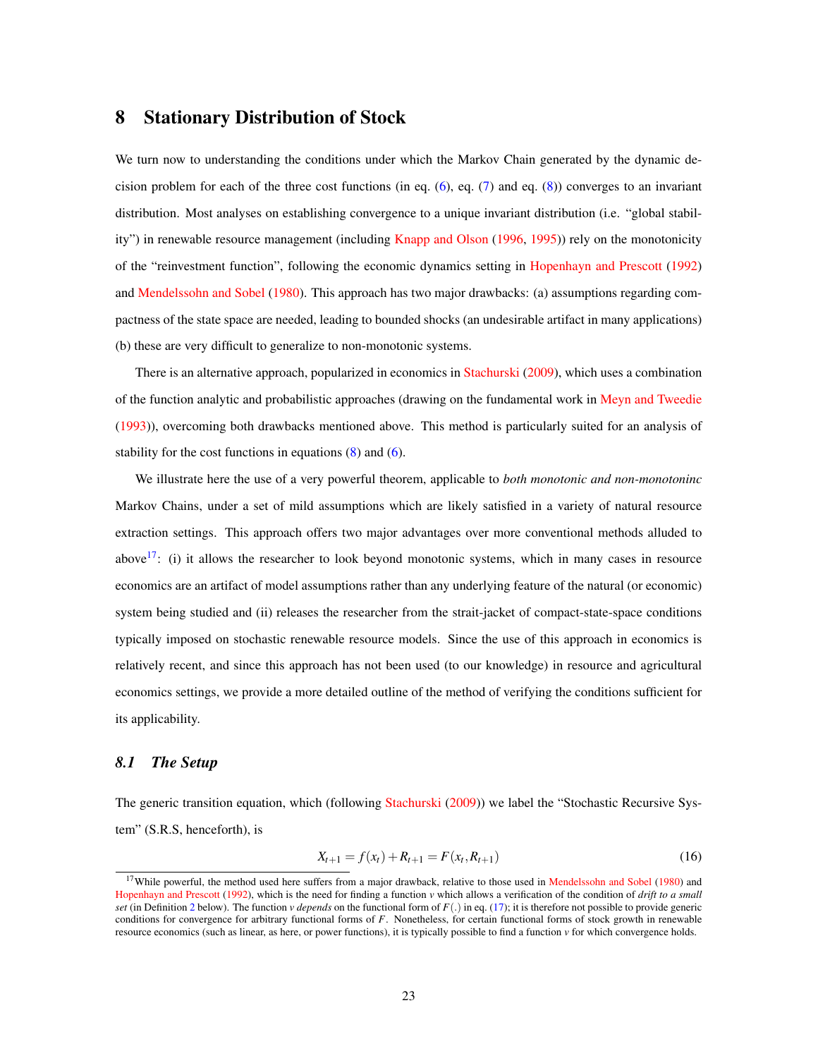# 8 Stationary Distribution of Stock

We turn now to understanding the conditions under which the Markov Chain generated by the dynamic decision problem for each of the three cost functions (in eq. (6), eq. (7) and eq. (8)) converges to an invariant distribution. Most analyses on establishing convergence to a unique invariant distribution (i.e. "global stability") in renewable resource management (including Knapp and Olson (1996, 1995)) rely on the monotonicity of the "reinvestment function", following the economic dynamics setting in Hopenhayn and Prescott (1992) and Mendelssohn and Sobel (1980). This approach has two major drawbacks: (a) assumptions regarding compactness of the state space are needed, leading to bounded shocks (an undesirable artifact in many applications) (b) these are very difficult to generalize to non-monotonic systems.

There is an alternative approach, popularized in economics in Stachurski (2009), which uses a combination of the function analytic and probabilistic approaches (drawing on the fundamental work in Meyn and Tweedie (1993)), overcoming both drawbacks mentioned above. This method is particularly suited for an analysis of stability for the cost functions in equations (8) and (6).

We illustrate here the use of a very powerful theorem, applicable to *both monotonic and non-monotoninc* Markov Chains, under a set of mild assumptions which are likely satisfied in a variety of natural resource extraction settings. This approach offers two major advantages over more conventional methods alluded to above[17]: (i) it allows the researcher to look beyond monotonic systems, which in many cases in resource economics are an artifact of model assumptions rather than any underlying feature of the natural (or economic) system being studied and (ii) releases the researcher from the strait-jacket of compact-state-space conditions typically imposed on stochastic renewable resource models. Since the use of this approach in economics is relatively recent, and since this approach has not been used (to our knowledge) in resource and agricultural economics settings, we provide a more detailed outline of the method of verifying the conditions sufficient for its applicability.

## *8.1 The Setup*

The generic transition equation, which (following Stachurski (2009)) we label the "Stochastic Recursive System" (S.R.S, henceforth), is

$$X_{t+1} = f(x_t) + R_{t+1} = F(x_t, R_{t+1}) \tag{16}$$

[17] While powerful, the method used here suffers from a major drawback, relative to those used in Mendelssohn and Sobel (1980) and Hopenhayn and Prescott (1992), which is the need for finding a function $v$ which allows a verification of the condition of *drift to a small set* (in Definition 2 below). The function $v$ *depends* on the functional form of $F(.)$ in eq. (17); it is therefore not possible to provide generic conditions for convergence for arbitrary functional forms of $F$. Nonetheless, for certain functional forms of stock growth in renewable resource economics (such as linear, as here, or power functions), it is typically possible to find a function $v$ for which convergence holds.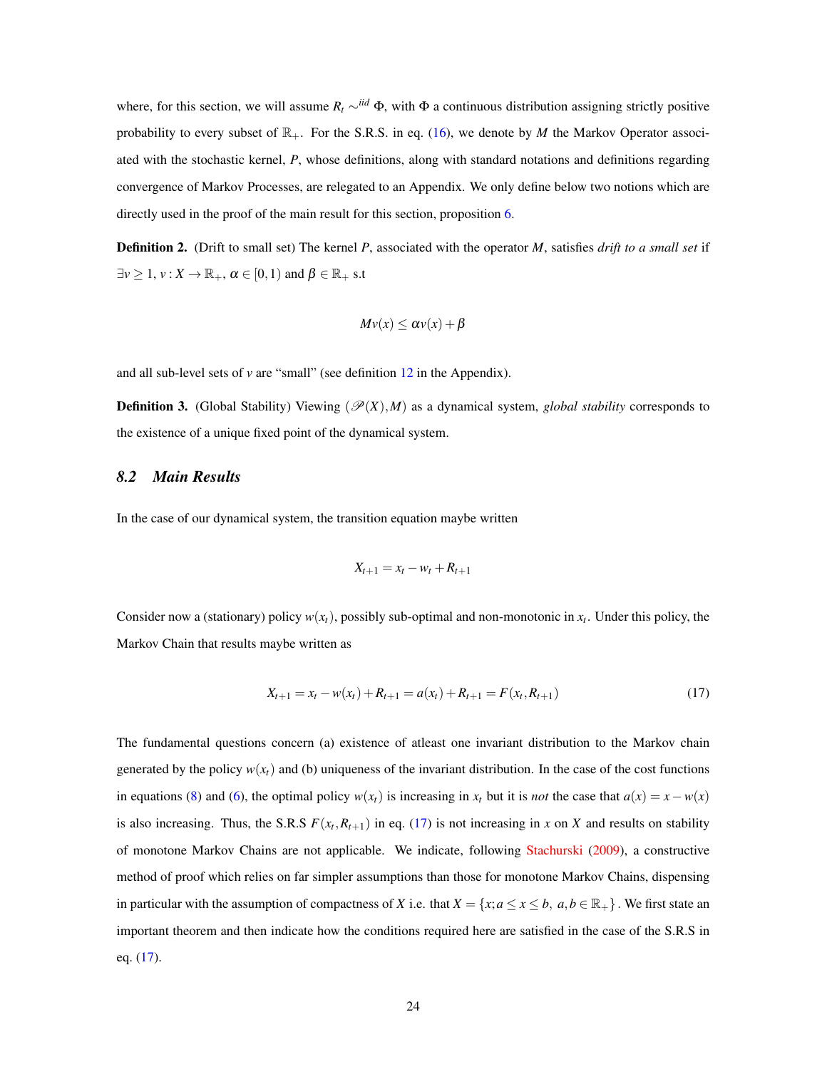where, for this section, we will assume $R_t \sim^{iid} \Phi$, with $\Phi$ a continuous distribution assigning strictly positive probability to every subset of $\mathbb{R}_+$. For the S.R.S. in eq. (16), we denote by $M$ the Markov Operator associated with the stochastic kernel, $P$, whose definitions, along with standard notations and definitions regarding convergence of Markov Processes, are relegated to an Appendix. We only define below two notions which are directly used in the proof of the main result for this section, proposition 6.

**Definition 2.** (Drift to small set) The kernel $P$, associated with the operator $M$, satisfies *drift to a small set* if $\exists v \geq 1$, $v : X \to \mathbb{R}_+$, $\alpha \in [0,1)$ and $\beta \in \mathbb{R}_+$ s.t

$$Mv(x) \leq \alpha v(x) + \beta$$

and all sub-level sets of $v$ are "small" (see definition 12 in the Appendix).

**Definition 3.** (Global Stability) Viewing $(\mathscr{P}(X), M)$ as a dynamical system, *global stability* corresponds to the existence of a unique fixed point of the dynamical system.

### 8.2 Main Results

In the case of our dynamical system, the transition equation maybe written

$$X_{t+1} = x_t - w_t + R_{t+1}$$

Consider now a (stationary) policy $w(x_t)$, possibly sub-optimal and non-monotonic in $x_t$. Under this policy, the Markov Chain that results maybe written as

$$X_{t+1} = x_t - w(x_t) + R_{t+1} = a(x_t) + R_{t+1} = F(x_t, R_{t+1}) \tag{17}$$

The fundamental questions concern (a) existence of atleast one invariant distribution to the Markov chain generated by the policy $w(x_t)$ and (b) uniqueness of the invariant distribution. In the case of the cost functions in equations (8) and (6), the optimal policy $w(x_t)$ is increasing in $x_t$ but it is *not* the case that $a(x) = x - w(x)$ is also increasing. Thus, the S.R.S $F(x_t, R_{t+1})$ in eq. (17) is not increasing in $x$ on $X$ and results on stability of monotone Markov Chains are not applicable. We indicate, following Stachurski (2009), a constructive method of proof which relies on far simpler assumptions than those for monotone Markov Chains, dispensing in particular with the assumption of compactness of $X$ i.e. that $X = \{x; a \leq x \leq b,\ a, b \in \mathbb{R}_+\}$. We first state an important theorem and then indicate how the conditions required here are satisfied in the case of the S.R.S in eq. (17).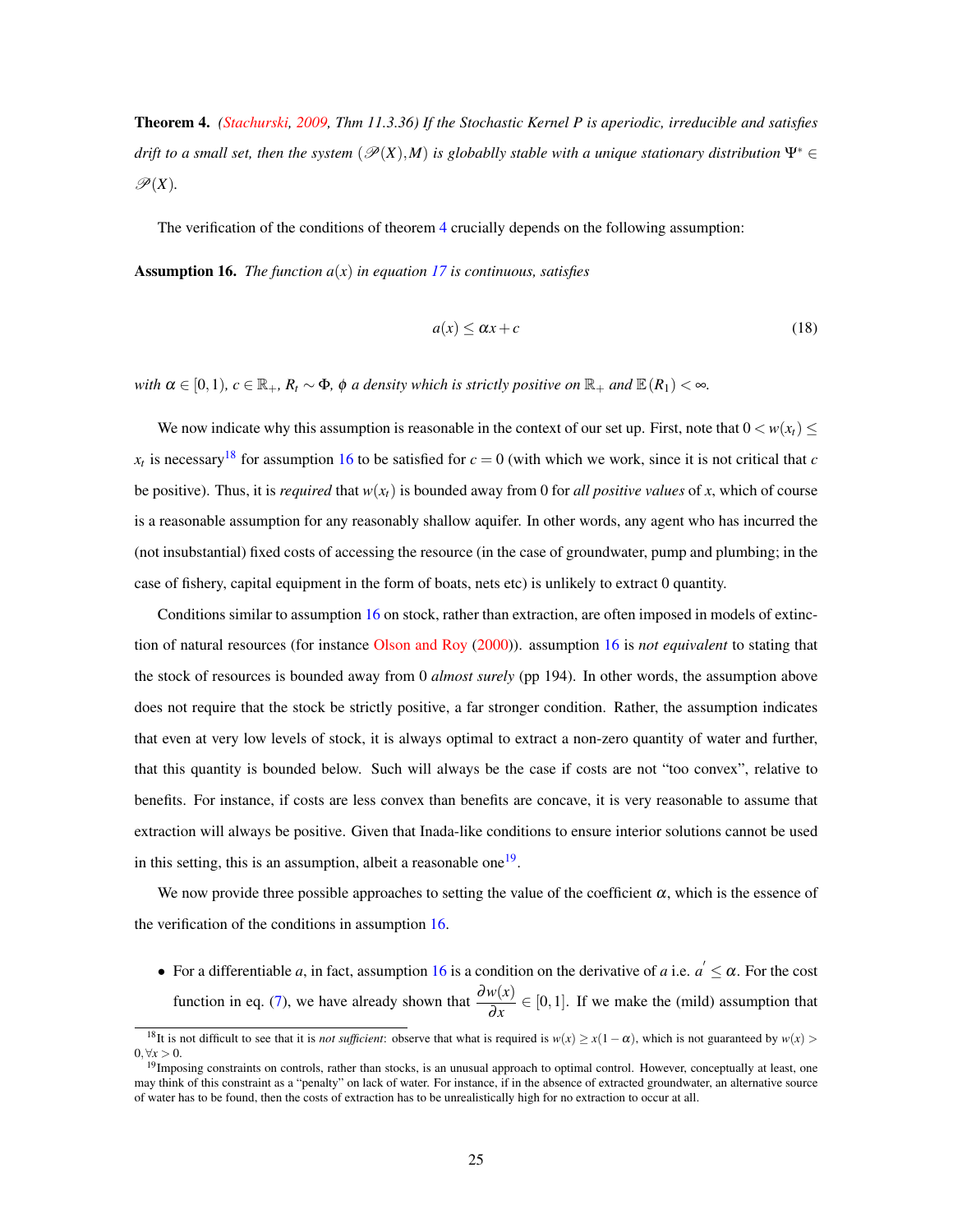**Theorem 4.** *(Stachurski, 2009, Thm 11.3.36) If the Stochastic Kernel P is aperiodic, irreducible and satisfies drift to a small set, then the system $(\mathscr{P}(X), M)$ is globablly stable with a unique stationary distribution $\Psi^* \in \mathscr{P}(X)$.*

The verification of the conditions of theorem 4 crucially depends on the following assumption:

**Assumption 16.** *The function $a(x)$ in equation 17 is continuous, satisfies*

$$a(x) \leq \alpha x + c \tag{18}$$

*with $\alpha \in [0,1)$, $c \in \mathbb{R}_+$, $R_t \sim \Phi$, $\phi$ a density which is strictly positive on $\mathbb{R}_+$ and $\mathbb{E}(R_1) < \infty$.*

We now indicate why this assumption is reasonable in the context of our set up. First, note that $0 < w(x_t) \leq x_t$ is necessary[18] for assumption 16 to be satisfied for $c = 0$ (with which we work, since it is not critical that $c$ be positive). Thus, it is *required* that $w(x_t)$ is bounded away from 0 for *all positive values* of $x$, which of course is a reasonable assumption for any reasonably shallow aquifer. In other words, any agent who has incurred the (not insubstantial) fixed costs of accessing the resource (in the case of groundwater, pump and plumbing; in the case of fishery, capital equipment in the form of boats, nets etc) is unlikely to extract 0 quantity.

Conditions similar to assumption 16 on stock, rather than extraction, are often imposed in models of extinction of natural resources (for instance Olson and Roy (2000)). assumption 16 is *not equivalent* to stating that the stock of resources is bounded away from 0 *almost surely* (pp 194). In other words, the assumption above does not require that the stock be strictly positive, a far stronger condition. Rather, the assumption indicates that even at very low levels of stock, it is always optimal to extract a non-zero quantity of water and further, that this quantity is bounded below. Such will always be the case if costs are not "too convex", relative to benefits. For instance, if costs are less convex than benefits are concave, it is very reasonable to assume that extraction will always be positive. Given that Inada-like conditions to ensure interior solutions cannot be used in this setting, this is an assumption, albeit a reasonable one[19].

We now provide three possible approaches to setting the value of the coefficient $\alpha$, which is the essence of the verification of the conditions in assumption 16.

- For a differentiable $a$, in fact, assumption 16 is a condition on the derivative of $a$ i.e. $a' \leq \alpha$. For the cost function in eq. (7), we have already shown that $\dfrac{\partial w(x)}{\partial x} \in [0,1]$. If we make the (mild) assumption that

[18] It is not difficult to see that it is *not sufficient*: observe that what is required is $w(x) \geq x(1-\alpha)$, which is not guaranteed by $w(x) > 0, \forall x > 0$.

[19] Imposing constraints on controls, rather than stocks, is an unusual approach to optimal control. However, conceptually at least, one may think of this constraint as a "penalty" on lack of water. For instance, if in the absence of extracted groundwater, an alternative source of water has to be found, then the costs of extraction has to be unrealistically high for no extraction to occur at all.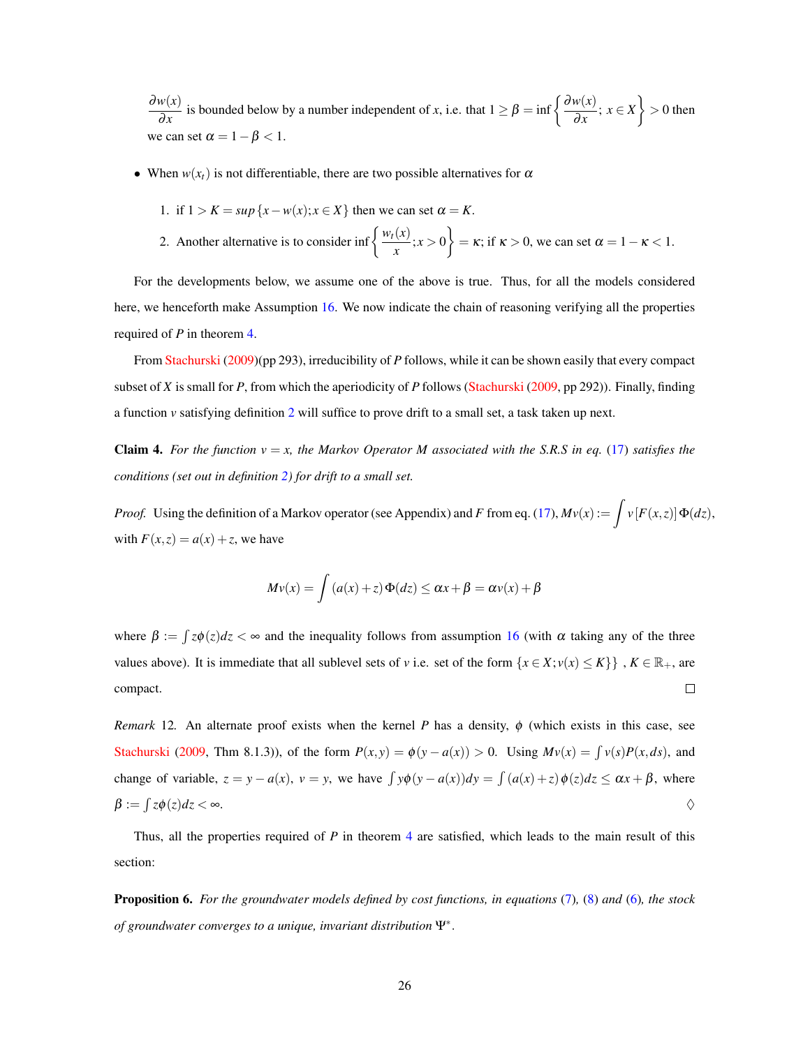$\frac{\partial w(x)}{\partial x}$ is bounded below by a number independent of $x$, i.e. that $1 \geq \beta = \inf\left\{\frac{\partial w(x)}{\partial x};\ x \in X\right\} > 0$ then we can set $\alpha = 1 - \beta < 1$.

- When $w(x_t)$ is not differentiable, there are two possible alternatives for $\alpha$
  1. if $1 > K = sup\{x - w(x); x \in X\}$ then we can set $\alpha = K$.
  2. Another alternative is to consider $\inf\left\{\frac{w_t(x)}{x}; x > 0\right\} = \kappa$; if $\kappa > 0$, we can set $\alpha = 1 - \kappa < 1$.

For the developments below, we assume one of the above is true. Thus, for all the models considered here, we henceforth make Assumption 16. We now indicate the chain of reasoning verifying all the properties required of $P$ in theorem 4.

From Stachurski (2009)(pp 293), irreducibility of $P$ follows, while it can be shown easily that every compact subset of $X$ is small for $P$, from which the aperiodicity of $P$ follows (Stachurski (2009, pp 292)). Finally, finding a function $v$ satisfying definition 2 will suffice to prove drift to a small set, a task taken up next.

**Claim 4.** *For the function $v = x$, the Markov Operator $M$ associated with the S.R.S in eq. (17) satisfies the conditions (set out in definition 2) for drift to a small set.*

*Proof.* Using the definition of a Markov operator (see Appendix) and $F$ from eq. (17), $Mv(x) := \int v[F(x,z)]\,\Phi(dz)$, with $F(x,z) = a(x) + z$, we have

$$Mv(x) = \int (a(x) + z)\,\Phi(dz) \leq \alpha x + \beta = \alpha v(x) + \beta$$

where $\beta := \int z\phi(z)dz < \infty$ and the inequality follows from assumption 16 (with $\alpha$ taking any of the three values above). It is immediate that all sublevel sets of $v$ i.e. set of the form $\{x \in X; v(x) \leq K\}\}$ , $K \in \mathbb{R}_+$, are compact. □

*Remark* 12. An alternate proof exists when the kernel $P$ has a density, $\phi$ (which exists in this case, see Stachurski (2009, Thm 8.1.3)), of the form $P(x,y) = \phi(y - a(x)) > 0$. Using $Mv(x) = \int v(s)P(x,ds)$, and change of variable, $z = y - a(x)$, $v = y$, we have $\int y\phi(y - a(x))dy = \int (a(x) + z)\,\phi(z)dz \leq \alpha x + \beta$, where $\beta := \int z\phi(z)dz < \infty$. ◊

Thus, all the properties required of $P$ in theorem 4 are satisfied, which leads to the main result of this section:

**Proposition 6.** *For the groundwater models defined by cost functions, in equations (7), (8) and (6), the stock of groundwater converges to a unique, invariant distribution $\Psi^*$.*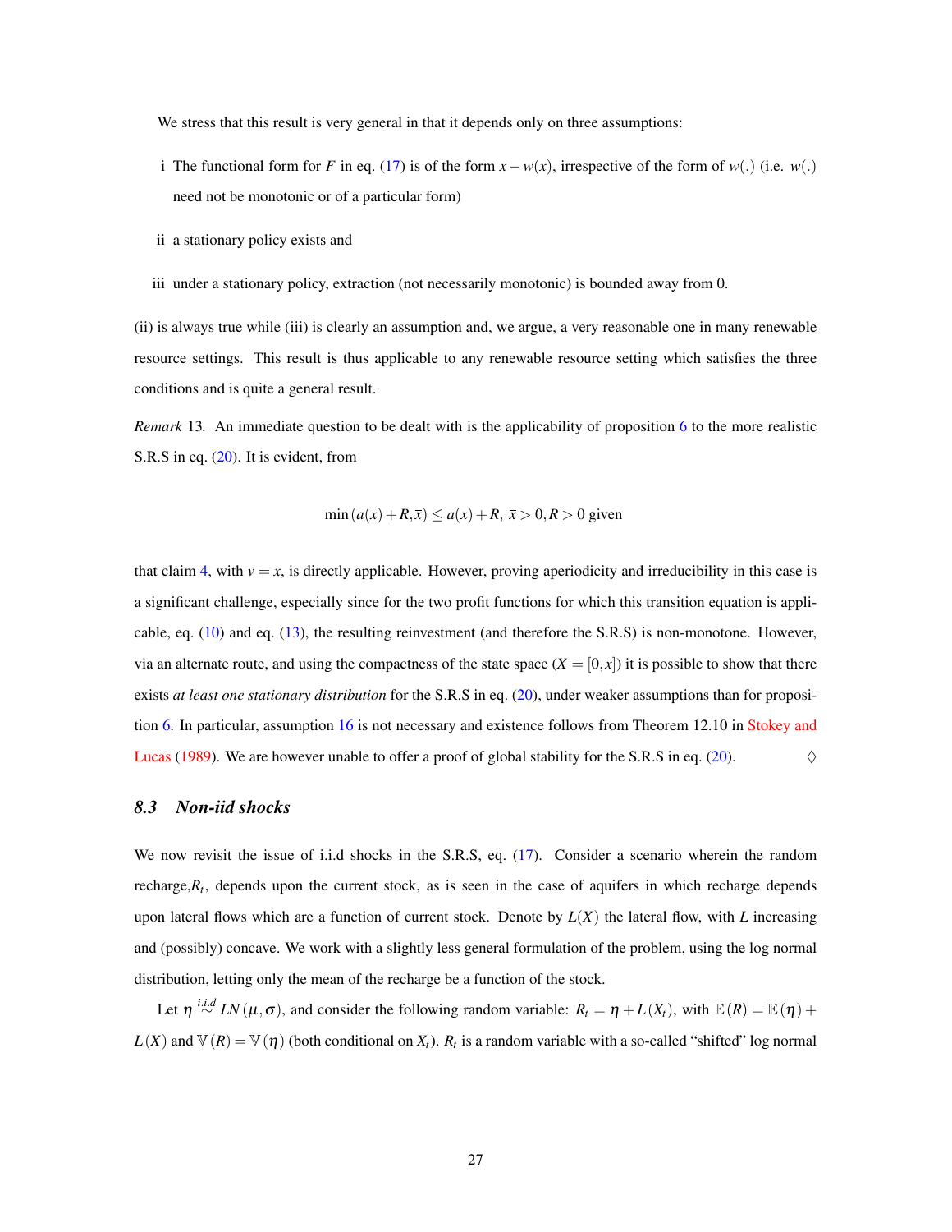We stress that this result is very general in that it depends only on three assumptions:

i The functional form for $F$ in eq. (17) is of the form $x - w(x)$, irrespective of the form of $w(.)$ (i.e. $w(.)$ need not be monotonic or of a particular form)

ii a stationary policy exists and

iii under a stationary policy, extraction (not necessarily monotonic) is bounded away from 0.

(ii) is always true while (iii) is clearly an assumption and, we argue, a very reasonable one in many renewable resource settings. This result is thus applicable to any renewable resource setting which satisfies the three conditions and is quite a general result.

*Remark* 13. An immediate question to be dealt with is the applicability of proposition 6 to the more realistic S.R.S in eq. (20). It is evident, from

$$\min\left(a(x)+R,\bar{x}\right) \leq a(x)+R,\ \bar{x}>0, R>0 \text{ given}$$

that claim 4, with $v = x$, is directly applicable. However, proving aperiodicity and irreducibility in this case is a significant challenge, especially since for the two profit functions for which this transition equation is applicable, eq. (10) and eq. (13), the resulting reinvestment (and therefore the S.R.S) is non-monotone. However, via an alternate route, and using the compactness of the state space ($X = [0,\bar{x}]$) it is possible to show that there exists *at least one stationary distribution* for the S.R.S in eq. (20), under weaker assumptions than for proposition 6. In particular, assumption 16 is not necessary and existence follows from Theorem 12.10 in Stokey and Lucas (1989). We are however unable to offer a proof of global stability for the S.R.S in eq. (20). ◊

### *8.3 Non-iid shocks*

We now revisit the issue of i.i.d shocks in the S.R.S, eq. (17). Consider a scenario wherein the random recharge, $R_t$, depends upon the current stock, as is seen in the case of aquifers in which recharge depends upon lateral flows which are a function of current stock. Denote by $L(X)$ the lateral flow, with $L$ increasing and (possibly) concave. We work with a slightly less general formulation of the problem, using the log normal distribution, letting only the mean of the recharge be a function of the stock.

Let $\eta \overset{i.i.d}{\sim} LN(\mu,\sigma)$, and consider the following random variable: $R_t = \eta + L(X_t)$, with $\mathbb{E}(R) = \mathbb{E}(\eta) + L(X)$ and $\mathbb{V}(R) = \mathbb{V}(\eta)$ (both conditional on $X_t$). $R_t$ is a random variable with a so-called "shifted" log normal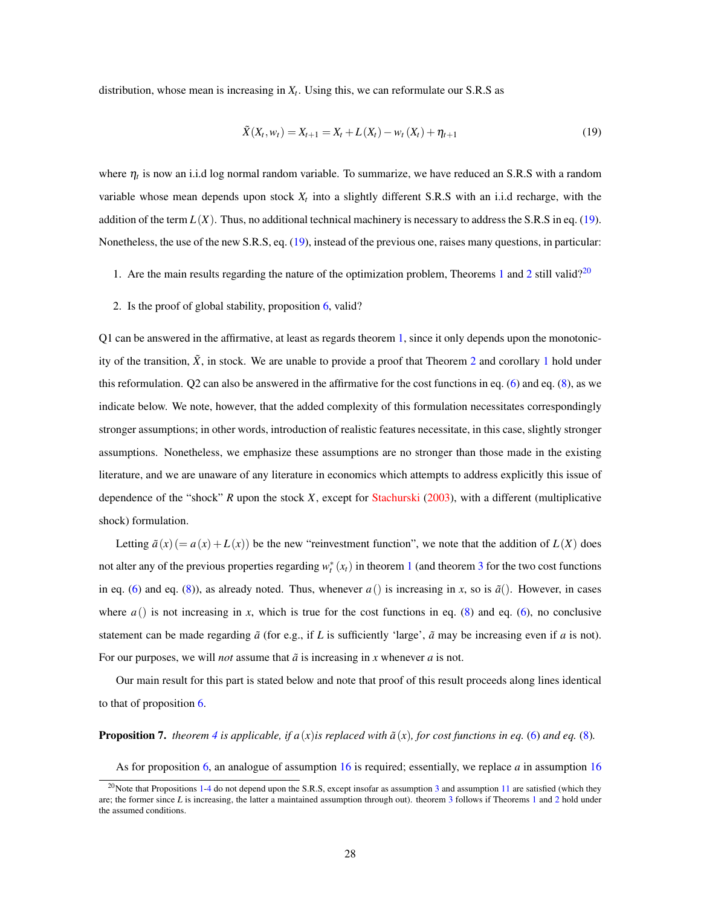distribution, whose mean is increasing in $X_t$. Using this, we can reformulate our S.R.S as

$$\tilde{X}(X_t, w_t) = X_{t+1} = X_t + L(X_t) - w_t(X_t) + \eta_{t+1} \tag{19}$$

where $\eta_t$ is now an i.i.d log normal random variable. To summarize, we have reduced an S.R.S with a random variable whose mean depends upon stock $X_t$ into a slightly different S.R.S with an i.i.d recharge, with the addition of the term $L(X)$. Thus, no additional technical machinery is necessary to address the S.R.S in eq. (19). Nonetheless, the use of the new S.R.S, eq. (19), instead of the previous one, raises many questions, in particular:

1. Are the main results regarding the nature of the optimization problem, Theorems 1 and 2 still valid?[20]
2. Is the proof of global stability, proposition 6, valid?

Q1 can be answered in the affirmative, at least as regards theorem 1, since it only depends upon the monotonicity of the transition, $\tilde{X}$, in stock. We are unable to provide a proof that Theorem 2 and corollary 1 hold under this reformulation. Q2 can also be answered in the affirmative for the cost functions in eq. (6) and eq. (8), as we indicate below. We note, however, that the added complexity of this formulation necessitates correspondingly stronger assumptions; in other words, introduction of realistic features necessitate, in this case, slightly stronger assumptions. Nonetheless, we emphasize these assumptions are no stronger than those made in the existing literature, and we are unaware of any literature in economics which attempts to address explicitly this issue of dependence of the "shock" $R$ upon the stock $X$, except for Stachurski (2003), with a different (multiplicative shock) formulation.

Letting $\tilde{a}(x) (= a(x) + L(x))$ be the new "reinvestment function", we note that the addition of $L(X)$ does not alter any of the previous properties regarding $w_t^*(x_t)$ in theorem 1 (and theorem 3 for the two cost functions in eq. (6) and eq. (8)), as already noted. Thus, whenever $a()$ is increasing in $x$, so is $\tilde{a}()$. However, in cases where $a()$ is not increasing in $x$, which is true for the cost functions in eq. (8) and eq. (6), no conclusive statement can be made regarding $\tilde{a}$ (for e.g., if $L$ is sufficiently 'large', $\tilde{a}$ may be increasing even if $a$ is not). For our purposes, we will *not* assume that $\tilde{a}$ is increasing in $x$ whenever $a$ is not.

Our main result for this part is stated below and note that proof of this result proceeds along lines identical to that of proposition 6.

**Proposition 7.** *theorem 4 is applicable, if $a(x)$ is replaced with $\tilde{a}(x)$, for cost functions in eq. (6) and eq. (8).*

As for proposition 6, an analogue of assumption 16 is required; essentially, we replace $a$ in assumption 16

[20] Note that Propositions 1-4 do not depend upon the S.R.S, except insofar as assumption 3 and assumption 11 are satisfied (which they are; the former since $L$ is increasing, the latter a maintained assumption through out). theorem 3 follows if Theorems 1 and 2 hold under the assumed conditions.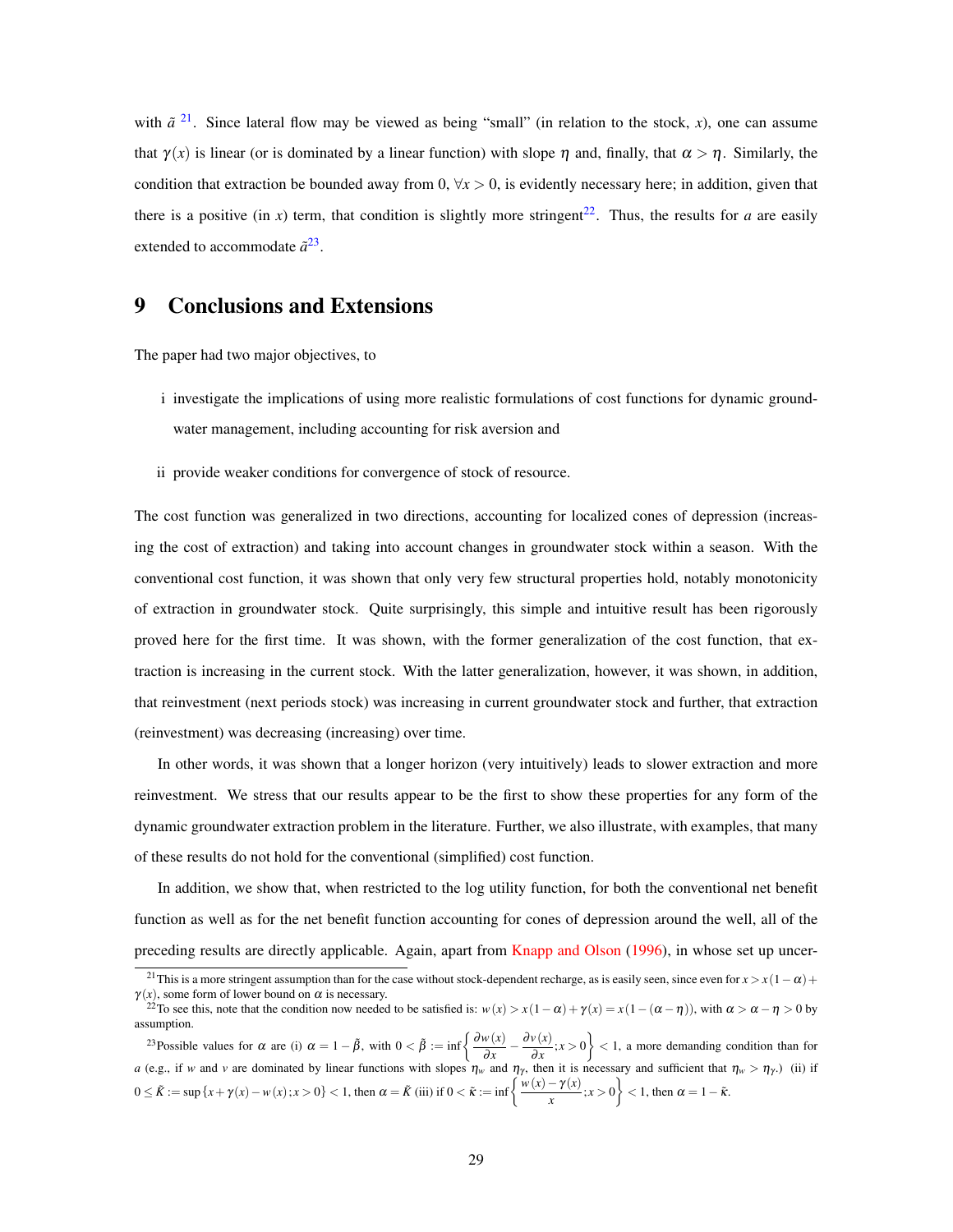with $\tilde{a}$ [21]. Since lateral flow may be viewed as being "small" (in relation to the stock, $x$), one can assume that $\gamma(x)$ is linear (or is dominated by a linear function) with slope $\eta$ and, finally, that $\alpha > \eta$. Similarly, the condition that extraction be bounded away from 0, $\forall x > 0$, is evidently necessary here; in addition, given that there is a positive (in $x$) term, that condition is slightly more stringent[22]. Thus, the results for $a$ are easily extended to accommodate $\tilde{a}$[23].

# 9 Conclusions and Extensions

The paper had two major objectives, to

i investigate the implications of using more realistic formulations of cost functions for dynamic groundwater management, including accounting for risk aversion and

ii provide weaker conditions for convergence of stock of resource.

The cost function was generalized in two directions, accounting for localized cones of depression (increasing the cost of extraction) and taking into account changes in groundwater stock within a season. With the conventional cost function, it was shown that only very few structural properties hold, notably monotonicity of extraction in groundwater stock. Quite surprisingly, this simple and intuitive result has been rigorously proved here for the first time. It was shown, with the former generalization of the cost function, that extraction is increasing in the current stock. With the latter generalization, however, it was shown, in addition, that reinvestment (next periods stock) was increasing in current groundwater stock and further, that extraction (reinvestment) was decreasing (increasing) over time.

In other words, it was shown that a longer horizon (very intuitively) leads to slower extraction and more reinvestment. We stress that our results appear to be the first to show these properties for any form of the dynamic groundwater extraction problem in the literature. Further, we also illustrate, with examples, that many of these results do not hold for the conventional (simplified) cost function.

In addition, we show that, when restricted to the log utility function, for both the conventional net benefit function as well as for the net benefit function accounting for cones of depression around the well, all of the preceding results are directly applicable. Again, apart from Knapp and Olson (1996), in whose set up uncer-

[21] This is a more stringent assumption than for the case without stock-dependent recharge, as is easily seen, since even for $x > x(1-\alpha) + \gamma(x)$, some form of lower bound on $\alpha$ is necessary.

[22] To see this, note that the condition now needed to be satisfied is: $w(x) > x(1-\alpha) + \gamma(x) = x(1-(\alpha-\eta))$, with $\alpha > \alpha - \eta > 0$ by assumption.

[23] Possible values for $\alpha$ are (i) $\alpha = 1 - \tilde{\beta}$, with $0 < \tilde{\beta} := \inf\left\{ \frac{\partial w(x)}{\partial x} - \frac{\partial v(x)}{\partial x}; x > 0 \right\} < 1$, a more demanding condition than for $a$ (e.g., if $w$ and $v$ are dominated by linear functions with slopes $\eta_w$ and $\eta_\gamma$, then it is necessary and sufficient that $\eta_w > \eta_\gamma$.) (ii) if $0 \leq \tilde{K} := \sup\{x + \gamma(x) - w(x); x > 0\} < 1$, then $\alpha = \tilde{K}$ (iii) if $0 < \tilde{\kappa} := \inf\left\{ \frac{w(x) - \gamma(x)}{x}; x > 0 \right\} < 1$, then $\alpha = 1 - \tilde{\kappa}$.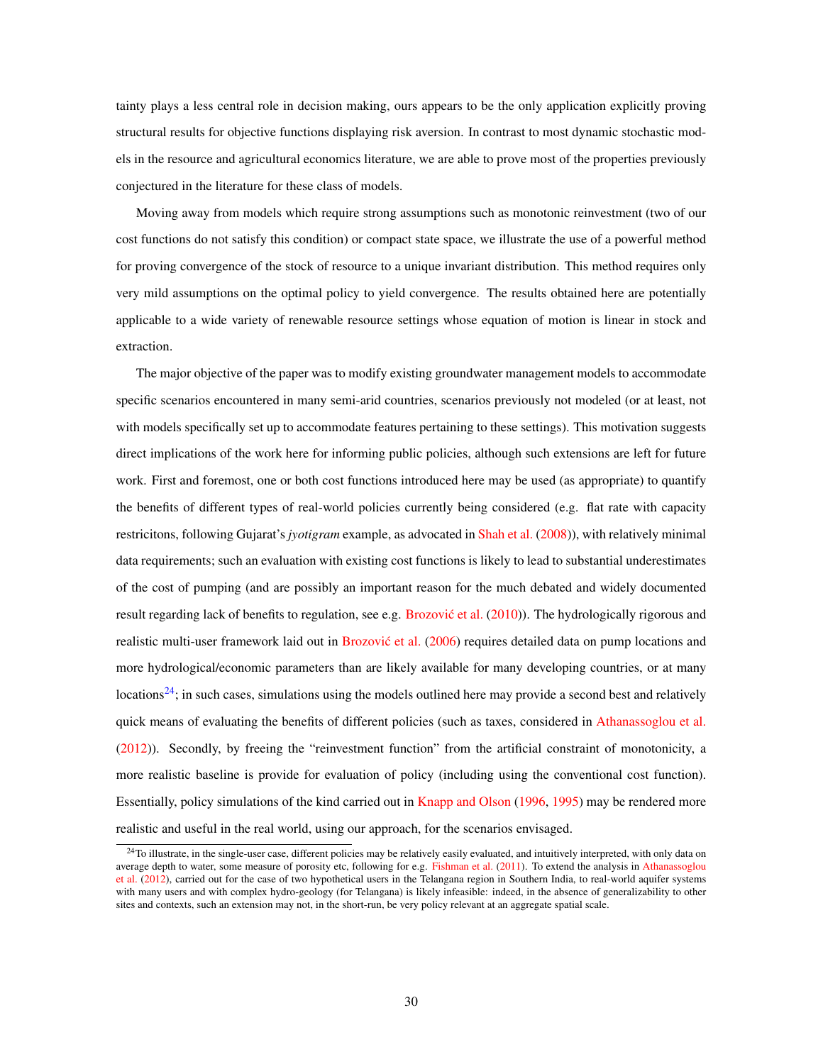tainty plays a less central role in decision making, ours appears to be the only application explicitly proving structural results for objective functions displaying risk aversion. In contrast to most dynamic stochastic models in the resource and agricultural economics literature, we are able to prove most of the properties previously conjectured in the literature for these class of models.

Moving away from models which require strong assumptions such as monotonic reinvestment (two of our cost functions do not satisfy this condition) or compact state space, we illustrate the use of a powerful method for proving convergence of the stock of resource to a unique invariant distribution. This method requires only very mild assumptions on the optimal policy to yield convergence. The results obtained here are potentially applicable to a wide variety of renewable resource settings whose equation of motion is linear in stock and extraction.

The major objective of the paper was to modify existing groundwater management models to accommodate specific scenarios encountered in many semi-arid countries, scenarios previously not modeled (or at least, not with models specifically set up to accommodate features pertaining to these settings). This motivation suggests direct implications of the work here for informing public policies, although such extensions are left for future work. First and foremost, one or both cost functions introduced here may be used (as appropriate) to quantify the benefits of different types of real-world policies currently being considered (e.g. flat rate with capacity restricitons, following Gujarat's *jyotigram* example, as advocated in Shah et al. (2008)), with relatively minimal data requirements; such an evaluation with existing cost functions is likely to lead to substantial underestimates of the cost of pumping (and are possibly an important reason for the much debated and widely documented result regarding lack of benefits to regulation, see e.g. Brozović et al. (2010)). The hydrologically rigorous and realistic multi-user framework laid out in Brozović et al. (2006) requires detailed data on pump locations and more hydrological/economic parameters than are likely available for many developing countries, or at many locations[24]; in such cases, simulations using the models outlined here may provide a second best and relatively quick means of evaluating the benefits of different policies (such as taxes, considered in Athanassoglou et al. (2012)). Secondly, by freeing the "reinvestment function" from the artificial constraint of monotonicity, a more realistic baseline is provide for evaluation of policy (including using the conventional cost function). Essentially, policy simulations of the kind carried out in Knapp and Olson (1996, 1995) may be rendered more realistic and useful in the real world, using our approach, for the scenarios envisaged.

[24] To illustrate, in the single-user case, different policies may be relatively easily evaluated, and intuitively interpreted, with only data on average depth to water, some measure of porosity etc, following for e.g. Fishman et al. (2011). To extend the analysis in Athanassoglou et al. (2012), carried out for the case of two hypothetical users in the Telangana region in Southern India, to real-world aquifer systems with many users and with complex hydro-geology (for Telangana) is likely infeasible: indeed, in the absence of generalizability to other sites and contexts, such an extension may not, in the short-run, be very policy relevant at an aggregate spatial scale.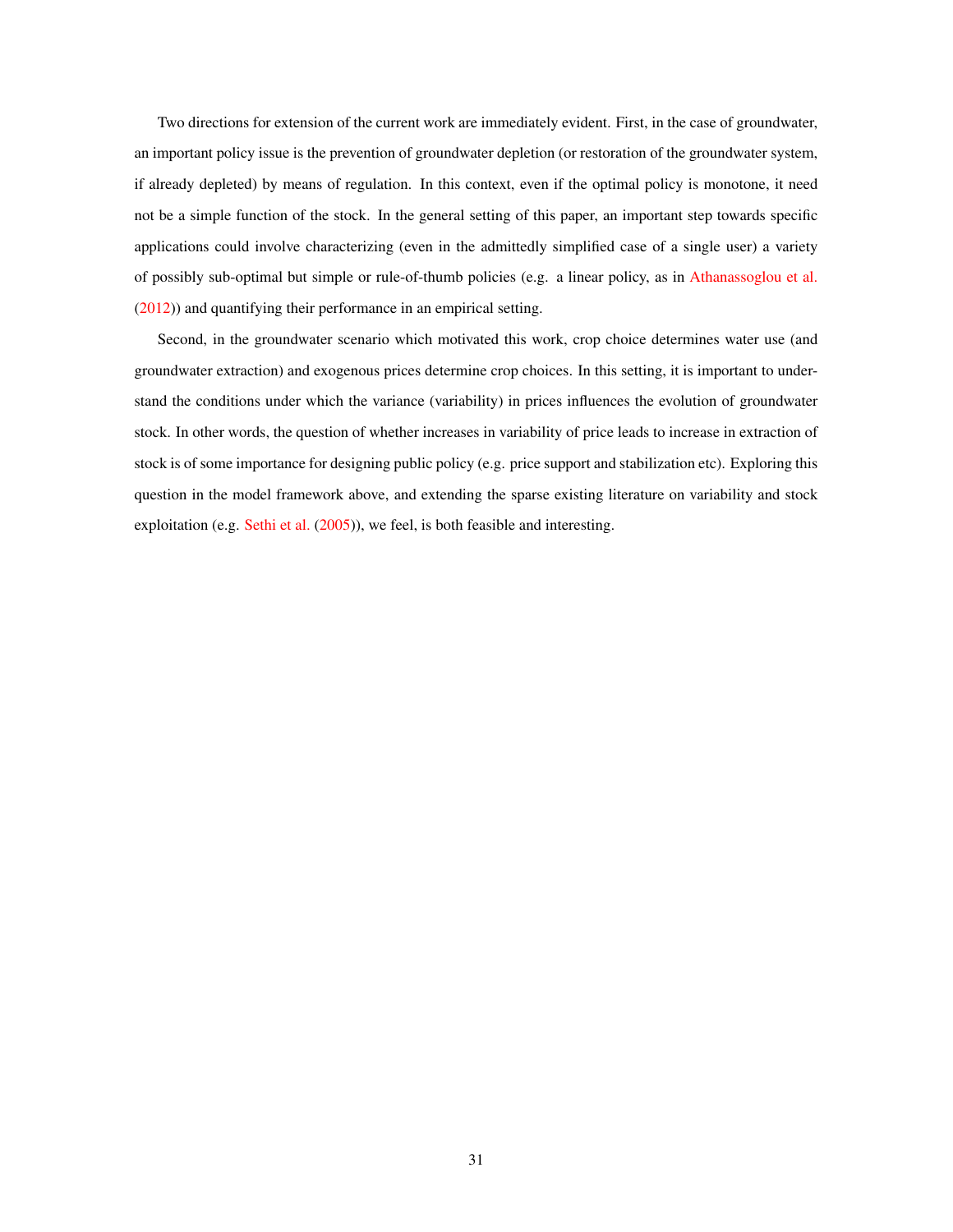Two directions for extension of the current work are immediately evident. First, in the case of groundwater, an important policy issue is the prevention of groundwater depletion (or restoration of the groundwater system, if already depleted) by means of regulation. In this context, even if the optimal policy is monotone, it need not be a simple function of the stock. In the general setting of this paper, an important step towards specific applications could involve characterizing (even in the admittedly simplified case of a single user) a variety of possibly sub-optimal but simple or rule-of-thumb policies (e.g. a linear policy, as in Athanassoglou et al. (2012)) and quantifying their performance in an empirical setting.

Second, in the groundwater scenario which motivated this work, crop choice determines water use (and groundwater extraction) and exogenous prices determine crop choices. In this setting, it is important to understand the conditions under which the variance (variability) in prices influences the evolution of groundwater stock. In other words, the question of whether increases in variability of price leads to increase in extraction of stock is of some importance for designing public policy (e.g. price support and stabilization etc). Exploring this question in the model framework above, and extending the sparse existing literature on variability and stock exploitation (e.g. Sethi et al. (2005)), we feel, is both feasible and interesting.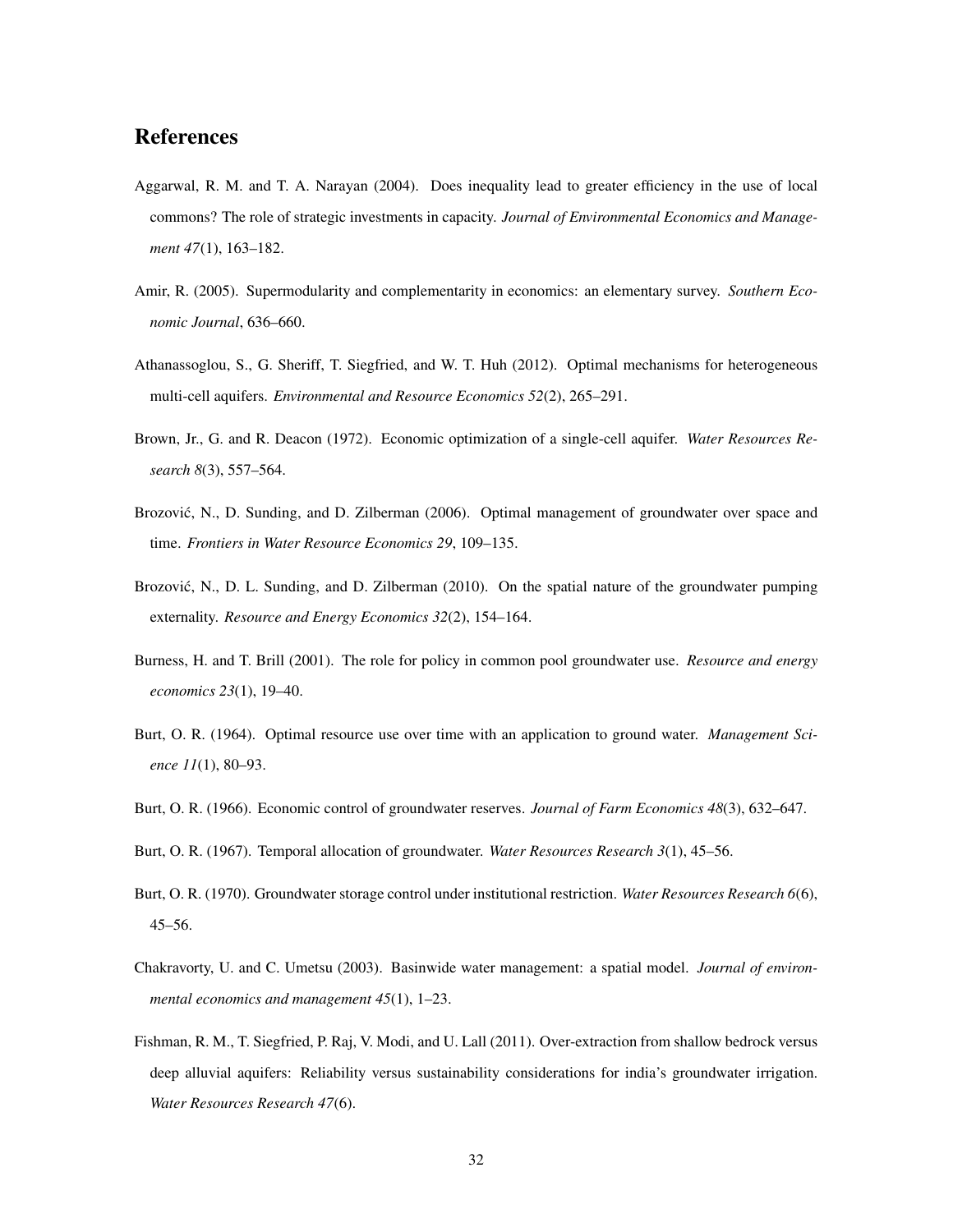## References

Aggarwal, R. M. and T. A. Narayan (2004). Does inequality lead to greater efficiency in the use of local commons? The role of strategic investments in capacity. *Journal of Environmental Economics and Management 47*(1), 163–182.

Amir, R. (2005). Supermodularity and complementarity in economics: an elementary survey. *Southern Economic Journal*, 636–660.

Athanassoglou, S., G. Sheriff, T. Siegfried, and W. T. Huh (2012). Optimal mechanisms for heterogeneous multi-cell aquifers. *Environmental and Resource Economics 52*(2), 265–291.

Brown, Jr., G. and R. Deacon (1972). Economic optimization of a single-cell aquifer. *Water Resources Research 8*(3), 557–564.

Brozović, N., D. Sunding, and D. Zilberman (2006). Optimal management of groundwater over space and time. *Frontiers in Water Resource Economics 29*, 109–135.

Brozović, N., D. L. Sunding, and D. Zilberman (2010). On the spatial nature of the groundwater pumping externality. *Resource and Energy Economics 32*(2), 154–164.

Burness, H. and T. Brill (2001). The role for policy in common pool groundwater use. *Resource and energy economics 23*(1), 19–40.

Burt, O. R. (1964). Optimal resource use over time with an application to ground water. *Management Science 11*(1), 80–93.

Burt, O. R. (1966). Economic control of groundwater reserves. *Journal of Farm Economics 48*(3), 632–647.

Burt, O. R. (1967). Temporal allocation of groundwater. *Water Resources Research 3*(1), 45–56.

Burt, O. R. (1970). Groundwater storage control under institutional restriction. *Water Resources Research 6*(6), 45–56.

Chakravorty, U. and C. Umetsu (2003). Basinwide water management: a spatial model. *Journal of environmental economics and management 45*(1), 1–23.

Fishman, R. M., T. Siegfried, P. Raj, V. Modi, and U. Lall (2011). Over-extraction from shallow bedrock versus deep alluvial aquifers: Reliability versus sustainability considerations for india's groundwater irrigation. *Water Resources Research 47*(6).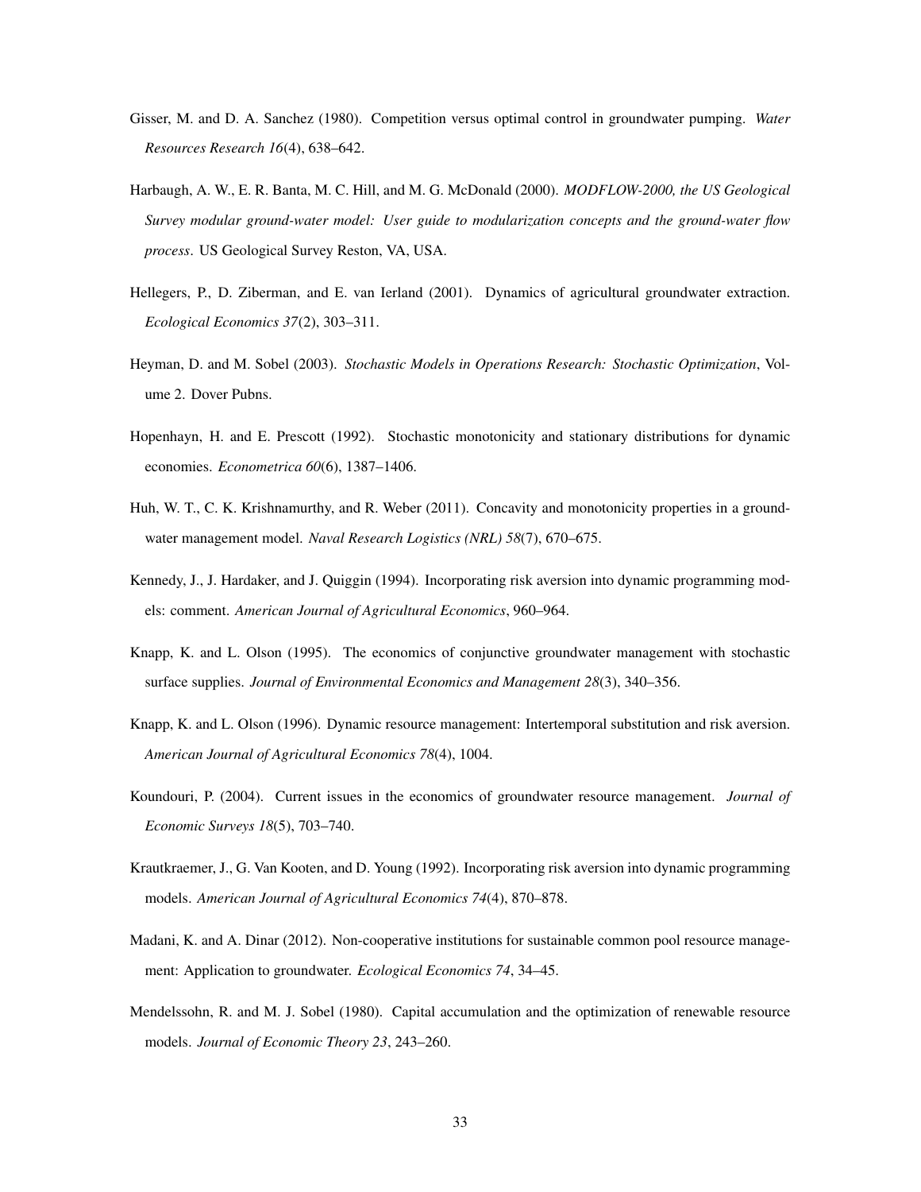Gisser, M. and D. A. Sanchez (1980). Competition versus optimal control in groundwater pumping. *Water Resources Research 16*(4), 638–642.

Harbaugh, A. W., E. R. Banta, M. C. Hill, and M. G. McDonald (2000). *MODFLOW-2000, the US Geological Survey modular ground-water model: User guide to modularization concepts and the ground-water flow process*. US Geological Survey Reston, VA, USA.

Hellegers, P., D. Ziberman, and E. van Ierland (2001). Dynamics of agricultural groundwater extraction. *Ecological Economics 37*(2), 303–311.

Heyman, D. and M. Sobel (2003). *Stochastic Models in Operations Research: Stochastic Optimization*, Volume 2. Dover Pubns.

Hopenhayn, H. and E. Prescott (1992). Stochastic monotonicity and stationary distributions for dynamic economies. *Econometrica 60*(6), 1387–1406.

Huh, W. T., C. K. Krishnamurthy, and R. Weber (2011). Concavity and monotonicity properties in a groundwater management model. *Naval Research Logistics (NRL) 58*(7), 670–675.

Kennedy, J., J. Hardaker, and J. Quiggin (1994). Incorporating risk aversion into dynamic programming models: comment. *American Journal of Agricultural Economics*, 960–964.

Knapp, K. and L. Olson (1995). The economics of conjunctive groundwater management with stochastic surface supplies. *Journal of Environmental Economics and Management 28*(3), 340–356.

Knapp, K. and L. Olson (1996). Dynamic resource management: Intertemporal substitution and risk aversion. *American Journal of Agricultural Economics 78*(4), 1004.

Koundouri, P. (2004). Current issues in the economics of groundwater resource management. *Journal of Economic Surveys 18*(5), 703–740.

Krautkraemer, J., G. Van Kooten, and D. Young (1992). Incorporating risk aversion into dynamic programming models. *American Journal of Agricultural Economics 74*(4), 870–878.

Madani, K. and A. Dinar (2012). Non-cooperative institutions for sustainable common pool resource management: Application to groundwater. *Ecological Economics 74*, 34–45.

Mendelssohn, R. and M. J. Sobel (1980). Capital accumulation and the optimization of renewable resource models. *Journal of Economic Theory 23*, 243–260.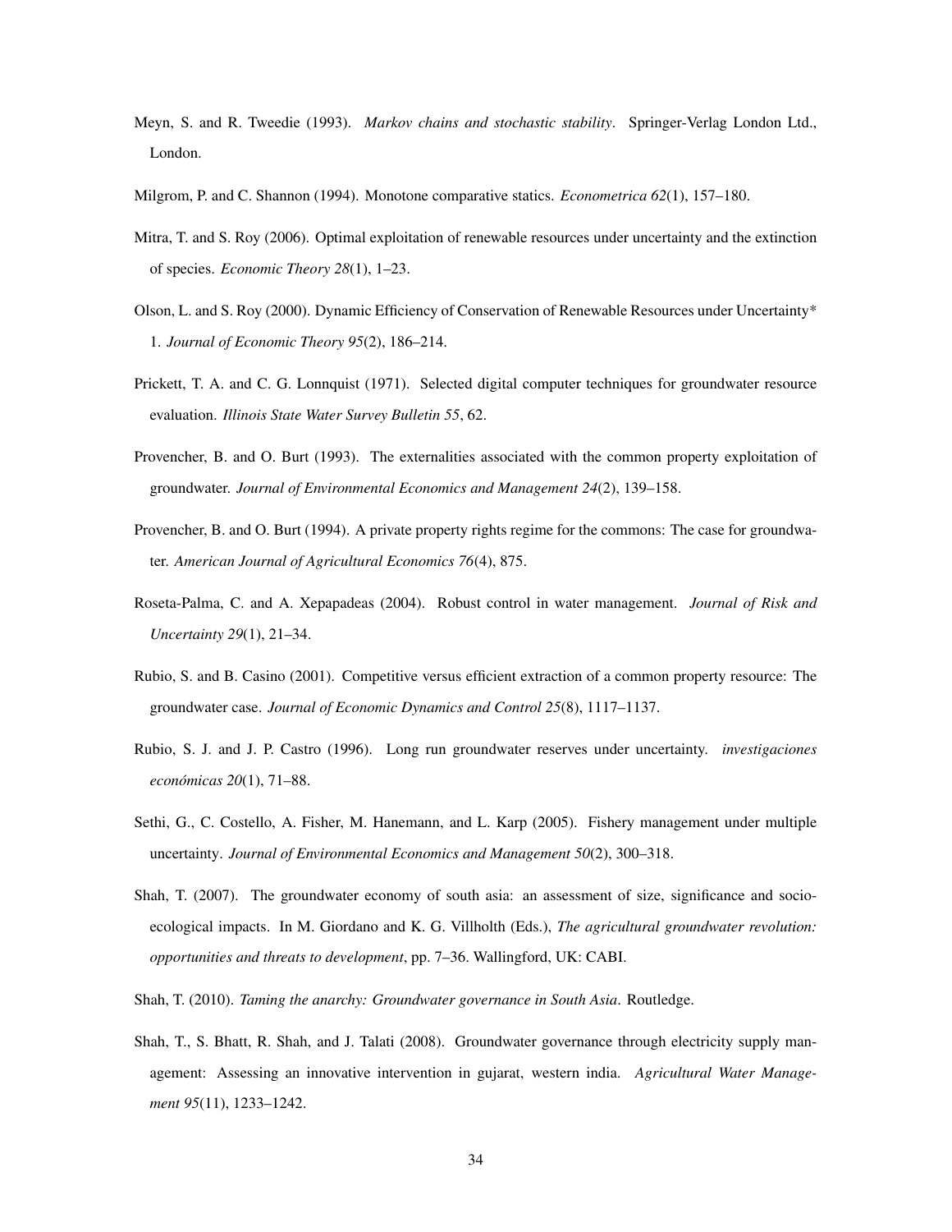Meyn, S. and R. Tweedie (1993). *Markov chains and stochastic stability*. Springer-Verlag London Ltd., London.

Milgrom, P. and C. Shannon (1994). Monotone comparative statics. *Econometrica 62*(1), 157–180.

Mitra, T. and S. Roy (2006). Optimal exploitation of renewable resources under uncertainty and the extinction of species. *Economic Theory 28*(1), 1–23.

Olson, L. and S. Roy (2000). Dynamic Efficiency of Conservation of Renewable Resources under Uncertainty* 1. *Journal of Economic Theory 95*(2), 186–214.

Prickett, T. A. and C. G. Lonnquist (1971). Selected digital computer techniques for groundwater resource evaluation. *Illinois State Water Survey Bulletin 55*, 62.

Provencher, B. and O. Burt (1993). The externalities associated with the common property exploitation of groundwater. *Journal of Environmental Economics and Management 24*(2), 139–158.

Provencher, B. and O. Burt (1994). A private property rights regime for the commons: The case for groundwater. *American Journal of Agricultural Economics 76*(4), 875.

Roseta-Palma, C. and A. Xepapadeas (2004). Robust control in water management. *Journal of Risk and Uncertainty 29*(1), 21–34.

Rubio, S. and B. Casino (2001). Competitive versus efficient extraction of a common property resource: The groundwater case. *Journal of Economic Dynamics and Control 25*(8), 1117–1137.

Rubio, S. J. and J. P. Castro (1996). Long run groundwater reserves under uncertainty. *investigaciones económicas 20*(1), 71–88.

Sethi, G., C. Costello, A. Fisher, M. Hanemann, and L. Karp (2005). Fishery management under multiple uncertainty. *Journal of Environmental Economics and Management 50*(2), 300–318.

Shah, T. (2007). The groundwater economy of south asia: an assessment of size, significance and socio-ecological impacts. In M. Giordano and K. G. Villholth (Eds.), *The agricultural groundwater revolution: opportunities and threats to development*, pp. 7–36. Wallingford, UK: CABI.

Shah, T. (2010). *Taming the anarchy: Groundwater governance in South Asia*. Routledge.

Shah, T., S. Bhatt, R. Shah, and J. Talati (2008). Groundwater governance through electricity supply management: Assessing an innovative intervention in gujarat, western india. *Agricultural Water Management 95*(11), 1233–1242.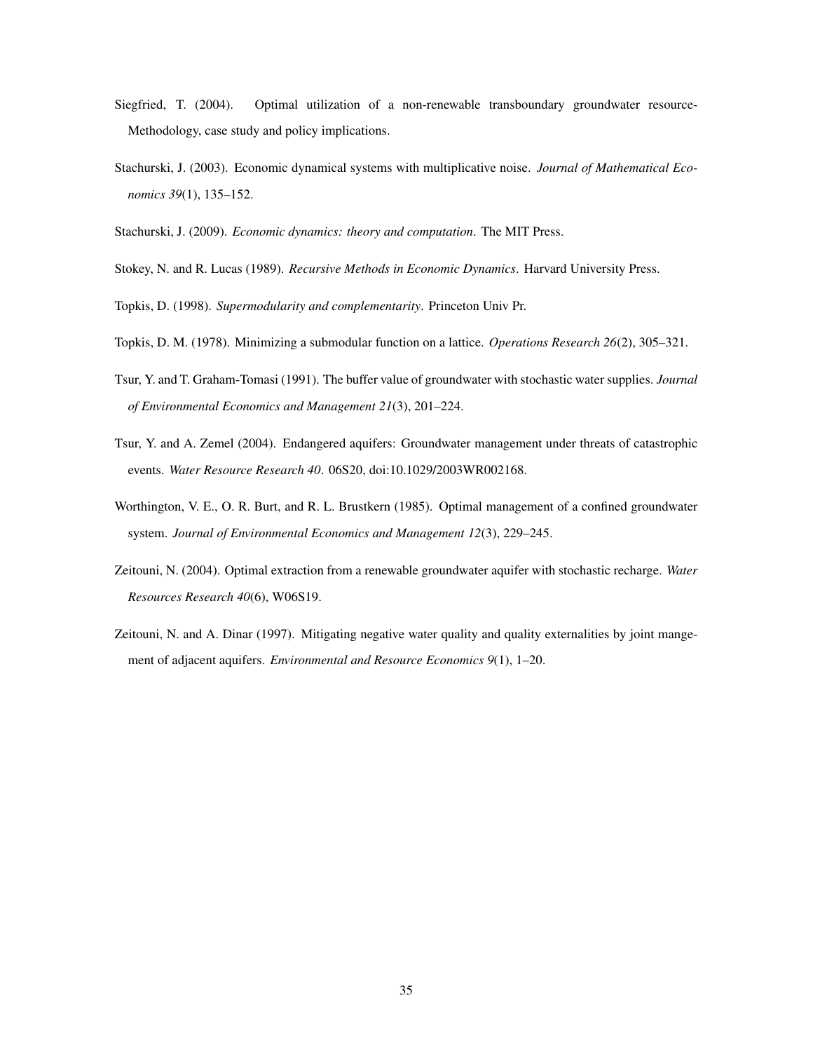Siegfried, T. (2004). Optimal utilization of a non-renewable transboundary groundwater resource-Methodology, case study and policy implications.

Stachurski, J. (2003). Economic dynamical systems with multiplicative noise. *Journal of Mathematical Economics 39*(1), 135–152.

Stachurski, J. (2009). *Economic dynamics: theory and computation*. The MIT Press.

Stokey, N. and R. Lucas (1989). *Recursive Methods in Economic Dynamics*. Harvard University Press.

Topkis, D. (1998). *Supermodularity and complementarity*. Princeton Univ Pr.

Topkis, D. M. (1978). Minimizing a submodular function on a lattice. *Operations Research 26*(2), 305–321.

Tsur, Y. and T. Graham-Tomasi (1991). The buffer value of groundwater with stochastic water supplies. *Journal of Environmental Economics and Management 21*(3), 201–224.

Tsur, Y. and A. Zemel (2004). Endangered aquifers: Groundwater management under threats of catastrophic events. *Water Resource Research 40*. 06S20, doi:10.1029/2003WR002168.

Worthington, V. E., O. R. Burt, and R. L. Brustkern (1985). Optimal management of a confined groundwater system. *Journal of Environmental Economics and Management 12*(3), 229–245.

Zeitouni, N. (2004). Optimal extraction from a renewable groundwater aquifer with stochastic recharge. *Water Resources Research 40*(6), W06S19.

Zeitouni, N. and A. Dinar (1997). Mitigating negative water quality and quality externalities by joint mangement of adjacent aquifers. *Environmental and Resource Economics 9*(1), 1–20.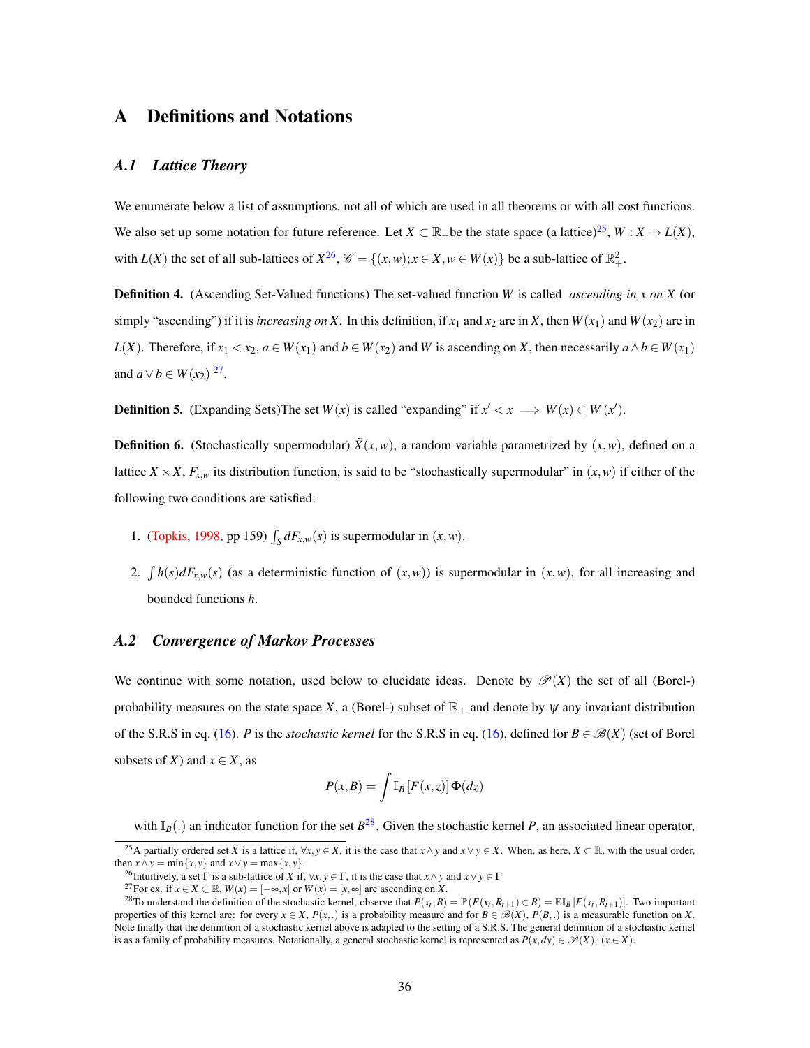# A Definitions and Notations

## A.1 *Lattice Theory*

We enumerate below a list of assumptions, not all of which are used in all theorems or with all cost functions. We also set up some notation for future reference. Let $X \subset \mathbb{R}_+$be the state space (a lattice)[25], $W : X \to L(X)$, with $L(X)$ the set of all sub-lattices of $X$[26], $\mathscr{C} = \{(x,w); x \in X, w \in W(x)\}$ be a sub-lattice of $\mathbb{R}^2_+$.

**Definition 4.** (Ascending Set-Valued functions) The set-valued function $W$ is called *ascending in $x$ on $X$* (or simply "ascending") if it is *increasing on $X$*. In this definition, if $x_1$ and $x_2$ are in $X$, then $W(x_1)$ and $W(x_2)$ are in $L(X)$. Therefore, if $x_1 < x_2$, $a \in W(x_1)$ and $b \in W(x_2)$ and $W$ is ascending on $X$, then necessarily $a \wedge b \in W(x_1)$ and $a \vee b \in W(x_2)$ [27].

**Definition 5.** (Expanding Sets)The set $W(x)$ is called "expanding" if $x' < x \implies W(x) \subset W(x')$.

**Definition 6.** (Stochastically supermodular) $\tilde{X}(x,w)$, a random variable parametrized by $(x,w)$, defined on a lattice $X \times X$, $F_{x,w}$ its distribution function, is said to be "stochastically supermodular" in $(x,w)$ if either of the following two conditions are satisfied:

1. (Topkis, 1998, pp 159) $\int_S dF_{x,w}(s)$ is supermodular in $(x,w)$.
2. $\int h(s) dF_{x,w}(s)$ (as a deterministic function of $(x,w)$) is supermodular in $(x,w)$, for all increasing and bounded functions $h$.

## A.2 *Convergence of Markov Processes*

We continue with some notation, used below to elucidate ideas. Denote by $\mathscr{P}(X)$ the set of all (Borel-) probability measures on the state space $X$, a (Borel-) subset of $\mathbb{R}_+$ and denote by $\psi$ any invariant distribution of the S.R.S in eq. (16). $P$ is the *stochastic kernel* for the S.R.S in eq. (16), defined for $B \in \mathscr{B}(X)$ (set of Borel subsets of $X$) and $x \in X$, as

$$P(x,B) = \int \mathbb{I}_B \left[F(x,z)\right] \Phi(dz)$$

with $\mathbb{I}_B(.)$ an indicator function for the set $B$[28]. Given the stochastic kernel $P$, an associated linear operator,

---

[25] A partially ordered set $X$ is a lattice if, $\forall x,y \in X$, it is the case that $x \wedge y$ and $x \vee y \in X$. When, as here, $X \subset \mathbb{R}$, with the usual order, then $x \wedge y = \min\{x,y\}$ and $x \vee y = \max\{x,y\}$.

[26] Intuitively, a set $\Gamma$ is a sub-lattice of $X$ if, $\forall x,y \in \Gamma$, it is the case that $x \wedge y$ and $x \vee y \in \Gamma$

[27] For ex. if $x \in X \subset \mathbb{R}$, $W(x) = [-\infty, x]$ or $W(x) = [x, \infty]$ are ascending on $X$.

[28] To understand the definition of the stochastic kernel, observe that $P(x_t, B) = \mathbb{P}(F(x_t, R_{t+1}) \in B) = \mathbb{E}\mathbb{I}_B\left[F(x_t, R_{t+1})\right]$. Two important properties of this kernel are: for every $x \in X$, $P(x,.)$ is a probability measure and for $B \in \mathscr{B}(X)$, $P(B,.)$ is a measurable function on $X$. Note finally that the definition of a stochastic kernel above is adapted to the setting of a S.R.S. The general definition of a stochastic kernel is as a family of probability measures. Notationally, a general stochastic kernel is represented as $P(x,dy) \in \mathscr{P}(X)$, $(x \in X)$.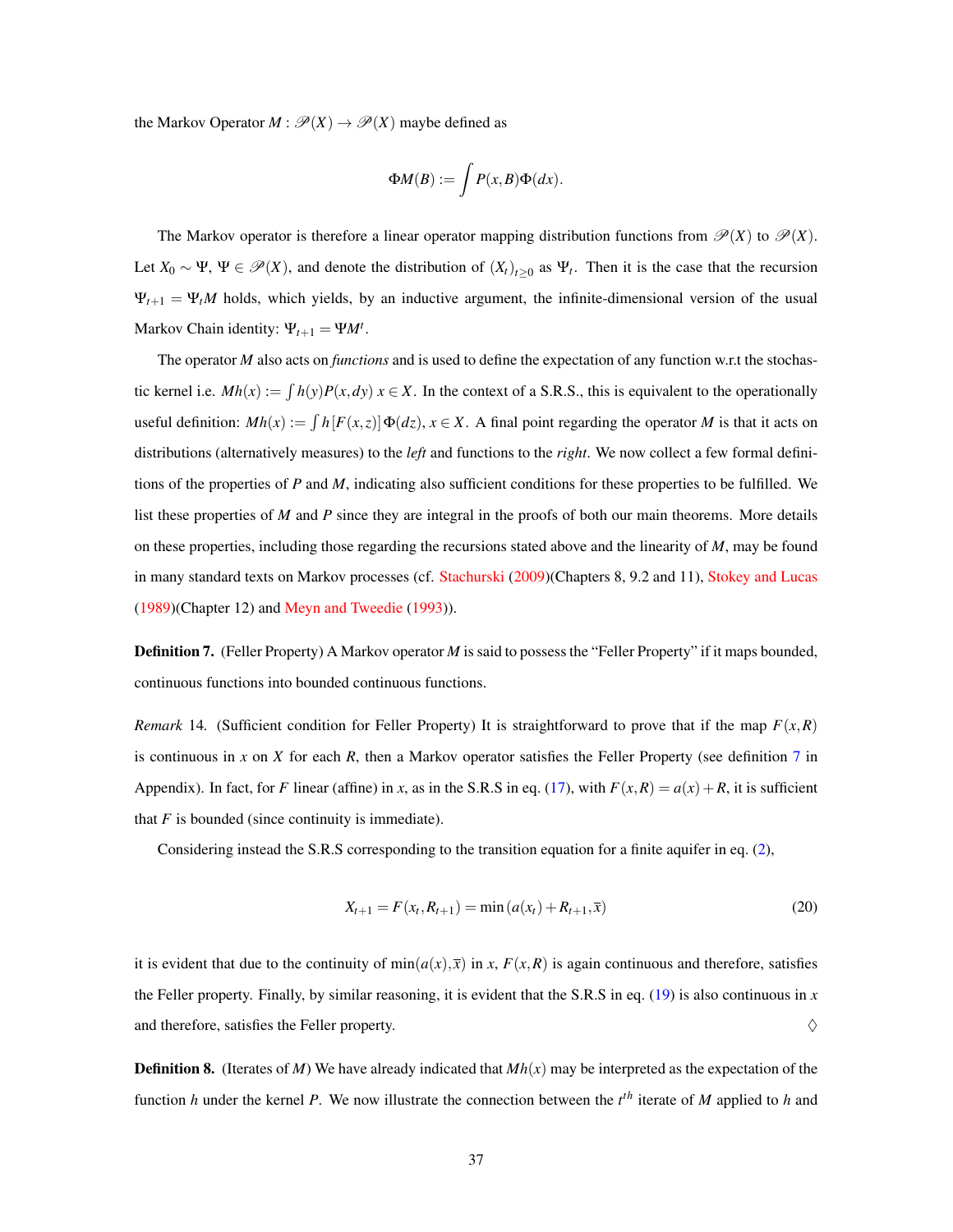the Markov Operator $M : \mathscr{P}(X) \to \mathscr{P}(X)$ maybe defined as

$$\Phi M(B) := \int P(x,B)\Phi(dx).$$

The Markov operator is therefore a linear operator mapping distribution functions from $\mathscr{P}(X)$ to $\mathscr{P}(X)$. Let $X_0 \sim \Psi$, $\Psi \in \mathscr{P}(X)$, and denote the distribution of $(X_t)_{t\geq 0}$ as $\Psi_t$. Then it is the case that the recursion $\Psi_{t+1} = \Psi_t M$ holds, which yields, by an inductive argument, the infinite-dimensional version of the usual Markov Chain identity: $\Psi_{t+1} = \Psi M^t$.

The operator $M$ also acts on *functions* and is used to define the expectation of any function w.r.t the stochastic kernel i.e. $Mh(x) := \int h(y)P(x,dy)$ $x \in X$. In the context of a S.R.S., this is equivalent to the operationally useful definition: $Mh(x) := \int h[F(x,z)]\Phi(dz)$, $x \in X$. A final point regarding the operator $M$ is that it acts on distributions (alternatively measures) to the *left* and functions to the *right*. We now collect a few formal definitions of the properties of $P$ and $M$, indicating also sufficient conditions for these properties to be fulfilled. We list these properties of $M$ and $P$ since they are integral in the proofs of both our main theorems. More details on these properties, including those regarding the recursions stated above and the linearity of $M$, may be found in many standard texts on Markov processes (cf. Stachurski (2009)(Chapters 8, 9.2 and 11), Stokey and Lucas (1989)(Chapter 12) and Meyn and Tweedie (1993)).

**Definition 7.** (Feller Property) A Markov operator $M$ is said to possess the "Feller Property" if it maps bounded, continuous functions into bounded continuous functions.

*Remark* 14. (Sufficient condition for Feller Property) It is straightforward to prove that if the map $F(x,R)$ is continuous in $x$ on $X$ for each $R$, then a Markov operator satisfies the Feller Property (see definition 7 in Appendix). In fact, for $F$ linear (affine) in $x$, as in the S.R.S in eq. (17), with $F(x,R) = a(x)+R$, it is sufficient that $F$ is bounded (since continuity is immediate).

Considering instead the S.R.S corresponding to the transition equation for a finite aquifer in eq. (2),

$$X_{t+1} = F(x_t, R_{t+1}) = \min\left(a(x_t) + R_{t+1}, \bar{x}\right) \tag{20}$$

it is evident that due to the continuity of $\min(a(x), \bar{x})$ in $x$, $F(x,R)$ is again continuous and therefore, satisfies the Feller property. Finally, by similar reasoning, it is evident that the S.R.S in eq. (19) is also continuous in $x$ and therefore, satisfies the Feller property. ◊

**Definition 8.** (Iterates of $M$) We have already indicated that $Mh(x)$ may be interpreted as the expectation of the function $h$ under the kernel $P$. We now illustrate the connection between the $t^{th}$ iterate of $M$ applied to $h$ and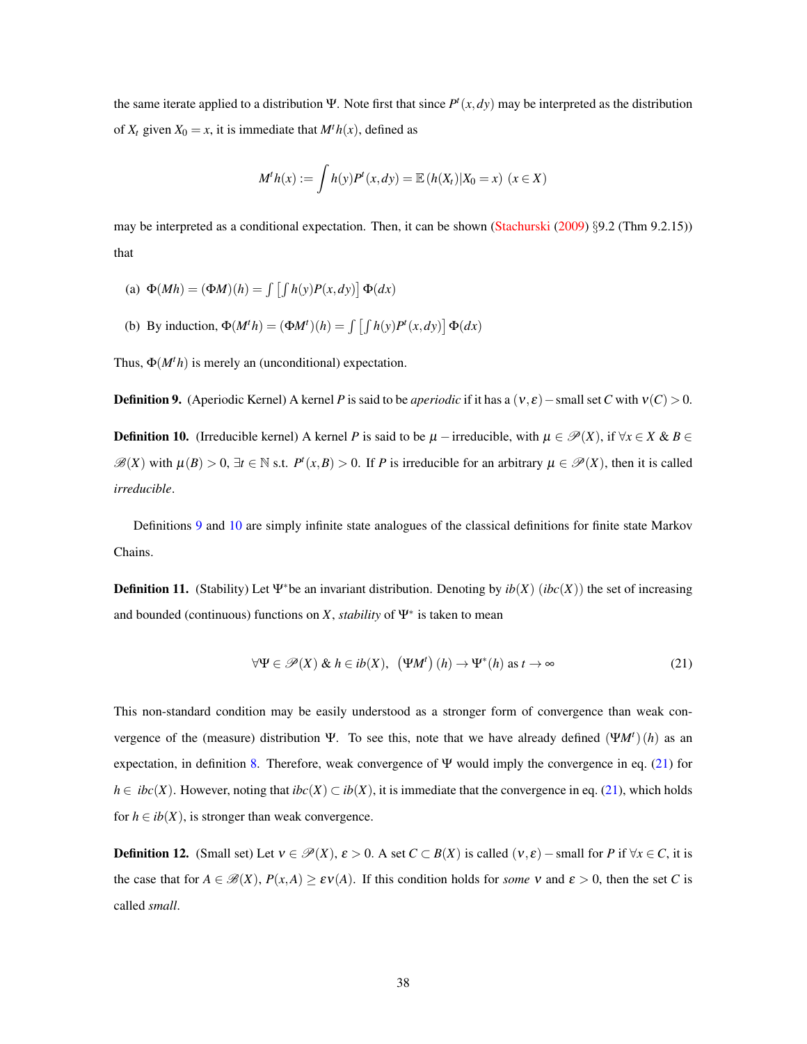the same iterate applied to a distribution $\Psi$. Note first that since $P^t(x,dy)$ may be interpreted as the distribution of $X_t$ given $X_0 = x$, it is immediate that $M^t h(x)$, defined as

$$M^t h(x) := \int h(y) P^t(x,dy) = \mathbb{E}\left(h(X_t)|X_0 = x\right) \; (x \in X)$$

may be interpreted as a conditional expectation. Then, it can be shown (Stachurski (2009) §9.2 (Thm 9.2.15)) that

(a) $\Phi(Mh) = (\Phi M)(h) = \int \left[\int h(y)P(x,dy)\right] \Phi(dx)$

(b) By induction, $\Phi(M^t h) = (\Phi M^t)(h) = \int \left[\int h(y)P^t(x,dy)\right] \Phi(dx)$

Thus, $\Phi(M^t h)$ is merely an (unconditional) expectation.

**Definition 9.** (Aperiodic Kernel) A kernel $P$ is said to be *aperiodic* if it has a $(\nu,\varepsilon)-$small set $C$ with $\nu(C) > 0$.

**Definition 10.** (Irreducible kernel) A kernel $P$ is said to be $\mu-$irreducible, with $\mu \in \mathscr{P}(X)$, if $\forall x \in X$ & $B \in \mathscr{B}(X)$ with $\mu(B) > 0$, $\exists t \in \mathbb{N}$ s.t. $P^t(x,B) > 0$. If $P$ is irreducible for an arbitrary $\mu \in \mathscr{P}(X)$, then it is called *irreducible*.

Definitions 9 and 10 are simply infinite state analogues of the classical definitions for finite state Markov Chains.

**Definition 11.** (Stability) Let $\Psi^*$be an invariant distribution. Denoting by $ib(X)$ $(ibc(X))$ the set of increasing and bounded (continuous) functions on $X$, *stability* of $\Psi^*$ is taken to mean

$$\forall \Psi \in \mathscr{P}(X) \;\&\; h \in ib(X), \;\; \left(\Psi M^t\right)(h) \to \Psi^*(h) \text{ as } t \to \infty \tag{21}$$

This non-standard condition may be easily understood as a stronger form of convergence than weak convergence of the (measure) distribution $\Psi$. To see this, note that we have already defined $(\Psi M^t)(h)$ as an expectation, in definition 8. Therefore, weak convergence of $\Psi$ would imply the convergence in eq. (21) for $h \in ibc(X)$. However, noting that $ibc(X) \subset ib(X)$, it is immediate that the convergence in eq. (21), which holds for $h \in ib(X)$, is stronger than weak convergence.

**Definition 12.** (Small set) Let $\nu \in \mathscr{P}(X)$, $\varepsilon > 0$. A set $C \subset B(X)$ is called $(\nu,\varepsilon)-$small for $P$ if $\forall x \in C$, it is the case that for $A \in \mathscr{B}(X)$, $P(x,A) \geq \varepsilon\nu(A)$. If this condition holds for *some* $\nu$ and $\varepsilon > 0$, then the set $C$ is called *small*.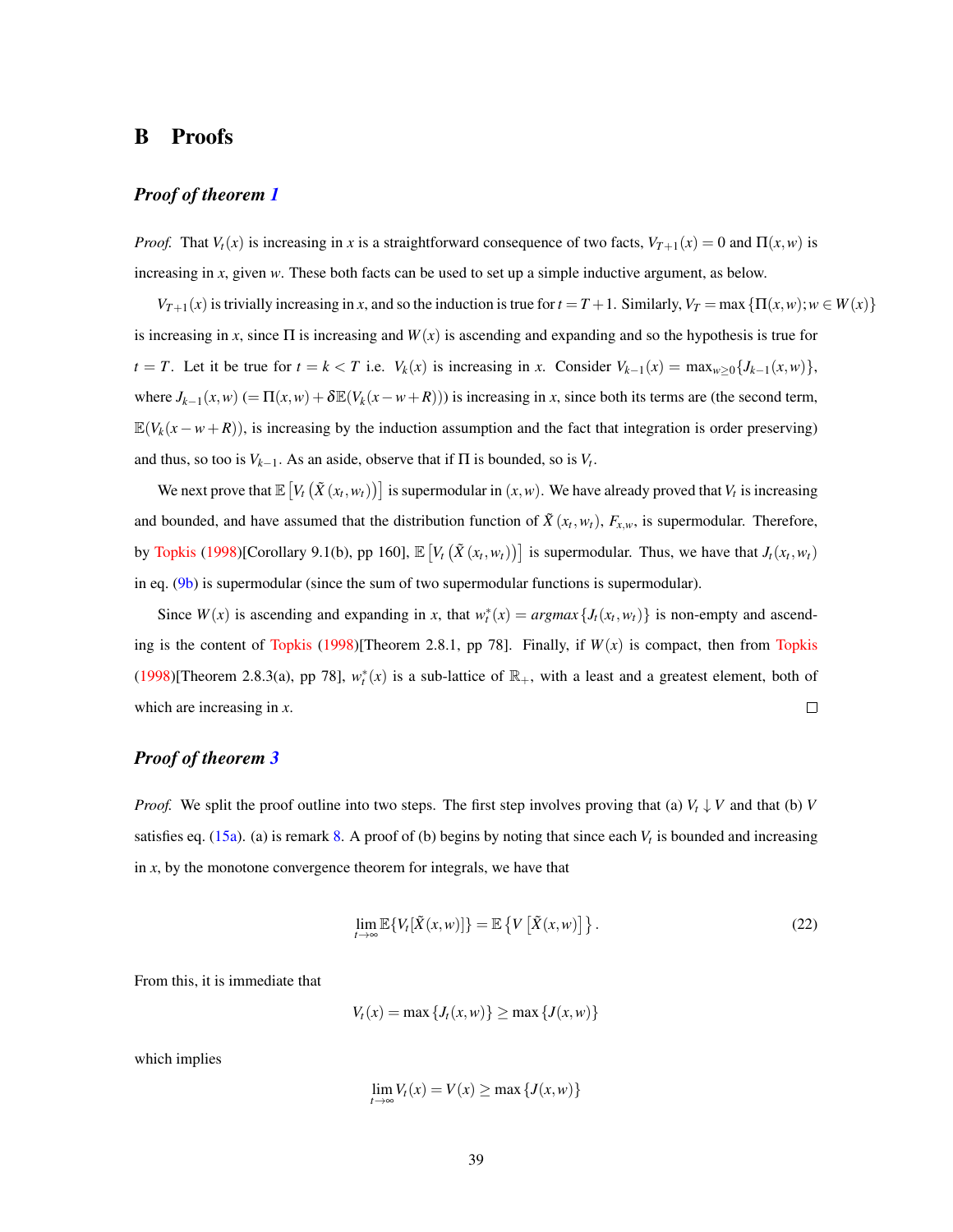# B Proofs

### *Proof of theorem 1*

*Proof.* That $V_t(x)$ is increasing in $x$ is a straightforward consequence of two facts, $V_{T+1}(x) = 0$ and $\Pi(x,w)$ is increasing in $x$, given $w$. These both facts can be used to set up a simple inductive argument, as below.

$V_{T+1}(x)$ is trivially increasing in $x$, and so the induction is true for $t = T+1$. Similarly, $V_T = \max\{\Pi(x,w); w \in W(x)\}$ is increasing in $x$, since $\Pi$ is increasing and $W(x)$ is ascending and expanding and so the hypothesis is true for $t = T$. Let it be true for $t = k < T$ i.e. $V_k(x)$ is increasing in $x$. Consider $V_{k-1}(x) = \max_{w \geq 0}\{J_{k-1}(x,w)\}$, where $J_{k-1}(x,w)$ $(= \Pi(x,w) + \delta\mathbb{E}(V_k(x-w+R)))$ is increasing in $x$, since both its terms are (the second term, $\mathbb{E}(V_k(x-w+R))$, is increasing by the induction assumption and the fact that integration is order preserving) and thus, so too is $V_{k-1}$. As an aside, observe that if $\Pi$ is bounded, so is $V_t$.

We next prove that $\mathbb{E}\left[V_t\left(\tilde{X}\left(x_t, w_t\right)\right)\right]$ is supermodular in $(x,w)$. We have already proved that $V_t$ is increasing and bounded, and have assumed that the distribution function of $\tilde{X}\left(x_t, w_t\right)$, $F_{x,w}$, is supermodular. Therefore, by Topkis (1998)[Corollary 9.1(b), pp 160], $\mathbb{E}\left[V_t\left(\tilde{X}\left(x_t, w_t\right)\right)\right]$ is supermodular. Thus, we have that $J_t(x_t, w_t)$ in eq. (9b) is supermodular (since the sum of two supermodular functions is supermodular).

Since $W(x)$ is ascending and expanding in $x$, that $w_t^*(x) = \mathit{argmax}\{J_t(x_t, w_t)\}$ is non-empty and ascending is the content of Topkis (1998)[Theorem 2.8.1, pp 78]. Finally, if $W(x)$ is compact, then from Topkis (1998)[Theorem 2.8.3(a), pp 78], $w_t^*(x)$ is a sub-lattice of $\mathbb{R}_+$, with a least and a greatest element, both of which are increasing in $x$. □

### *Proof of theorem 3*

*Proof.* We split the proof outline into two steps. The first step involves proving that (a) $V_t \downarrow V$ and that (b) $V$ satisfies eq. (15a). (a) is remark 8. A proof of (b) begins by noting that since each $V_t$ is bounded and increasing in $x$, by the monotone convergence theorem for integrals, we have that

$$\lim_{t\to\infty} \mathbb{E}\{V_t[\tilde{X}(x,w)]\} = \mathbb{E}\left\{V\left[\tilde{X}(x,w)\right]\right\}. \tag{22}$$

From this, it is immediate that

$$V_t(x) = \max\{J_t(x,w)\} \geq \max\{J(x,w)\}$$

which implies

$$\lim_{t\to\infty} V_t(x) = V(x) \geq \max\{J(x,w)\}$$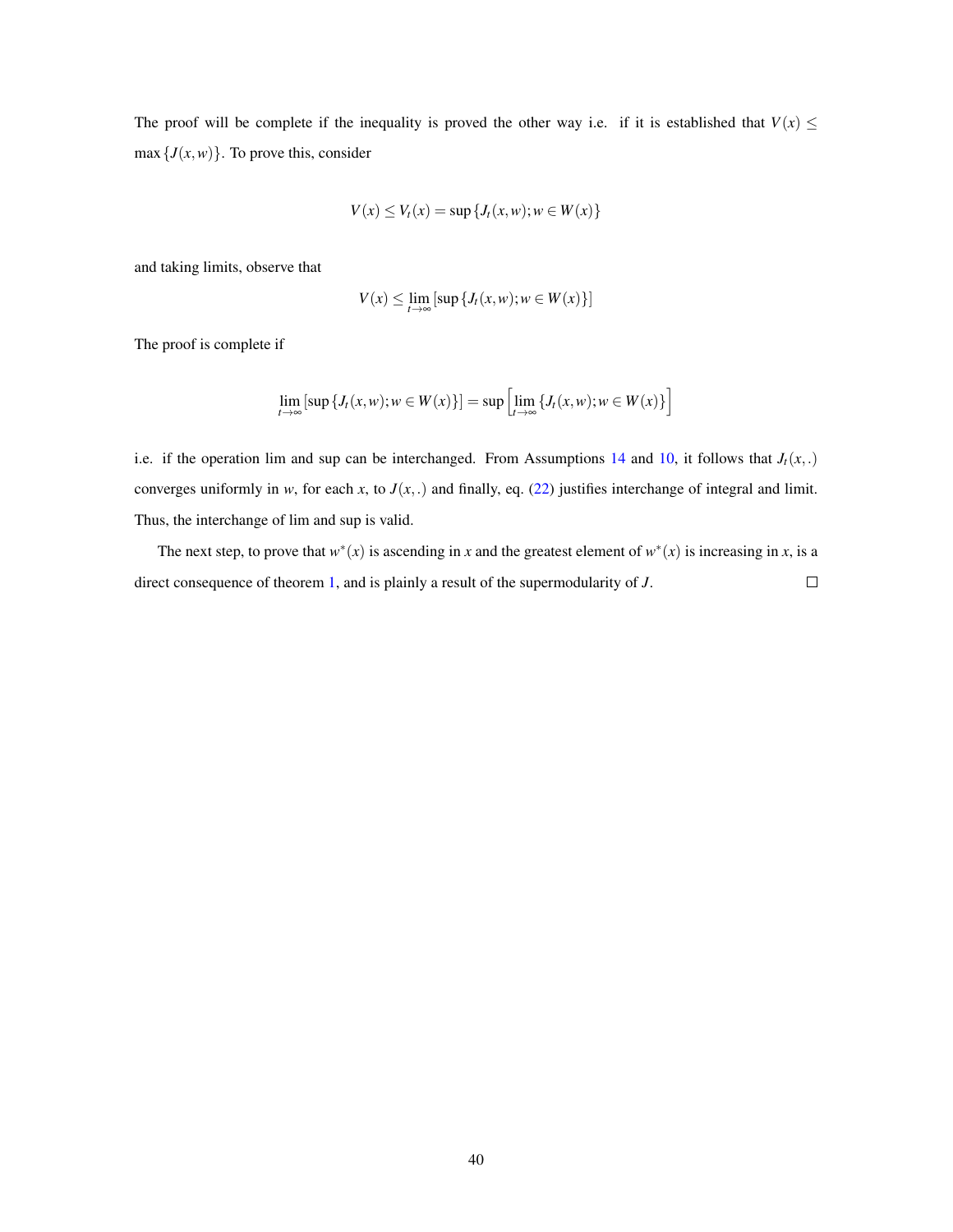The proof will be complete if the inequality is proved the other way i.e. if it is established that $V(x) \leq \max\{J(x,w)\}$. To prove this, consider

$$V(x) \leq V_t(x) = \sup\{J_t(x,w); w \in W(x)\}$$

and taking limits, observe that

$$V(x) \leq \lim_{t \to \infty} [\sup\{J_t(x,w); w \in W(x)\}]$$

The proof is complete if

$$\lim_{t \to \infty} [\sup\{J_t(x,w); w \in W(x)\}] = \sup\left[\lim_{t \to \infty} \{J_t(x,w); w \in W(x)\}\right]$$

i.e. if the operation lim and sup can be interchanged. From Assumptions 14 and 10, it follows that $J_t(x,.)$ converges uniformly in $w$, for each $x$, to $J(x,.)$ and finally, eq. (22) justifies interchange of integral and limit. Thus, the interchange of lim and sup is valid.

The next step, to prove that $w^*(x)$ is ascending in $x$ and the greatest element of $w^*(x)$ is increasing in $x$, is a direct consequence of theorem 1, and is plainly a result of the supermodularity of $J$. □